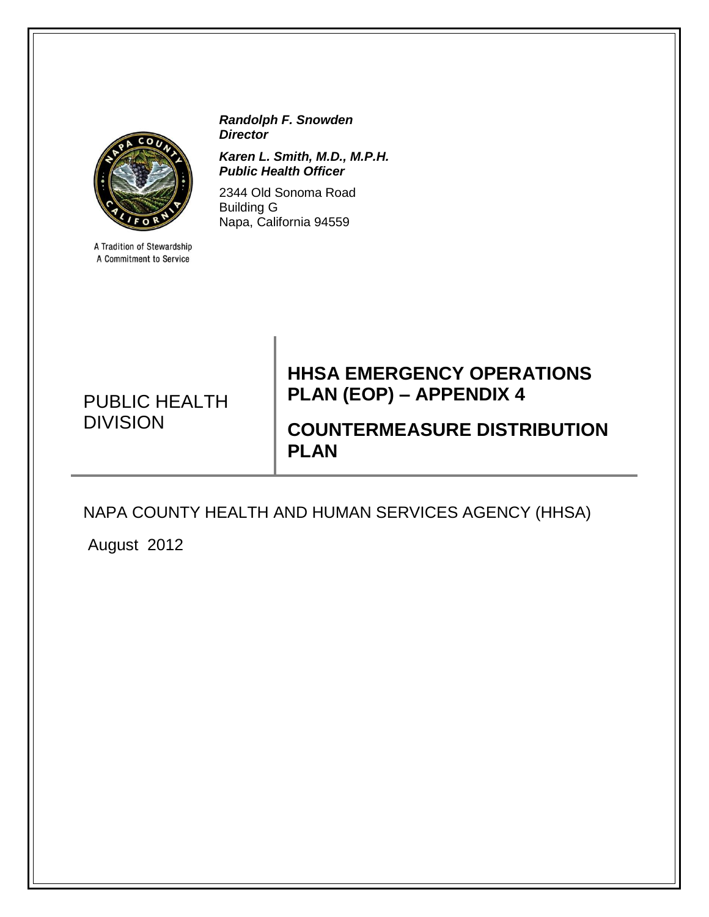A Tradition of Stewardship
A Commitment to Service

***Randolph F. Snowden***
***Director***

***Karen L. Smith, M.D., M.P.H.***
***Public Health Officer***

2344 Old Sonoma Road
Building G
Napa, California 94559

PUBLIC HEALTH DIVISION

# HHSA EMERGENCY OPERATIONS PLAN (EOP) – APPENDIX 4

# COUNTERMEASURE DISTRIBUTION PLAN

NAPA COUNTY HEALTH AND HUMAN SERVICES AGENCY (HHSA)

August 2012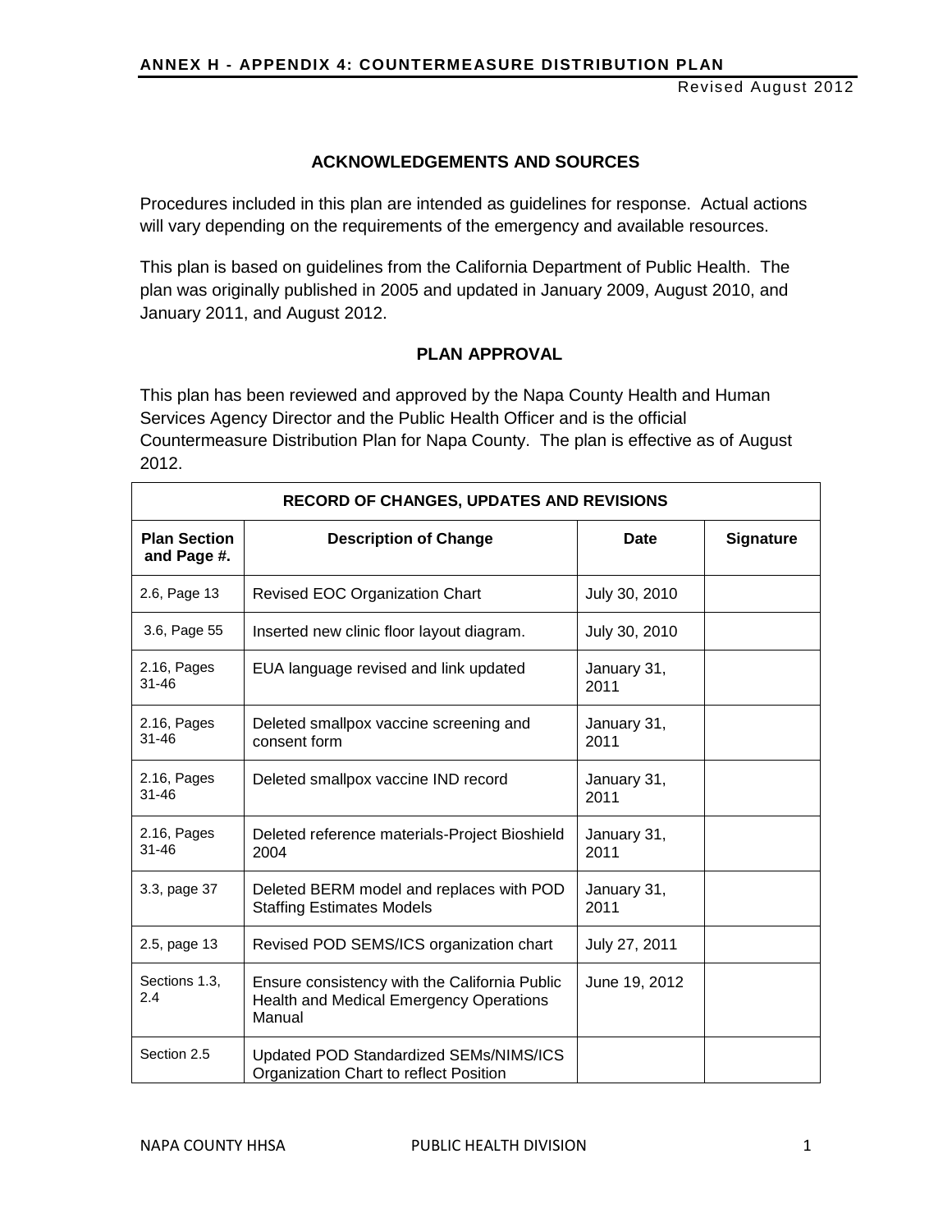## ACKNOWLEDGEMENTS AND SOURCES

Procedures included in this plan are intended as guidelines for response. Actual actions will vary depending on the requirements of the emergency and available resources.

This plan is based on guidelines from the California Department of Public Health. The plan was originally published in 2005 and updated in January 2009, August 2010, and January 2011, and August 2012.

## PLAN APPROVAL

This plan has been reviewed and approved by the Napa County Health and Human Services Agency Director and the Public Health Officer and is the official Countermeasure Distribution Plan for Napa County. The plan is effective as of August 2012.

| RECORD OF CHANGES, UPDATES AND REVISIONS | | | |
|---|---|---|---|
| **Plan Section and Page #.** | **Description of Change** | **Date** | **Signature** |
| 2.6, Page 13 | Revised EOC Organization Chart | July 30, 2010 | |
| 3.6, Page 55 | Inserted new clinic floor layout diagram. | July 30, 2010 | |
| 2.16, Pages 31-46 | EUA language revised and link updated | January 31, 2011 | |
| 2.16, Pages 31-46 | Deleted smallpox vaccine screening and consent form | January 31, 2011 | |
| 2.16, Pages 31-46 | Deleted smallpox vaccine IND record | January 31, 2011 | |
| 2.16, Pages 31-46 | Deleted reference materials-Project Bioshield 2004 | January 31, 2011 | |
| 3.3, page 37 | Deleted BERM model and replaces with POD Staffing Estimates Models | January 31, 2011 | |
| 2.5, page 13 | Revised POD SEMS/ICS organization chart | July 27, 2011 | |
| Sections 1.3, 2.4 | Ensure consistency with the California Public Health and Medical Emergency Operations Manual | June 19, 2012 | |
| Section 2.5 | Updated POD Standardized SEMs/NIMS/ICS Organization Chart to reflect Position | | |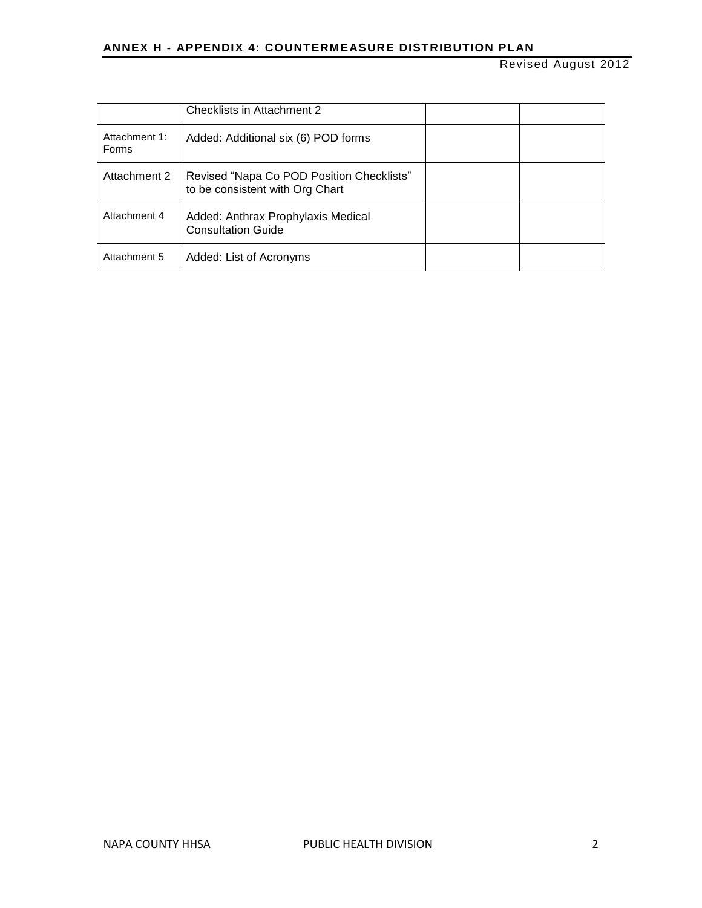| | | | |
|---|---|---|---|
| | Checklists in Attachment 2 | | |
| Attachment 1: Forms | Added: Additional six (6) POD forms | | |
| Attachment 2 | Revised "Napa Co POD Position Checklists" to be consistent with Org Chart | | |
| Attachment 4 | Added: Anthrax Prophylaxis Medical Consultation Guide | | |
| Attachment 5 | Added: List of Acronyms | | |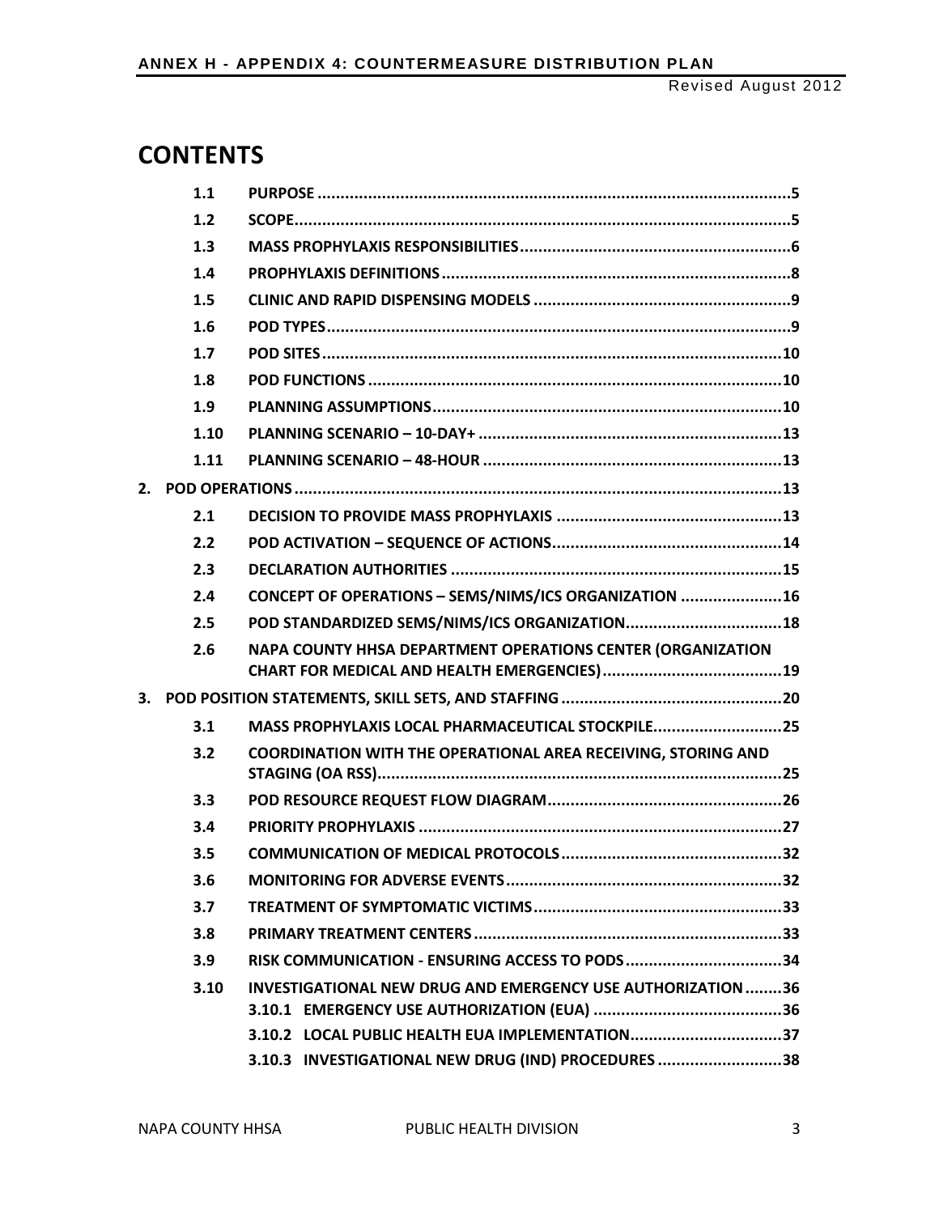# CONTENTS

| | | |
|---|---|---|
| 1.1 | PURPOSE | 5 |
| 1.2 | SCOPE | 5 |
| 1.3 | MASS PROPHYLAXIS RESPONSIBILITIES | 6 |
| 1.4 | PROPHYLAXIS DEFINITIONS | 8 |
| 1.5 | CLINIC AND RAPID DISPENSING MODELS | 9 |
| 1.6 | POD TYPES | 9 |
| 1.7 | POD SITES | 10 |
| 1.8 | POD FUNCTIONS | 10 |
| 1.9 | PLANNING ASSUMPTIONS | 10 |
| 1.10 | PLANNING SCENARIO – 10-DAY+ | 13 |
| 1.11 | PLANNING SCENARIO – 48-HOUR | 13 |
| **2.** | **POD OPERATIONS** | **13** |
| 2.1 | DECISION TO PROVIDE MASS PROPHYLAXIS | 13 |
| 2.2 | POD ACTIVATION – SEQUENCE OF ACTIONS | 14 |
| 2.3 | DECLARATION AUTHORITIES | 15 |
| 2.4 | CONCEPT OF OPERATIONS – SEMS/NIMS/ICS ORGANIZATION | 16 |
| 2.5 | POD STANDARDIZED SEMS/NIMS/ICS ORGANIZATION | 18 |
| 2.6 | NAPA COUNTY HHSA DEPARTMENT OPERATIONS CENTER (ORGANIZATION CHART FOR MEDICAL AND HEALTH EMERGENCIES) | 19 |
| **3.** | **POD POSITION STATEMENTS, SKILL SETS, AND STAFFING** | **20** |
| 3.1 | MASS PROPHYLAXIS LOCAL PHARMACEUTICAL STOCKPILE | 25 |
| 3.2 | COORDINATION WITH THE OPERATIONAL AREA RECEIVING, STORING AND STAGING (OA RSS) | 25 |
| 3.3 | POD RESOURCE REQUEST FLOW DIAGRAM | 26 |
| 3.4 | PRIORITY PROPHYLAXIS | 27 |
| 3.5 | COMMUNICATION OF MEDICAL PROTOCOLS | 32 |
| 3.6 | MONITORING FOR ADVERSE EVENTS | 32 |
| 3.7 | TREATMENT OF SYMPTOMATIC VICTIMS | 33 |
| 3.8 | PRIMARY TREATMENT CENTERS | 33 |
| 3.9 | RISK COMMUNICATION - ENSURING ACCESS TO PODS | 34 |
| 3.10 | INVESTIGATIONAL NEW DRUG AND EMERGENCY USE AUTHORIZATION | 36 |
| | 3.10.1 EMERGENCY USE AUTHORIZATION (EUA) | 36 |
| | 3.10.2 LOCAL PUBLIC HEALTH EUA IMPLEMENTATION | 37 |
| | 3.10.3 INVESTIGATIONAL NEW DRUG (IND) PROCEDURES | 38 |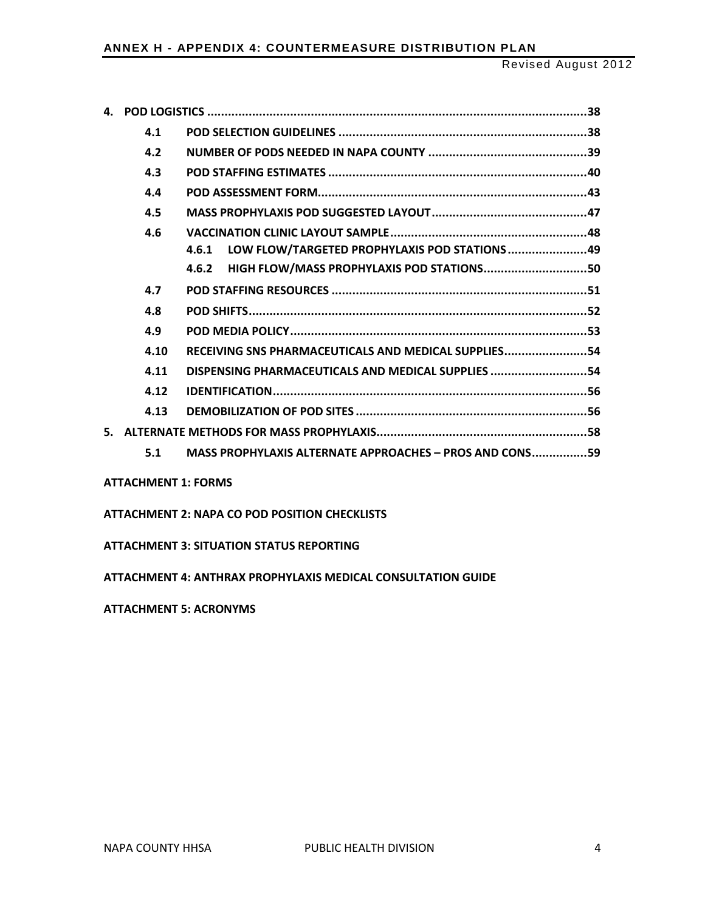**4. POD LOGISTICS ............................................................................................................38**

- **4.1 POD SELECTION GUIDELINES ........................................................................38**
- **4.2 NUMBER OF PODS NEEDED IN NAPA COUNTY .............................................39**
- **4.3 POD STAFFING ESTIMATES ...........................................................................40**
- **4.4 POD ASSESSMENT FORM..............................................................................43**
- **4.5 MASS PROPHYLAXIS POD SUGGESTED LAYOUT.............................................47**
- **4.6 VACCINATION CLINIC LAYOUT SAMPLE.........................................................48**
  - **4.6.1 LOW FLOW/TARGETED PROPHYLAXIS POD STATIONS .......................49**
  - **4.6.2 HIGH FLOW/MASS PROPHYLAXIS POD STATIONS..............................50**
- **4.7 POD STAFFING RESOURCES ..........................................................................51**
- **4.8 POD SHIFTS..................................................................................................52**
- **4.9 POD MEDIA POLICY......................................................................................53**
- **4.10 RECEIVING SNS PHARMACEUTICALS AND MEDICAL SUPPLIES........................54**
- **4.11 DISPENSING PHARMACEUTICALS AND MEDICAL SUPPLIES ............................54**
- **4.12 IDENTIFICATION...........................................................................................56**
- **4.13 DEMOBILIZATION OF POD SITES ...................................................................56**

**5. ALTERNATE METHODS FOR MASS PROPHYLAXIS.............................................................58**

- **5.1 MASS PROPHYLAXIS ALTERNATE APPROACHES – PROS AND CONS................59**

**ATTACHMENT 1: FORMS**

**ATTACHMENT 2: NAPA CO POD POSITION CHECKLISTS**

**ATTACHMENT 3: SITUATION STATUS REPORTING**

**ATTACHMENT 4: ANTHRAX PROPHYLAXIS MEDICAL CONSULTATION GUIDE**

**ATTACHMENT 5: ACRONYMS**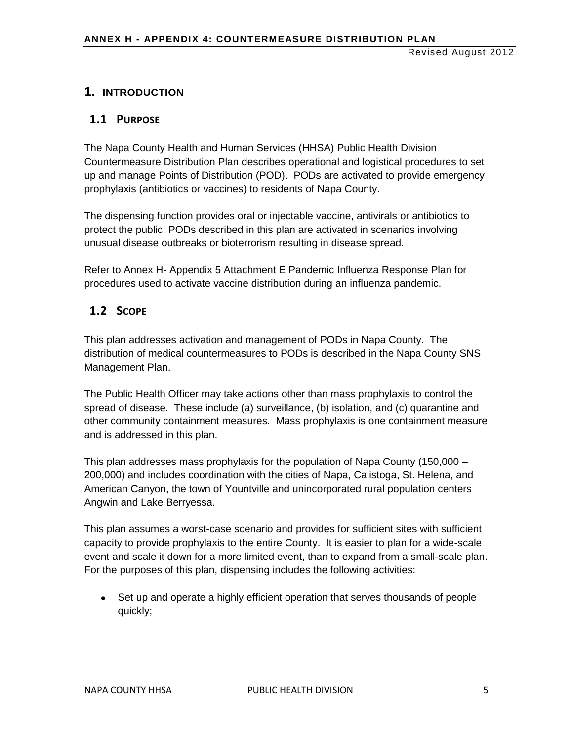# 1. INTRODUCTION

## 1.1 PURPOSE

The Napa County Health and Human Services (HHSA) Public Health Division Countermeasure Distribution Plan describes operational and logistical procedures to set up and manage Points of Distribution (POD). PODs are activated to provide emergency prophylaxis (antibiotics or vaccines) to residents of Napa County.

The dispensing function provides oral or injectable vaccine, antivirals or antibiotics to protect the public. PODs described in this plan are activated in scenarios involving unusual disease outbreaks or bioterrorism resulting in disease spread.

Refer to Annex H- Appendix 5 Attachment E Pandemic Influenza Response Plan for procedures used to activate vaccine distribution during an influenza pandemic.

## 1.2 SCOPE

This plan addresses activation and management of PODs in Napa County. The distribution of medical countermeasures to PODs is described in the Napa County SNS Management Plan.

The Public Health Officer may take actions other than mass prophylaxis to control the spread of disease. These include (a) surveillance, (b) isolation, and (c) quarantine and other community containment measures. Mass prophylaxis is one containment measure and is addressed in this plan.

This plan addresses mass prophylaxis for the population of Napa County (150,000 – 200,000) and includes coordination with the cities of Napa, Calistoga, St. Helena, and American Canyon, the town of Yountville and unincorporated rural population centers Angwin and Lake Berryessa.

This plan assumes a worst-case scenario and provides for sufficient sites with sufficient capacity to provide prophylaxis to the entire County. It is easier to plan for a wide-scale event and scale it down for a more limited event, than to expand from a small-scale plan. For the purposes of this plan, dispensing includes the following activities:

- Set up and operate a highly efficient operation that serves thousands of people quickly;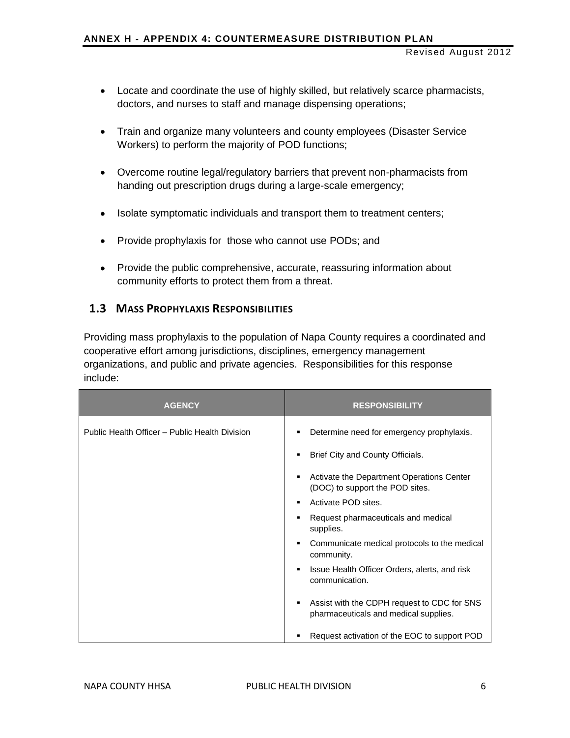- Locate and coordinate the use of highly skilled, but relatively scarce pharmacists, doctors, and nurses to staff and manage dispensing operations;
- Train and organize many volunteers and county employees (Disaster Service Workers) to perform the majority of POD functions;
- Overcome routine legal/regulatory barriers that prevent non-pharmacists from handing out prescription drugs during a large-scale emergency;
- Isolate symptomatic individuals and transport them to treatment centers;
- Provide prophylaxis for those who cannot use PODs; and
- Provide the public comprehensive, accurate, reassuring information about community efforts to protect them from a threat.

## 1.3 Mass Prophylaxis Responsibilities

Providing mass prophylaxis to the population of Napa County requires a coordinated and cooperative effort among jurisdictions, disciplines, emergency management organizations, and public and private agencies. Responsibilities for this response include:

| AGENCY | RESPONSIBILITY |
|---|---|
| Public Health Officer – Public Health Division | ▪ Determine need for emergency prophylaxis.<br>▪ Brief City and County Officials.<br>▪ Activate the Department Operations Center (DOC) to support the POD sites.<br>▪ Activate POD sites.<br>▪ Request pharmaceuticals and medical supplies.<br>▪ Communicate medical protocols to the medical community.<br>▪ Issue Health Officer Orders, alerts, and risk communication.<br>▪ Assist with the CDPH request to CDC for SNS pharmaceuticals and medical supplies.<br>▪ Request activation of the EOC to support POD |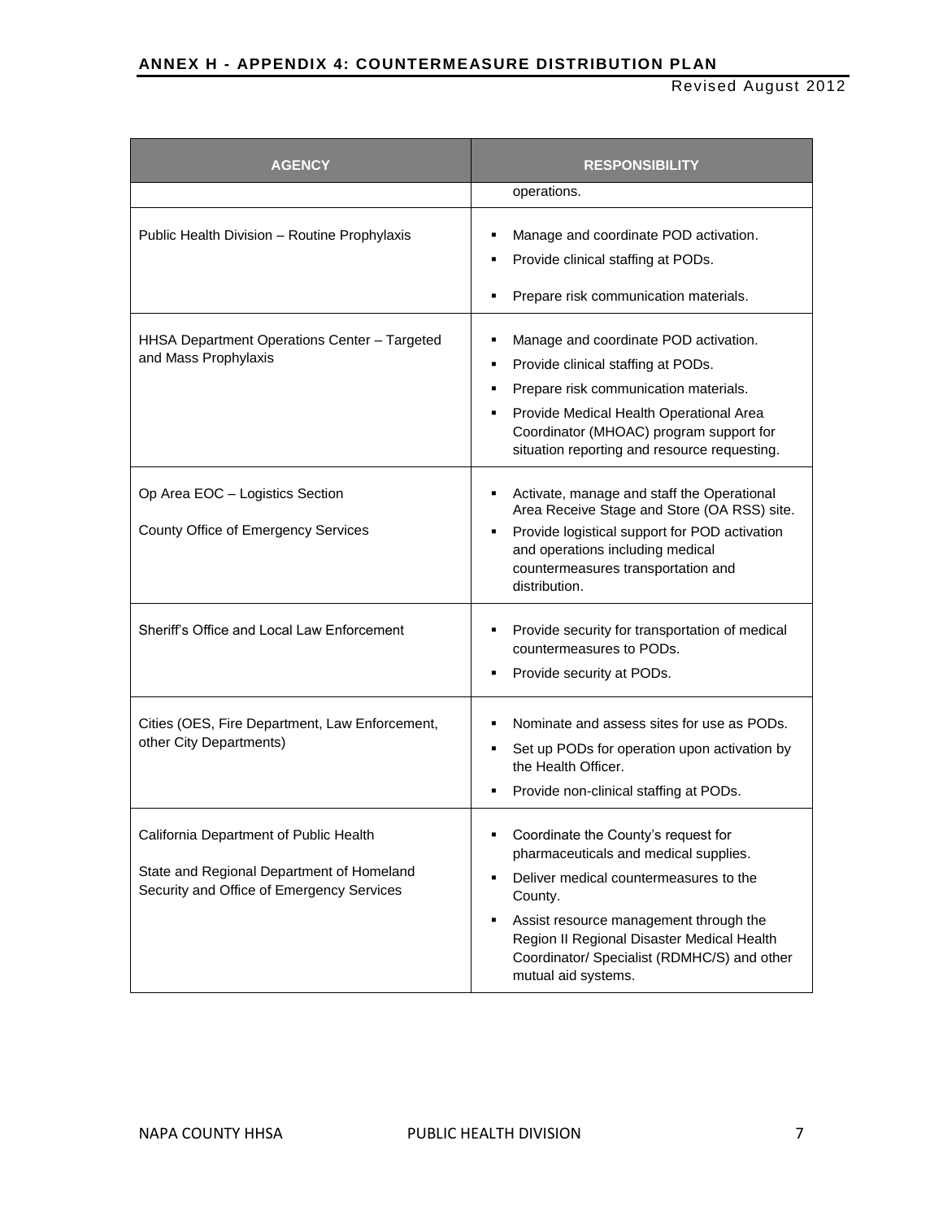| AGENCY | RESPONSIBILITY |
| --- | --- |
| | operations. |
| Public Health Division – Routine Prophylaxis | ▪ Manage and coordinate POD activation.<br>▪ Provide clinical staffing at PODs.<br>▪ Prepare risk communication materials. |
| HHSA Department Operations Center – Targeted and Mass Prophylaxis | ▪ Manage and coordinate POD activation.<br>▪ Provide clinical staffing at PODs.<br>▪ Prepare risk communication materials.<br>▪ Provide Medical Health Operational Area Coordinator (MHOAC) program support for situation reporting and resource requesting. |
| Op Area EOC – Logistics Section<br><br>County Office of Emergency Services | ▪ Activate, manage and staff the Operational Area Receive Stage and Store (OA RSS) site.<br>▪ Provide logistical support for POD activation and operations including medical countermeasures transportation and distribution. |
| Sheriff's Office and Local Law Enforcement | ▪ Provide security for transportation of medical countermeasures to PODs.<br>▪ Provide security at PODs. |
| Cities (OES, Fire Department, Law Enforcement, other City Departments) | ▪ Nominate and assess sites for use as PODs.<br>▪ Set up PODs for operation upon activation by the Health Officer.<br>▪ Provide non-clinical staffing at PODs. |
| California Department of Public Health<br><br>State and Regional Department of Homeland Security and Office of Emergency Services | ▪ Coordinate the County's request for pharmaceuticals and medical supplies.<br>▪ Deliver medical countermeasures to the County.<br>▪ Assist resource management through the Region II Regional Disaster Medical Health Coordinator/ Specialist (RDMHC/S) and other mutual aid systems. |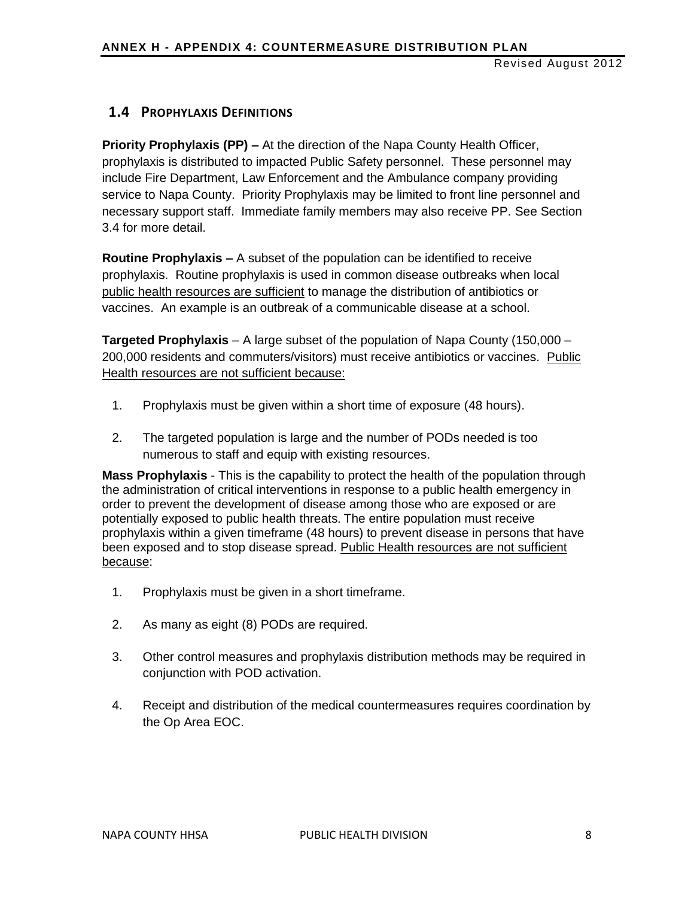## 1.4 Prophylaxis Definitions

**Priority Prophylaxis (PP) –** At the direction of the Napa County Health Officer, prophylaxis is distributed to impacted Public Safety personnel. These personnel may include Fire Department, Law Enforcement and the Ambulance company providing service to Napa County. Priority Prophylaxis may be limited to front line personnel and necessary support staff. Immediate family members may also receive PP. See Section 3.4 for more detail.

**Routine Prophylaxis –** A subset of the population can be identified to receive prophylaxis. Routine prophylaxis is used in common disease outbreaks when local <u>public health resources are sufficient</u> to manage the distribution of antibiotics or vaccines. An example is an outbreak of a communicable disease at a school.

**Targeted Prophylaxis** – A large subset of the population of Napa County (150,000 – 200,000 residents and commuters/visitors) must receive antibiotics or vaccines. <u>Public Health resources are not sufficient because:</u>

1. Prophylaxis must be given within a short time of exposure (48 hours).
2. The targeted population is large and the number of PODs needed is too numerous to staff and equip with existing resources.

**Mass Prophylaxis** - This is the capability to protect the health of the population through the administration of critical interventions in response to a public health emergency in order to prevent the development of disease among those who are exposed or are potentially exposed to public health threats. The entire population must receive prophylaxis within a given timeframe (48 hours) to prevent disease in persons that have been exposed and to stop disease spread. <u>Public Health resources are not sufficient because</u>:

1. Prophylaxis must be given in a short timeframe.
2. As many as eight (8) PODs are required.
3. Other control measures and prophylaxis distribution methods may be required in conjunction with POD activation.
4. Receipt and distribution of the medical countermeasures requires coordination by the Op Area EOC.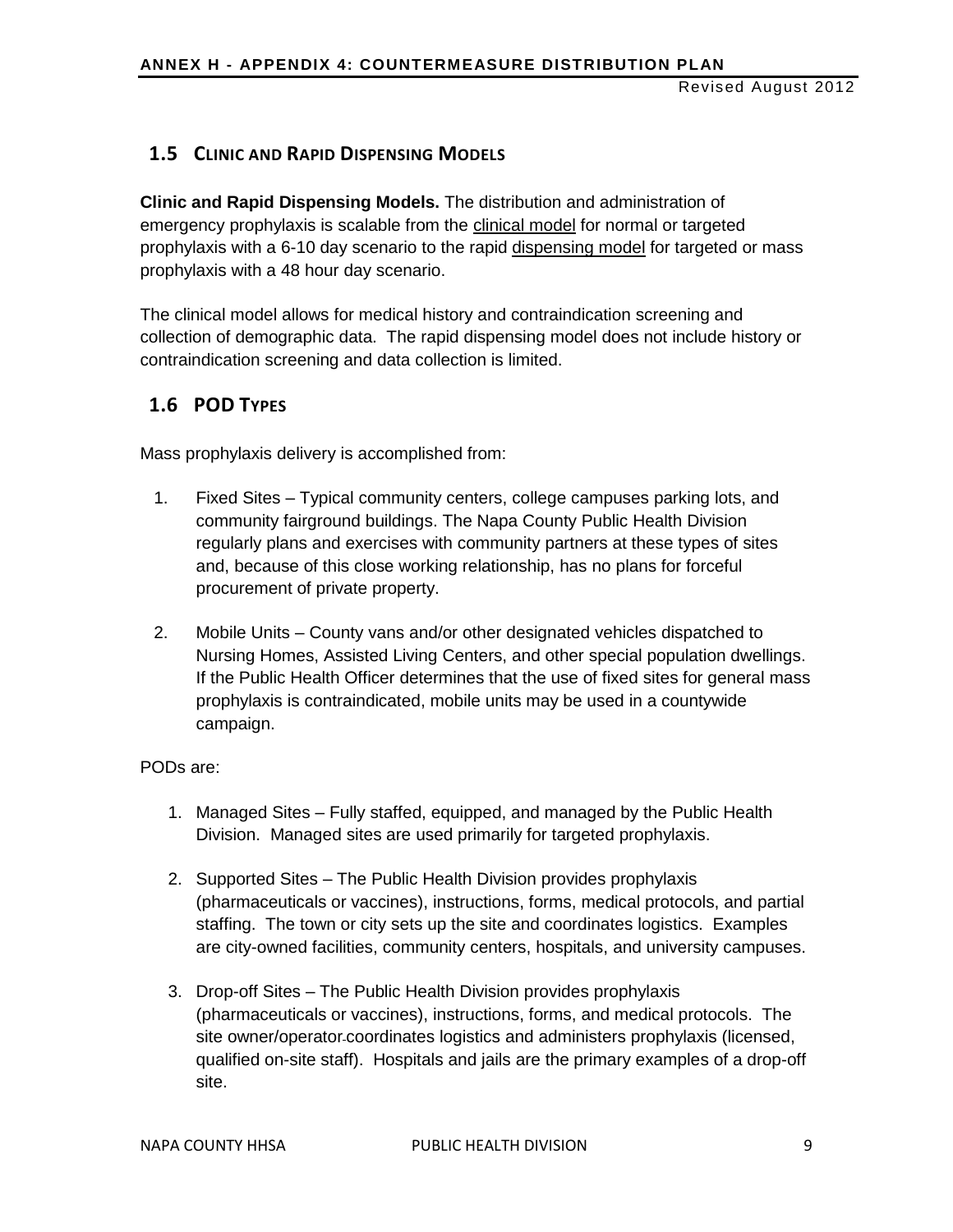## 1.5 Clinic and Rapid Dispensing Models

**Clinic and Rapid Dispensing Models.** The distribution and administration of emergency prophylaxis is scalable from the clinical model for normal or targeted prophylaxis with a 6-10 day scenario to the rapid dispensing model for targeted or mass prophylaxis with a 48 hour day scenario.

The clinical model allows for medical history and contraindication screening and collection of demographic data. The rapid dispensing model does not include history or contraindication screening and data collection is limited.

## 1.6 POD Types

Mass prophylaxis delivery is accomplished from:

1. Fixed Sites – Typical community centers, college campuses parking lots, and community fairground buildings. The Napa County Public Health Division regularly plans and exercises with community partners at these types of sites and, because of this close working relationship, has no plans for forceful procurement of private property.
2. Mobile Units – County vans and/or other designated vehicles dispatched to Nursing Homes, Assisted Living Centers, and other special population dwellings. If the Public Health Officer determines that the use of fixed sites for general mass prophylaxis is contraindicated, mobile units may be used in a countywide campaign.

PODs are:

1. Managed Sites – Fully staffed, equipped, and managed by the Public Health Division. Managed sites are used primarily for targeted prophylaxis.
2. Supported Sites – The Public Health Division provides prophylaxis (pharmaceuticals or vaccines), instructions, forms, medical protocols, and partial staffing. The town or city sets up the site and coordinates logistics. Examples are city-owned facilities, community centers, hospitals, and university campuses.
3. Drop-off Sites – The Public Health Division provides prophylaxis (pharmaceuticals or vaccines), instructions, forms, and medical protocols. The site owner/operator coordinates logistics and administers prophylaxis (licensed, qualified on-site staff). Hospitals and jails are the primary examples of a drop-off site.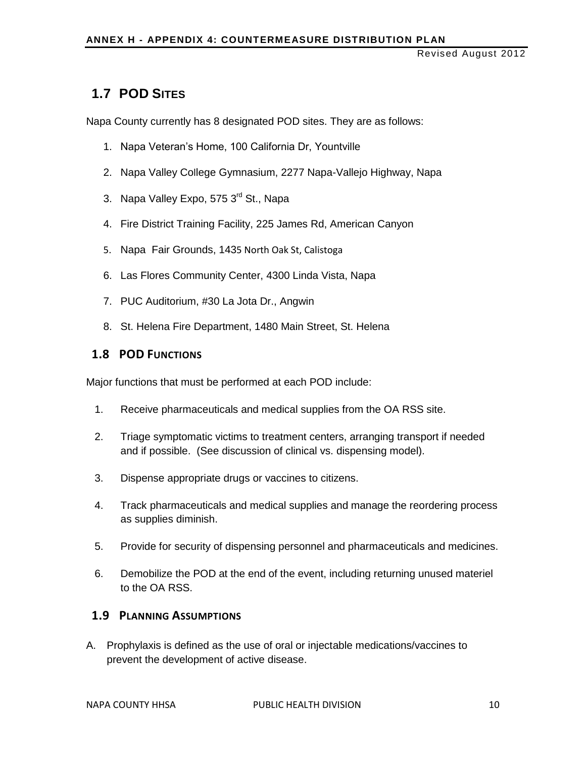## 1.7 POD SITES

Napa County currently has 8 designated POD sites. They are as follows:

1. Napa Veteran's Home, 100 California Dr, Yountville
2. Napa Valley College Gymnasium, 2277 Napa-Vallejo Highway, Napa
3. Napa Valley Expo, 575 3rd St., Napa
4. Fire District Training Facility, 225 James Rd, American Canyon
5. Napa Fair Grounds, 1435 North Oak St, Calistoga
6. Las Flores Community Center, 4300 Linda Vista, Napa
7. PUC Auditorium, #30 La Jota Dr., Angwin
8. St. Helena Fire Department, 1480 Main Street, St. Helena

## 1.8 POD FUNCTIONS

Major functions that must be performed at each POD include:

1. Receive pharmaceuticals and medical supplies from the OA RSS site.
2. Triage symptomatic victims to treatment centers, arranging transport if needed and if possible. (See discussion of clinical vs. dispensing model).
3. Dispense appropriate drugs or vaccines to citizens.
4. Track pharmaceuticals and medical supplies and manage the reordering process as supplies diminish.
5. Provide for security of dispensing personnel and pharmaceuticals and medicines.
6. Demobilize the POD at the end of the event, including returning unused materiel to the OA RSS.

## 1.9 PLANNING ASSUMPTIONS

A. Prophylaxis is defined as the use of oral or injectable medications/vaccines to prevent the development of active disease.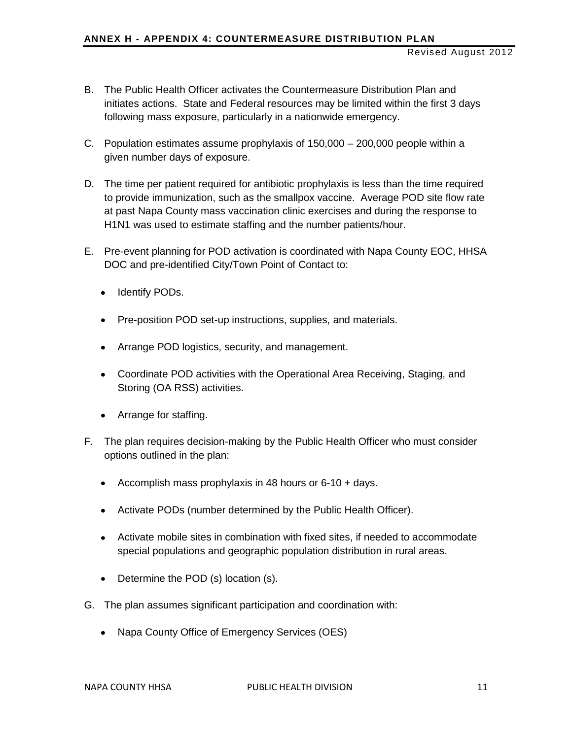B. The Public Health Officer activates the Countermeasure Distribution Plan and initiates actions. State and Federal resources may be limited within the first 3 days following mass exposure, particularly in a nationwide emergency.

C. Population estimates assume prophylaxis of 150,000 – 200,000 people within a given number days of exposure.

D. The time per patient required for antibiotic prophylaxis is less than the time required to provide immunization, such as the smallpox vaccine. Average POD site flow rate at past Napa County mass vaccination clinic exercises and during the response to H1N1 was used to estimate staffing and the number patients/hour.

E. Pre-event planning for POD activation is coordinated with Napa County EOC, HHSA DOC and pre-identified City/Town Point of Contact to:

- Identify PODs.
- Pre-position POD set-up instructions, supplies, and materials.
- Arrange POD logistics, security, and management.
- Coordinate POD activities with the Operational Area Receiving, Staging, and Storing (OA RSS) activities.
- Arrange for staffing.

F. The plan requires decision-making by the Public Health Officer who must consider options outlined in the plan:

- Accomplish mass prophylaxis in 48 hours or 6-10 + days.
- Activate PODs (number determined by the Public Health Officer).
- Activate mobile sites in combination with fixed sites, if needed to accommodate special populations and geographic population distribution in rural areas.
- Determine the POD (s) location (s).

G. The plan assumes significant participation and coordination with:

- Napa County Office of Emergency Services (OES)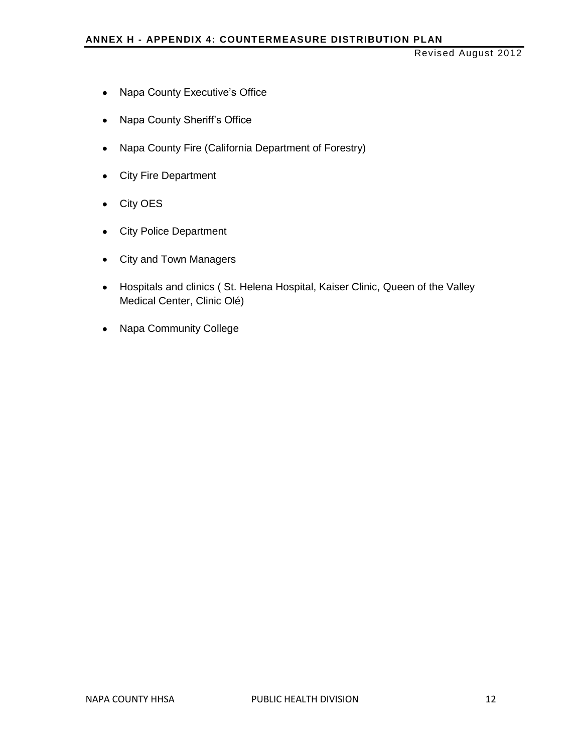- Napa County Executive's Office
- Napa County Sheriff's Office
- Napa County Fire (California Department of Forestry)
- City Fire Department
- City OES
- City Police Department
- City and Town Managers
- Hospitals and clinics ( St. Helena Hospital, Kaiser Clinic, Queen of the Valley Medical Center, Clinic Olé)
- Napa Community College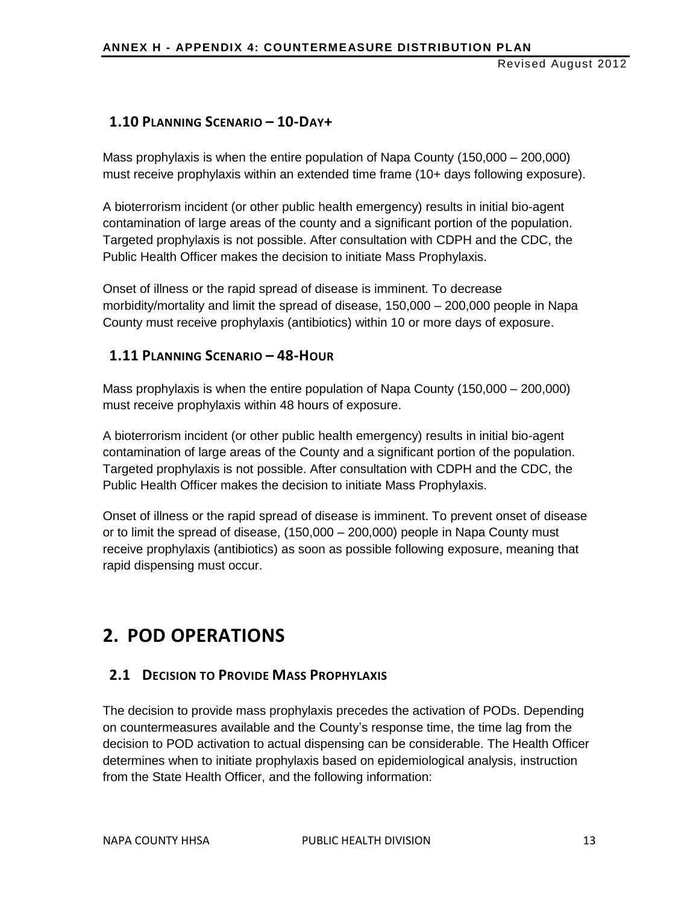## 1.10 Planning Scenario – 10-Day+

Mass prophylaxis is when the entire population of Napa County (150,000 – 200,000) must receive prophylaxis within an extended time frame (10+ days following exposure).

A bioterrorism incident (or other public health emergency) results in initial bio-agent contamination of large areas of the county and a significant portion of the population. Targeted prophylaxis is not possible. After consultation with CDPH and the CDC, the Public Health Officer makes the decision to initiate Mass Prophylaxis.

Onset of illness or the rapid spread of disease is imminent. To decrease morbidity/mortality and limit the spread of disease, 150,000 – 200,000 people in Napa County must receive prophylaxis (antibiotics) within 10 or more days of exposure.

## 1.11 Planning Scenario – 48-Hour

Mass prophylaxis is when the entire population of Napa County (150,000 – 200,000) must receive prophylaxis within 48 hours of exposure.

A bioterrorism incident (or other public health emergency) results in initial bio-agent contamination of large areas of the County and a significant portion of the population. Targeted prophylaxis is not possible. After consultation with CDPH and the CDC, the Public Health Officer makes the decision to initiate Mass Prophylaxis.

Onset of illness or the rapid spread of disease is imminent. To prevent onset of disease or to limit the spread of disease, (150,000 – 200,000) people in Napa County must receive prophylaxis (antibiotics) as soon as possible following exposure, meaning that rapid dispensing must occur.

# 2. POD Operations

## 2.1 Decision to Provide Mass Prophylaxis

The decision to provide mass prophylaxis precedes the activation of PODs. Depending on countermeasures available and the County's response time, the time lag from the decision to POD activation to actual dispensing can be considerable. The Health Officer determines when to initiate prophylaxis based on epidemiological analysis, instruction from the State Health Officer, and the following information: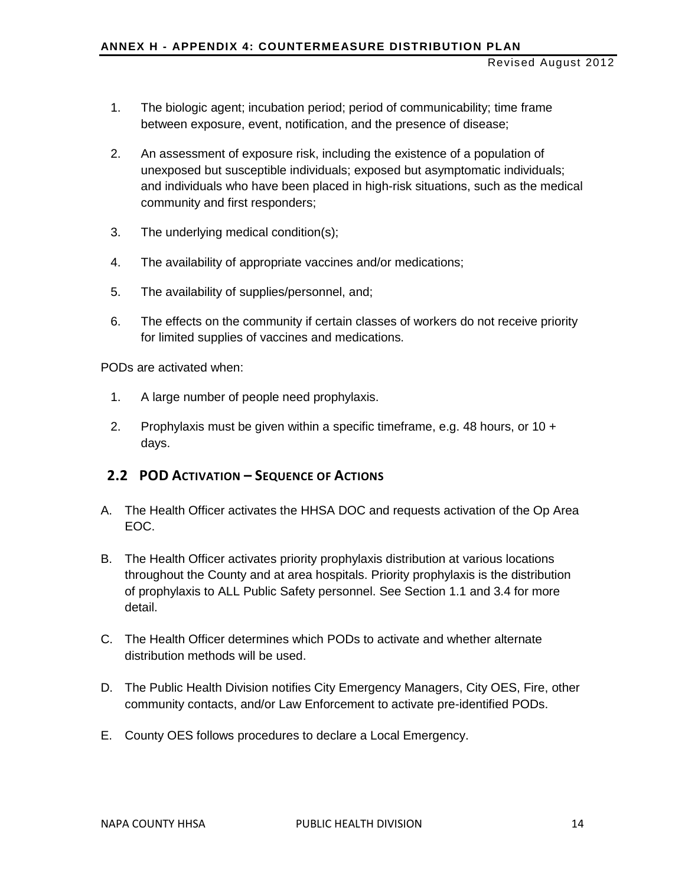1. The biologic agent; incubation period; period of communicability; time frame between exposure, event, notification, and the presence of disease;
2. An assessment of exposure risk, including the existence of a population of unexposed but susceptible individuals; exposed but asymptomatic individuals; and individuals who have been placed in high-risk situations, such as the medical community and first responders;
3. The underlying medical condition(s);
4. The availability of appropriate vaccines and/or medications;
5. The availability of supplies/personnel, and;
6. The effects on the community if certain classes of workers do not receive priority for limited supplies of vaccines and medications.

PODs are activated when:

1. A large number of people need prophylaxis.
2. Prophylaxis must be given within a specific timeframe, e.g. 48 hours, or 10 + days.

## 2.2 POD Activation – Sequence of Actions

A. The Health Officer activates the HHSA DOC and requests activation of the Op Area EOC.

B. The Health Officer activates priority prophylaxis distribution at various locations throughout the County and at area hospitals. Priority prophylaxis is the distribution of prophylaxis to ALL Public Safety personnel. See Section 1.1 and 3.4 for more detail.

C. The Health Officer determines which PODs to activate and whether alternate distribution methods will be used.

D. The Public Health Division notifies City Emergency Managers, City OES, Fire, other community contacts, and/or Law Enforcement to activate pre-identified PODs.

E. County OES follows procedures to declare a Local Emergency.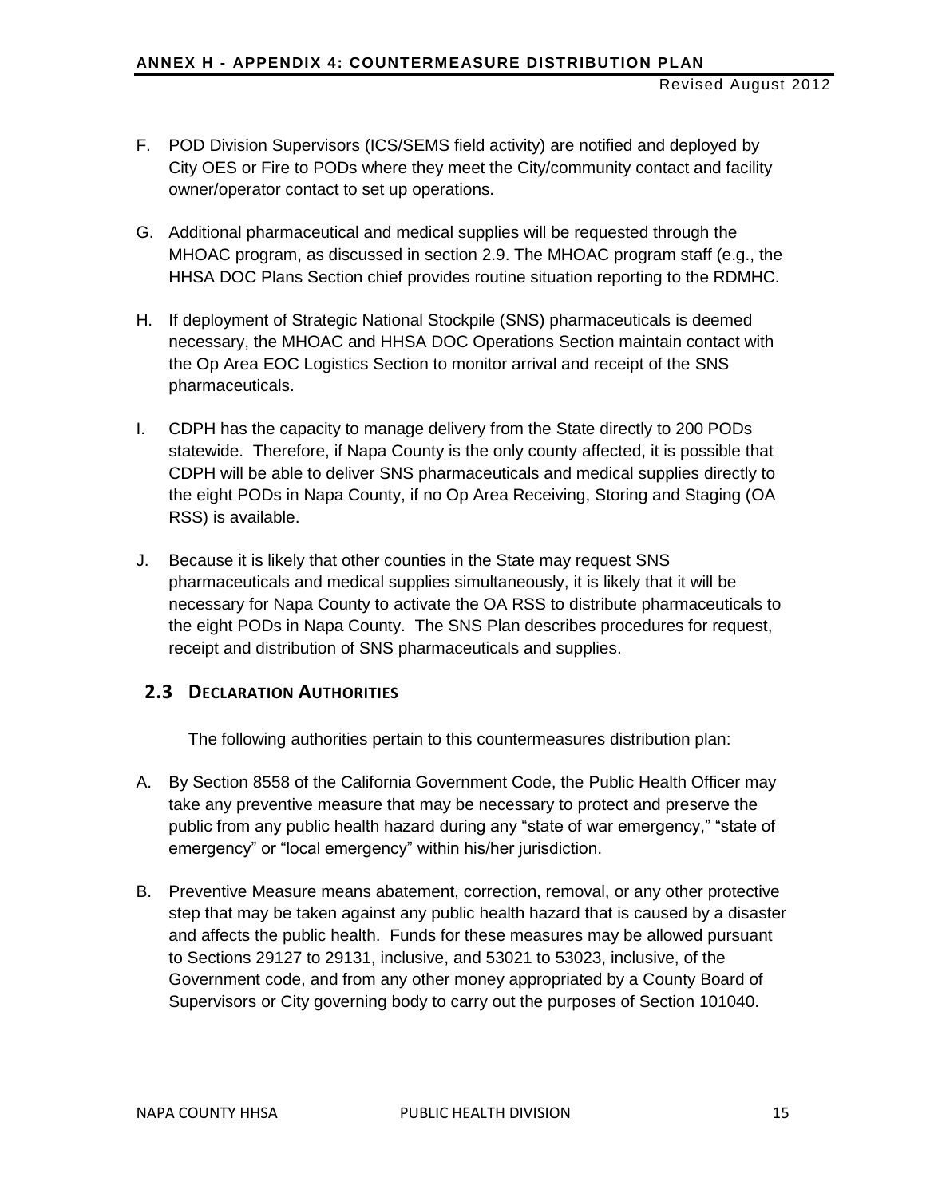F. POD Division Supervisors (ICS/SEMS field activity) are notified and deployed by City OES or Fire to PODs where they meet the City/community contact and facility owner/operator contact to set up operations.

G. Additional pharmaceutical and medical supplies will be requested through the MHOAC program, as discussed in section 2.9. The MHOAC program staff (e.g., the HHSA DOC Plans Section chief provides routine situation reporting to the RDMHC.

H. If deployment of Strategic National Stockpile (SNS) pharmaceuticals is deemed necessary, the MHOAC and HHSA DOC Operations Section maintain contact with the Op Area EOC Logistics Section to monitor arrival and receipt of the SNS pharmaceuticals.

I. CDPH has the capacity to manage delivery from the State directly to 200 PODs statewide. Therefore, if Napa County is the only county affected, it is possible that CDPH will be able to deliver SNS pharmaceuticals and medical supplies directly to the eight PODs in Napa County, if no Op Area Receiving, Storing and Staging (OA RSS) is available.

J. Because it is likely that other counties in the State may request SNS pharmaceuticals and medical supplies simultaneously, it is likely that it will be necessary for Napa County to activate the OA RSS to distribute pharmaceuticals to the eight PODs in Napa County. The SNS Plan describes procedures for request, receipt and distribution of SNS pharmaceuticals and supplies.

## 2.3 DECLARATION AUTHORITIES

The following authorities pertain to this countermeasures distribution plan:

A. By Section 8558 of the California Government Code, the Public Health Officer may take any preventive measure that may be necessary to protect and preserve the public from any public health hazard during any "state of war emergency," "state of emergency" or "local emergency" within his/her jurisdiction.

B. Preventive Measure means abatement, correction, removal, or any other protective step that may be taken against any public health hazard that is caused by a disaster and affects the public health. Funds for these measures may be allowed pursuant to Sections 29127 to 29131, inclusive, and 53021 to 53023, inclusive, of the Government code, and from any other money appropriated by a County Board of Supervisors or City governing body to carry out the purposes of Section 101040.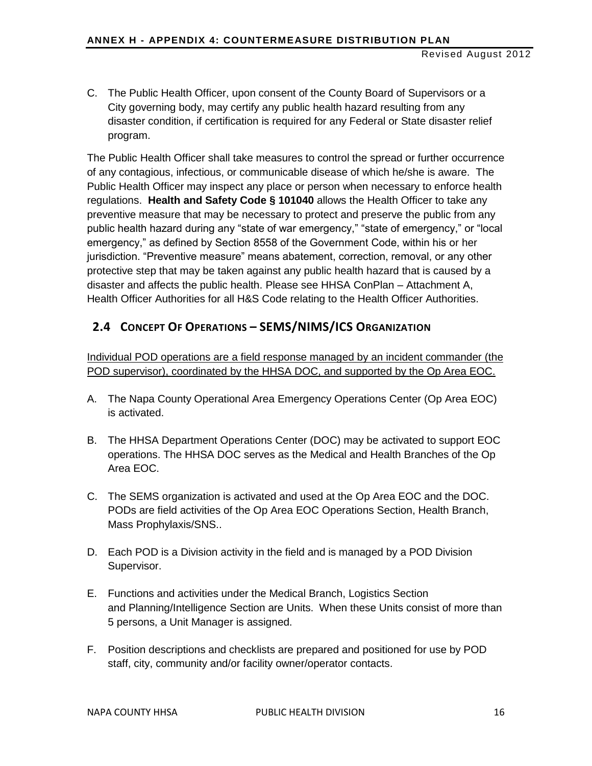C. The Public Health Officer, upon consent of the County Board of Supervisors or a City governing body, may certify any public health hazard resulting from any disaster condition, if certification is required for any Federal or State disaster relief program.

The Public Health Officer shall take measures to control the spread or further occurrence of any contagious, infectious, or communicable disease of which he/she is aware. The Public Health Officer may inspect any place or person when necessary to enforce health regulations. **Health and Safety Code § 101040** allows the Health Officer to take any preventive measure that may be necessary to protect and preserve the public from any public health hazard during any "state of war emergency," "state of emergency," or "local emergency," as defined by Section 8558 of the Government Code, within his or her jurisdiction. "Preventive measure" means abatement, correction, removal, or any other protective step that may be taken against any public health hazard that is caused by a disaster and affects the public health. Please see HHSA ConPlan – Attachment A, Health Officer Authorities for all H&S Code relating to the Health Officer Authorities.

## 2.4 Concept Of Operations – SEMS/NIMS/ICS Organization

<u>Individual POD operations are a field response managed by an incident commander (the POD supervisor), coordinated by the HHSA DOC, and supported by the Op Area EOC.</u>

A. The Napa County Operational Area Emergency Operations Center (Op Area EOC) is activated.

B. The HHSA Department Operations Center (DOC) may be activated to support EOC operations. The HHSA DOC serves as the Medical and Health Branches of the Op Area EOC.

C. The SEMS organization is activated and used at the Op Area EOC and the DOC. PODs are field activities of the Op Area EOC Operations Section, Health Branch, Mass Prophylaxis/SNS..

D. Each POD is a Division activity in the field and is managed by a POD Division Supervisor.

E. Functions and activities under the Medical Branch, Logistics Section and Planning/Intelligence Section are Units. When these Units consist of more than 5 persons, a Unit Manager is assigned.

F. Position descriptions and checklists are prepared and positioned for use by POD staff, city, community and/or facility owner/operator contacts.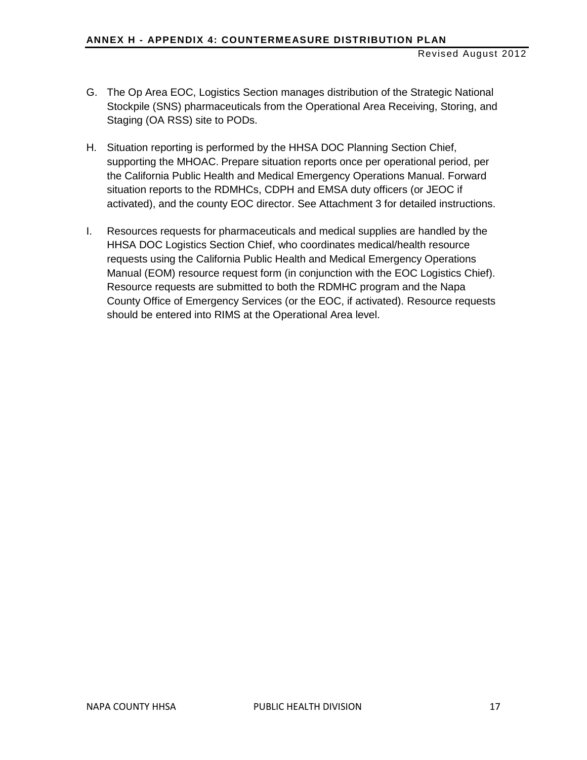G. The Op Area EOC, Logistics Section manages distribution of the Strategic National Stockpile (SNS) pharmaceuticals from the Operational Area Receiving, Storing, and Staging (OA RSS) site to PODs.

H. Situation reporting is performed by the HHSA DOC Planning Section Chief, supporting the MHOAC. Prepare situation reports once per operational period, per the California Public Health and Medical Emergency Operations Manual. Forward situation reports to the RDMHCs, CDPH and EMSA duty officers (or JEOC if activated), and the county EOC director. See Attachment 3 for detailed instructions.

I. Resources requests for pharmaceuticals and medical supplies are handled by the HHSA DOC Logistics Section Chief, who coordinates medical/health resource requests using the California Public Health and Medical Emergency Operations Manual (EOM) resource request form (in conjunction with the EOC Logistics Chief). Resource requests are submitted to both the RDMHC program and the Napa County Office of Emergency Services (or the EOC, if activated). Resource requests should be entered into RIMS at the Operational Area level.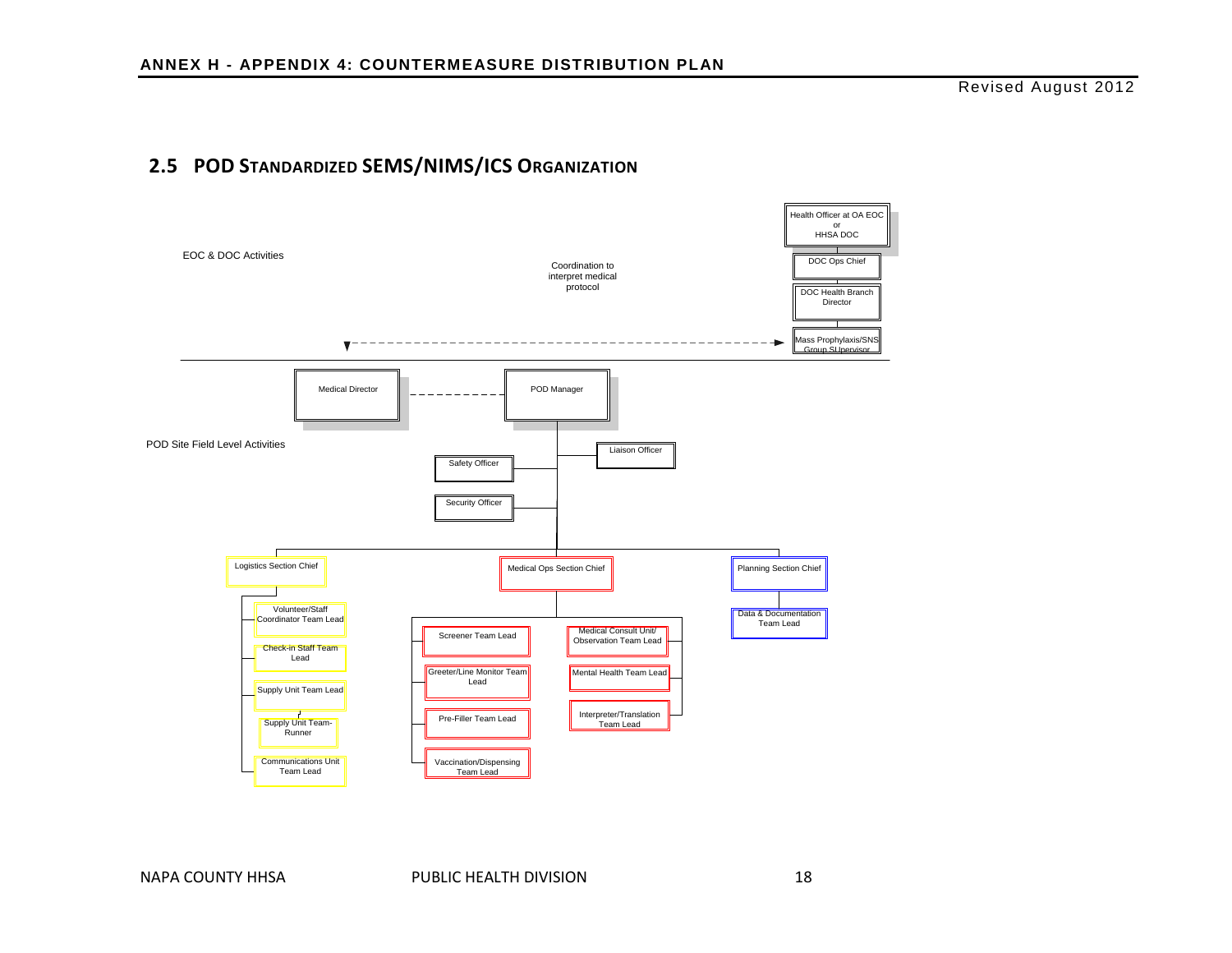## 2.5 POD STANDARDIZED SEMS/NIMS/ICS ORGANIZATION

EOC & DOC Activities

- Health Officer at OA EOC or HHSA DOC
  - DOC Ops Chief
    - DOC Health Branch Director
      - Mass Prophylaxis/SNS Group SUpervisor

Coordination to interpret medical protocol

POD Site Field Level Activities

- POD Manager
  - Medical Director
  - Liaison Officer
  - Safety Officer
  - Security Officer
  - Logistics Section Chief
    - Volunteer/Staff Coordinator Team Lead
    - Check-in Staff Team Lead
    - Supply Unit Team Lead
      - Supply Unit Team-Runner
    - Communications Unit Team Lead
  - Medical Ops Section Chief
    - Screener Team Lead
    - Greeter/Line Monitor Team Lead
    - Pre-Filler Team Lead
    - Vaccination/Dispensing Team Lead
    - Medical Consult Unit/ Observation Team Lead
    - Mental Health Team Lead
    - Interpreter/Translation Team Lead
  - Planning Section Chief
    - Data & Documentation Team Lead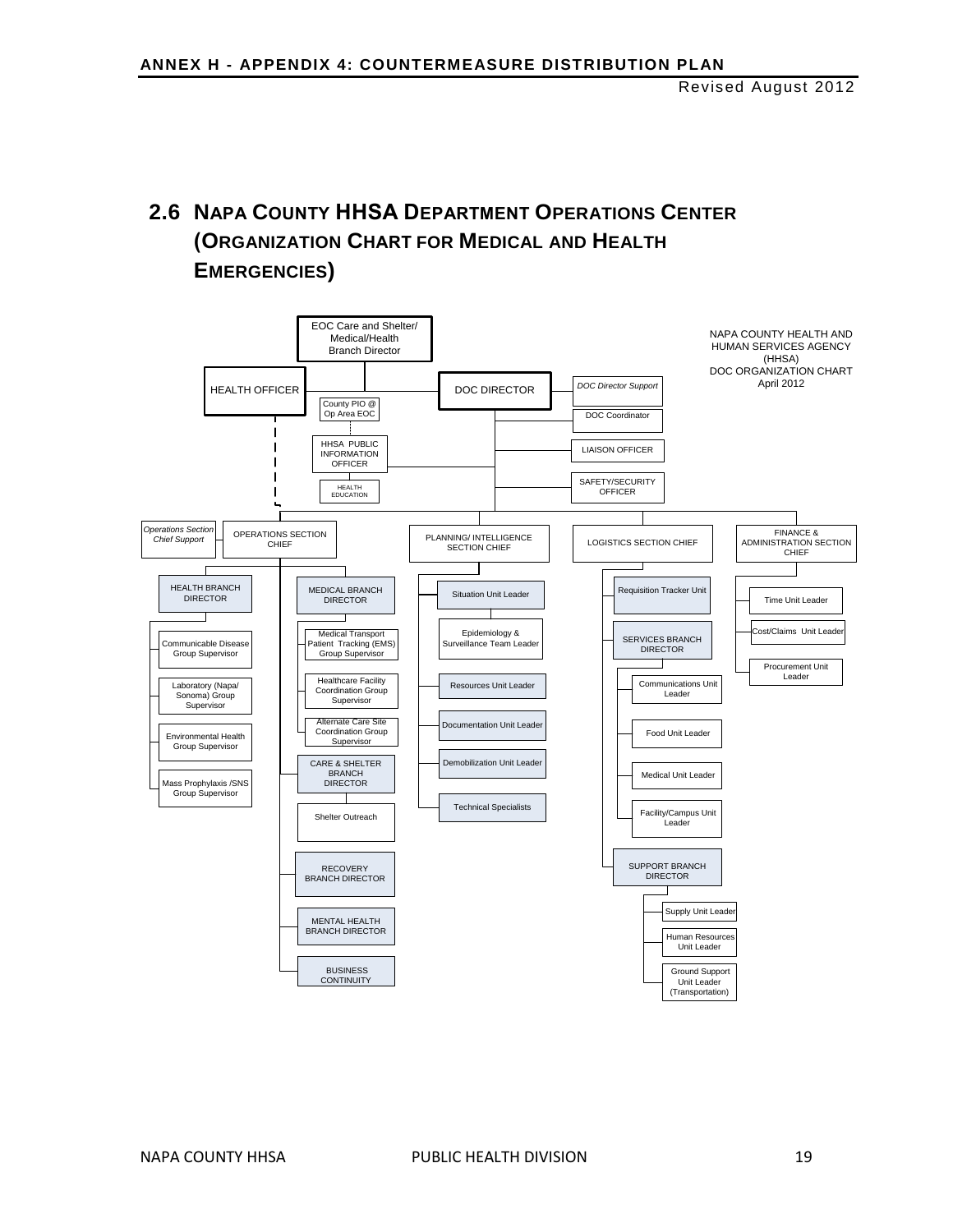## 2.6 NAPA COUNTY HHSA DEPARTMENT OPERATIONS CENTER (ORGANIZATION CHART FOR MEDICAL AND HEALTH EMERGENCIES)

NAPA COUNTY HEALTH AND HUMAN SERVICES AGENCY (HHSA) DOC ORGANIZATION CHART April 2012

- EOC Care and Shelter/ Medical/Health Branch Director
  - HEALTH OFFICER
  - DOC DIRECTOR
    - *DOC Director Support*
    - DOC Coordinator
    - LIAISON OFFICER
    - SAFETY/SECURITY OFFICER
    - County PIO @ Op Area EOC
      - HHSA PUBLIC INFORMATION OFFICER
        - HEALTH EDUCATION
    - OPERATIONS SECTION CHIEF
      - *Operations Section Chief Support*
      - HEALTH BRANCH DIRECTOR
        - Communicable Disease Group Supervisor
        - Laboratory (Napa/ Sonoma) Group Supervisor
        - Environmental Health Group Supervisor
        - Mass Prophylaxis /SNS Group Supervisor
      - MEDICAL BRANCH DIRECTOR
        - Medical Transport Patient Tracking (EMS) Group Supervisor
        - Healthcare Facility Coordination Group Supervisor
        - Alternate Care Site Coordination Group Supervisor
      - CARE & SHELTER BRANCH DIRECTOR
        - Shelter Outreach
      - RECOVERY BRANCH DIRECTOR
      - MENTAL HEALTH BRANCH DIRECTOR
      - BUSINESS CONTINUITY
    - PLANNING/ INTELLIGENCE SECTION CHIEF
      - Situation Unit Leader
        - Epidemiology & Surveillance Team Leader
      - Resources Unit Leader
      - Documentation Unit Leader
      - Demobilization Unit Leader
      - Technical Specialists
    - LOGISTICS SECTION CHIEF
      - Requisition Tracker Unit
      - SERVICES BRANCH DIRECTOR
        - Communications Unit Leader
        - Food Unit Leader
        - Medical Unit Leader
        - Facility/Campus Unit Leader
      - SUPPORT BRANCH DIRECTOR
        - Supply Unit Leader
        - Human Resources Unit Leader
        - Ground Support Unit Leader (Transportation)
    - FINANCE & ADMINISTRATION SECTION CHIEF
      - Time Unit Leader
      - Cost/Claims Unit Leader
      - Procurement Unit Leader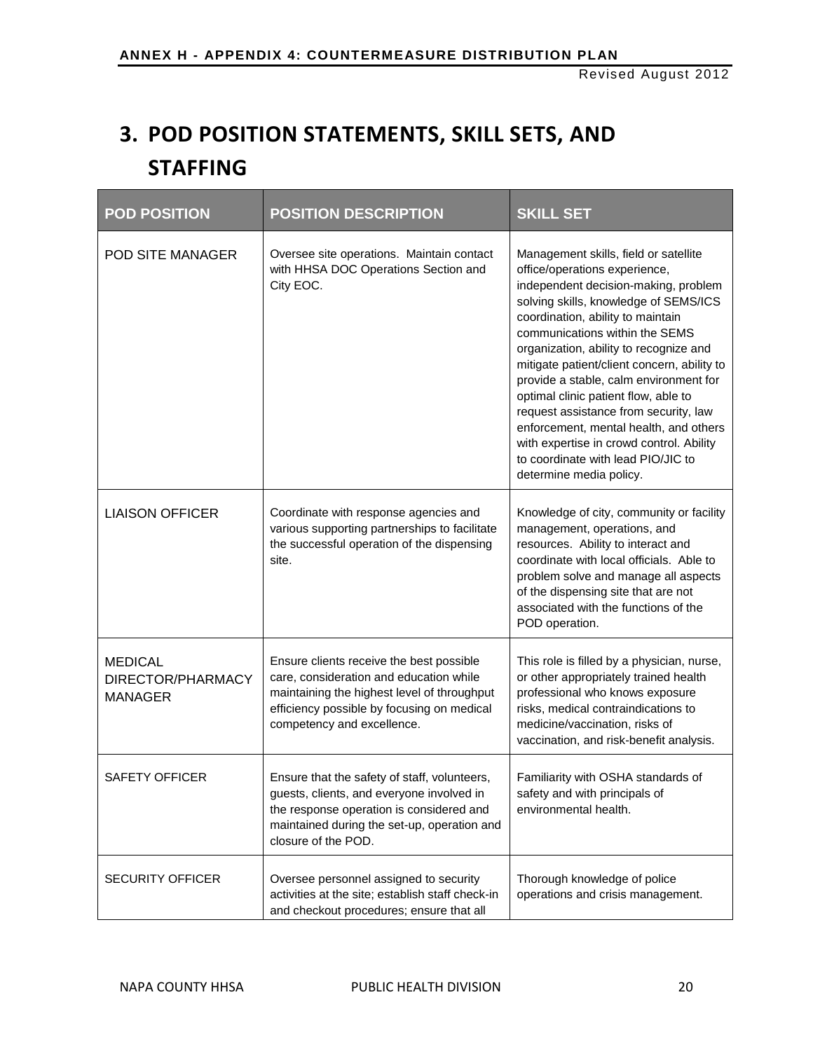## 3. POD POSITION STATEMENTS, SKILL SETS, AND STAFFING

| POD POSITION | POSITION DESCRIPTION | SKILL SET |
|---|---|---|
| POD SITE MANAGER | Oversee site operations. Maintain contact with HHSA DOC Operations Section and City EOC. | Management skills, field or satellite office/operations experience, independent decision-making, problem solving skills, knowledge of SEMS/ICS coordination, ability to maintain communications within the SEMS organization, ability to recognize and mitigate patient/client concern, ability to provide a stable, calm environment for optimal clinic patient flow, able to request assistance from security, law enforcement, mental health, and others with expertise in crowd control. Ability to coordinate with lead PIO/JIC to determine media policy. |
| LIAISON OFFICER | Coordinate with response agencies and various supporting partnerships to facilitate the successful operation of the dispensing site. | Knowledge of city, community or facility management, operations, and resources. Ability to interact and coordinate with local officials. Able to problem solve and manage all aspects of the dispensing site that are not associated with the functions of the POD operation. |
| MEDICAL DIRECTOR/PHARMACY MANAGER | Ensure clients receive the best possible care, consideration and education while maintaining the highest level of throughput efficiency possible by focusing on medical competency and excellence. | This role is filled by a physician, nurse, or other appropriately trained health professional who knows exposure risks, medical contraindications to medicine/vaccination, risks of vaccination, and risk-benefit analysis. |
| SAFETY OFFICER | Ensure that the safety of staff, volunteers, guests, clients, and everyone involved in the response operation is considered and maintained during the set-up, operation and closure of the POD. | Familiarity with OSHA standards of safety and with principals of environmental health. |
| SECURITY OFFICER | Oversee personnel assigned to security activities at the site; establish staff check-in and checkout procedures; ensure that all | Thorough knowledge of police operations and crisis management. |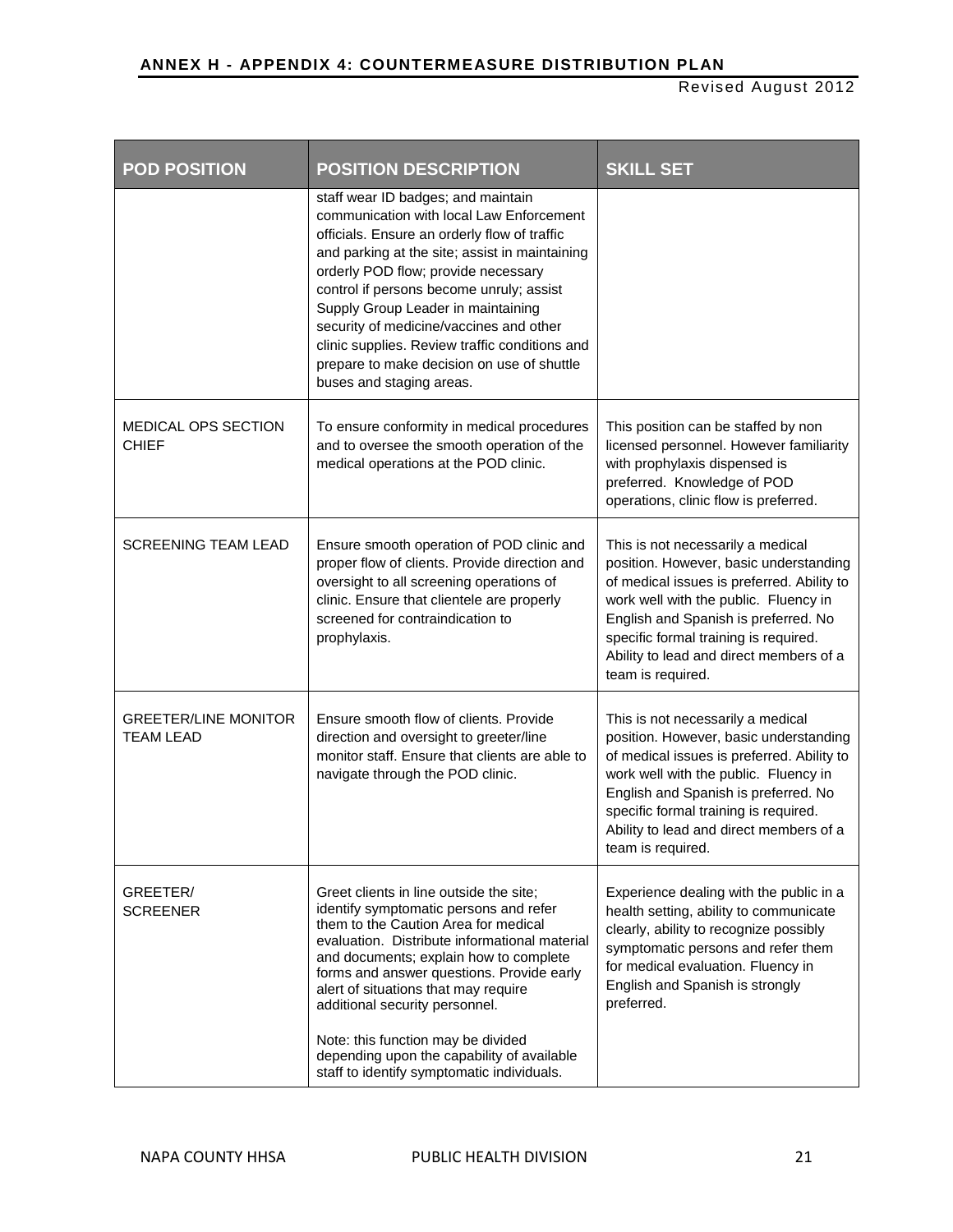| POD POSITION | POSITION DESCRIPTION | SKILL SET |
|---|---|---|
| | staff wear ID badges; and maintain communication with local Law Enforcement officials. Ensure an orderly flow of traffic and parking at the site; assist in maintaining orderly POD flow; provide necessary control if persons become unruly; assist Supply Group Leader in maintaining security of medicine/vaccines and other clinic supplies. Review traffic conditions and prepare to make decision on use of shuttle buses and staging areas. | |
| MEDICAL OPS SECTION CHIEF | To ensure conformity in medical procedures and to oversee the smooth operation of the medical operations at the POD clinic. | This position can be staffed by non licensed personnel. However familiarity with prophylaxis dispensed is preferred. Knowledge of POD operations, clinic flow is preferred. |
| SCREENING TEAM LEAD | Ensure smooth operation of POD clinic and proper flow of clients. Provide direction and oversight to all screening operations of clinic. Ensure that clientele are properly screened for contraindication to prophylaxis. | This is not necessarily a medical position. However, basic understanding of medical issues is preferred. Ability to work well with the public. Fluency in English and Spanish is preferred. No specific formal training is required. Ability to lead and direct members of a team is required. |
| GREETER/LINE MONITOR TEAM LEAD | Ensure smooth flow of clients. Provide direction and oversight to greeter/line monitor staff. Ensure that clients are able to navigate through the POD clinic. | This is not necessarily a medical position. However, basic understanding of medical issues is preferred. Ability to work well with the public. Fluency in English and Spanish is preferred. No specific formal training is required. Ability to lead and direct members of a team is required. |
| GREETER/ SCREENER | Greet clients in line outside the site; identify symptomatic persons and refer them to the Caution Area for medical evaluation. Distribute informational material and documents; explain how to complete forms and answer questions. Provide early alert of situations that may require additional security personnel.<br><br>Note: this function may be divided depending upon the capability of available staff to identify symptomatic individuals. | Experience dealing with the public in a health setting, ability to communicate clearly, ability to recognize possibly symptomatic persons and refer them for medical evaluation. Fluency in English and Spanish is strongly preferred. |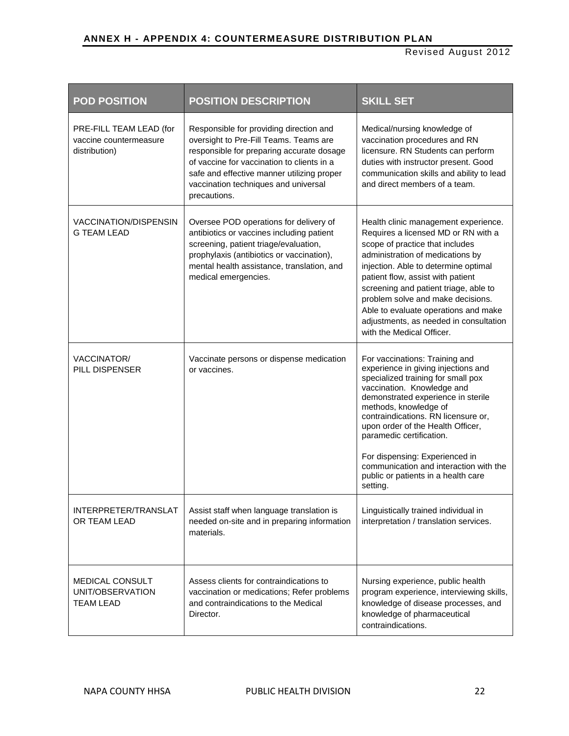| POD POSITION | POSITION DESCRIPTION | SKILL SET |
|---|---|---|
| PRE-FILL TEAM LEAD (for vaccine countermeasure distribution) | Responsible for providing direction and oversight to Pre-Fill Teams. Teams are responsible for preparing accurate dosage of vaccine for vaccination to clients in a safe and effective manner utilizing proper vaccination techniques and universal precautions. | Medical/nursing knowledge of vaccination procedures and RN licensure. RN Students can perform duties with instructor present. Good communication skills and ability to lead and direct members of a team. |
| VACCINATION/DISPENSING TEAM LEAD | Oversee POD operations for delivery of antibiotics or vaccines including patient screening, patient triage/evaluation, prophylaxis (antibiotics or vaccination), mental health assistance, translation, and medical emergencies. | Health clinic management experience. Requires a licensed MD or RN with a scope of practice that includes administration of medications by injection. Able to determine optimal patient flow, assist with patient screening and patient triage, able to problem solve and make decisions. Able to evaluate operations and make adjustments, as needed in consultation with the Medical Officer. |
| VACCINATOR/ PILL DISPENSER | Vaccinate persons or dispense medication or vaccines. | For vaccinations: Training and experience in giving injections and specialized training for small pox vaccination. Knowledge and demonstrated experience in sterile methods, knowledge of contraindications. RN licensure or, upon order of the Health Officer, paramedic certification.<br><br>For dispensing: Experienced in communication and interaction with the public or patients in a health care setting. |
| INTERPRETER/TRANSLATOR TEAM LEAD | Assist staff when language translation is needed on-site and in preparing information materials. | Linguistically trained individual in interpretation / translation services. |
| MEDICAL CONSULT UNIT/OBSERVATION TEAM LEAD | Assess clients for contraindications to vaccination or medications; Refer problems and contraindications to the Medical Director. | Nursing experience, public health program experience, interviewing skills, knowledge of disease processes, and knowledge of pharmaceutical contraindications. |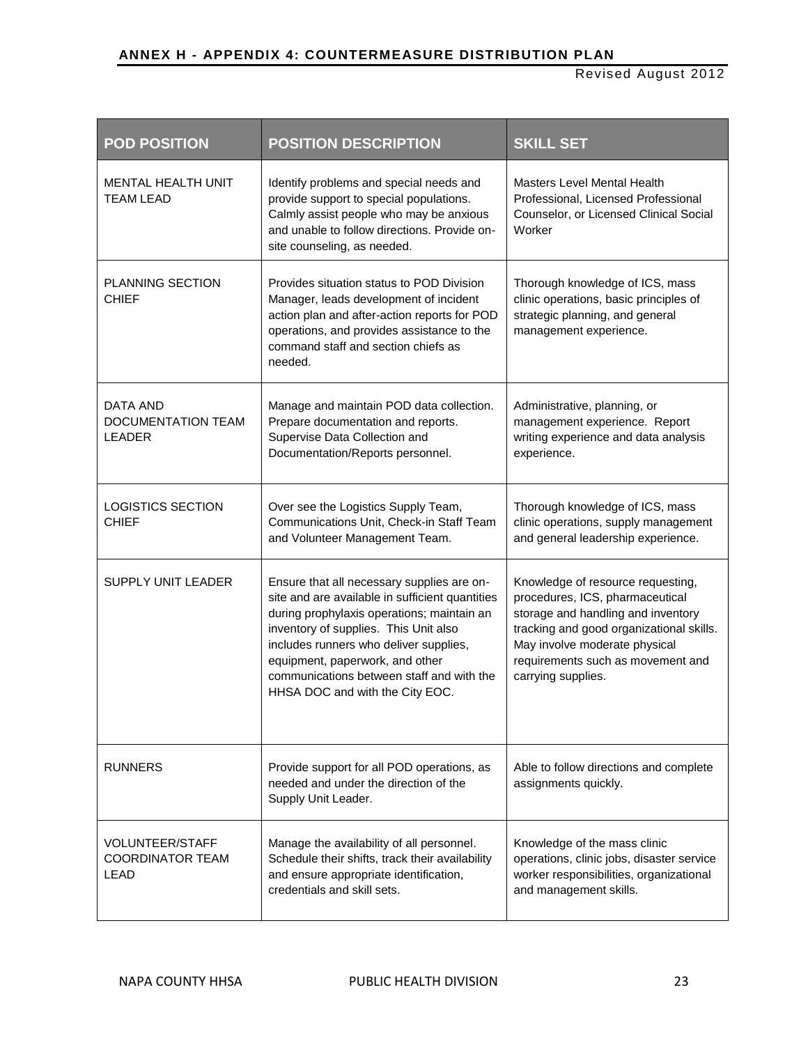| POD POSITION | POSITION DESCRIPTION | SKILL SET |
|---|---|---|
| MENTAL HEALTH UNIT TEAM LEAD | Identify problems and special needs and provide support to special populations. Calmly assist people who may be anxious and unable to follow directions. Provide on-site counseling, as needed. | Masters Level Mental Health Professional, Licensed Professional Counselor, or Licensed Clinical Social Worker |
| PLANNING SECTION CHIEF | Provides situation status to POD Division Manager, leads development of incident action plan and after-action reports for POD operations, and provides assistance to the command staff and section chiefs as needed. | Thorough knowledge of ICS, mass clinic operations, basic principles of strategic planning, and general management experience. |
| DATA AND DOCUMENTATION TEAM LEADER | Manage and maintain POD data collection. Prepare documentation and reports. Supervise Data Collection and Documentation/Reports personnel. | Administrative, planning, or management experience. Report writing experience and data analysis experience. |
| LOGISTICS SECTION CHIEF | Over see the Logistics Supply Team, Communications Unit, Check-in Staff Team and Volunteer Management Team. | Thorough knowledge of ICS, mass clinic operations, supply management and general leadership experience. |
| SUPPLY UNIT LEADER | Ensure that all necessary supplies are on-site and are available in sufficient quantities during prophylaxis operations; maintain an inventory of supplies. This Unit also includes runners who deliver supplies, equipment, paperwork, and other communications between staff and with the HHSA DOC and with the City EOC. | Knowledge of resource requesting, procedures, ICS, pharmaceutical storage and handling and inventory tracking and good organizational skills. May involve moderate physical requirements such as movement and carrying supplies. |
| RUNNERS | Provide support for all POD operations, as needed and under the direction of the Supply Unit Leader. | Able to follow directions and complete assignments quickly. |
| VOLUNTEER/STAFF COORDINATOR TEAM LEAD | Manage the availability of all personnel. Schedule their shifts, track their availability and ensure appropriate identification, credentials and skill sets. | Knowledge of the mass clinic operations, clinic jobs, disaster service worker responsibilities, organizational and management skills. |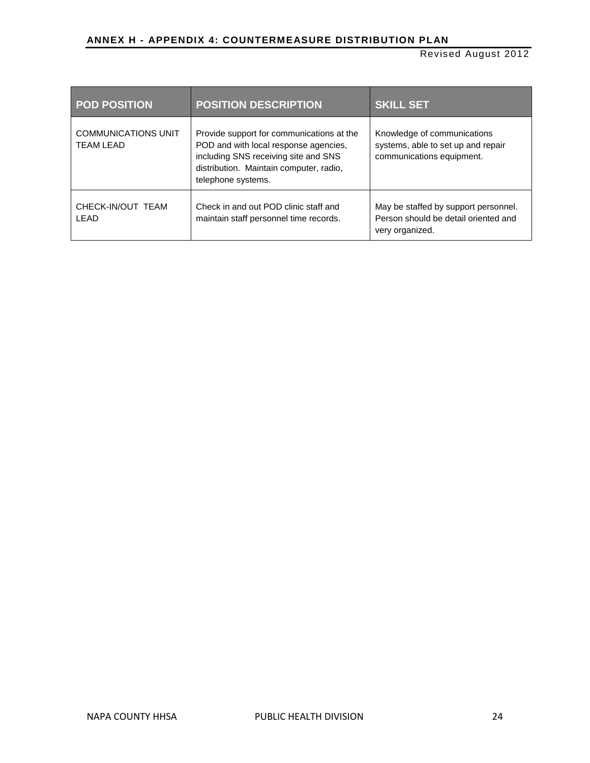| POD POSITION | POSITION DESCRIPTION | SKILL SET |
| --- | --- | --- |
| COMMUNICATIONS UNIT TEAM LEAD | Provide support for communications at the POD and with local response agencies, including SNS receiving site and SNS distribution. Maintain computer, radio, telephone systems. | Knowledge of communications systems, able to set up and repair communications equipment. |
| CHECK-IN/OUT TEAM LEAD | Check in and out POD clinic staff and maintain staff personnel time records. | May be staffed by support personnel. Person should be detail oriented and very organized. |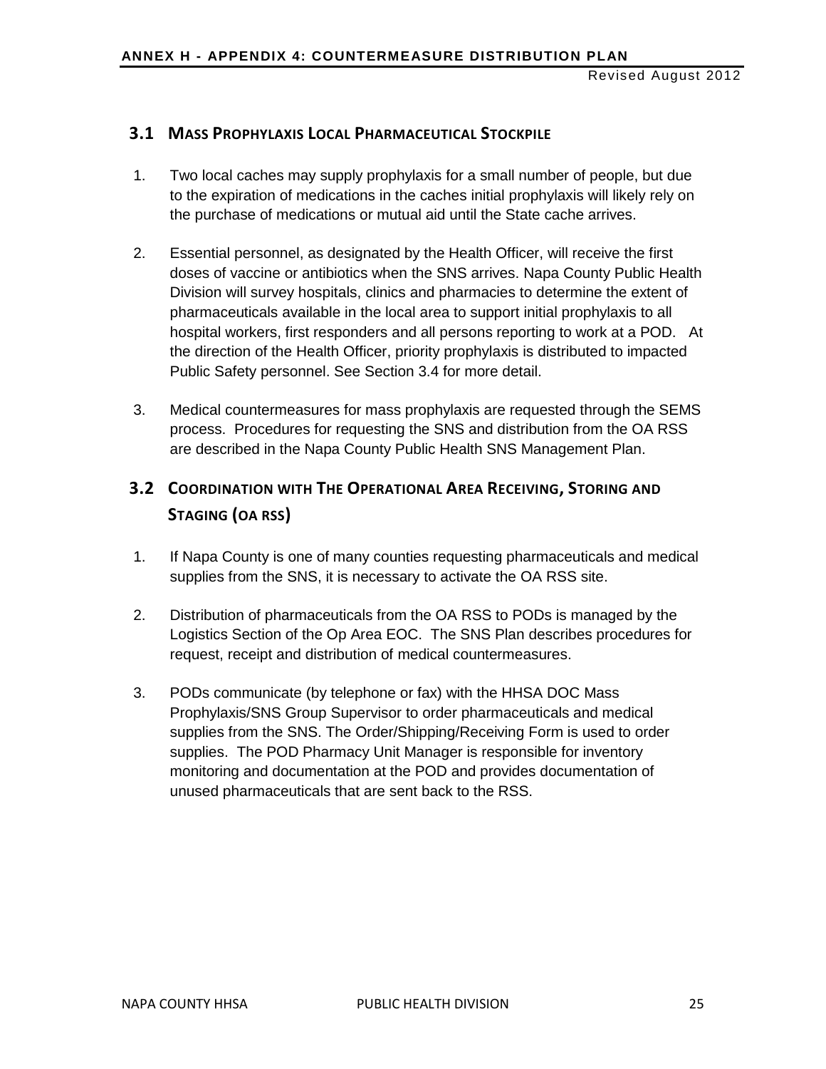## 3.1 Mass Prophylaxis Local Pharmaceutical Stockpile

1. Two local caches may supply prophylaxis for a small number of people, but due to the expiration of medications in the caches initial prophylaxis will likely rely on the purchase of medications or mutual aid until the State cache arrives.

2. Essential personnel, as designated by the Health Officer, will receive the first doses of vaccine or antibiotics when the SNS arrives. Napa County Public Health Division will survey hospitals, clinics and pharmacies to determine the extent of pharmaceuticals available in the local area to support initial prophylaxis to all hospital workers, first responders and all persons reporting to work at a POD. At the direction of the Health Officer, priority prophylaxis is distributed to impacted Public Safety personnel. See Section 3.4 for more detail.

3. Medical countermeasures for mass prophylaxis are requested through the SEMS process. Procedures for requesting the SNS and distribution from the OA RSS are described in the Napa County Public Health SNS Management Plan.

## 3.2 Coordination with The Operational Area Receiving, Storing and Staging (OA RSS)

1. If Napa County is one of many counties requesting pharmaceuticals and medical supplies from the SNS, it is necessary to activate the OA RSS site.

2. Distribution of pharmaceuticals from the OA RSS to PODs is managed by the Logistics Section of the Op Area EOC. The SNS Plan describes procedures for request, receipt and distribution of medical countermeasures.

3. PODs communicate (by telephone or fax) with the HHSA DOC Mass Prophylaxis/SNS Group Supervisor to order pharmaceuticals and medical supplies from the SNS. The Order/Shipping/Receiving Form is used to order supplies. The POD Pharmacy Unit Manager is responsible for inventory monitoring and documentation at the POD and provides documentation of unused pharmaceuticals that are sent back to the RSS.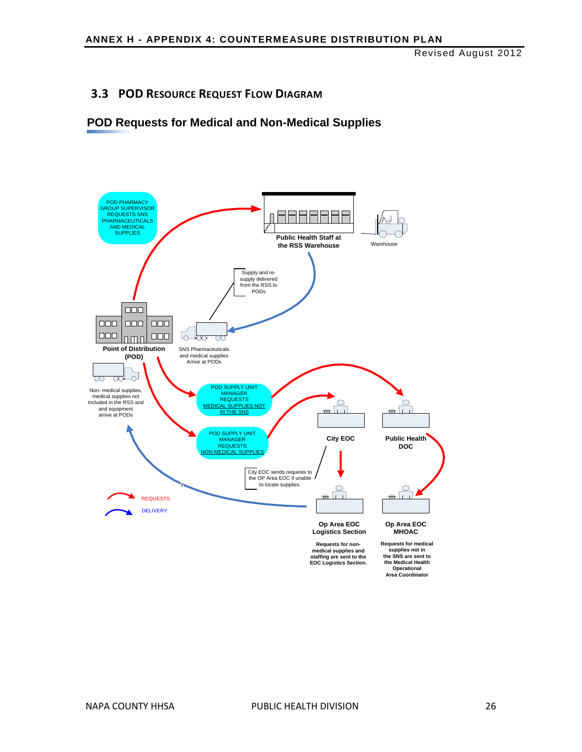## 3.3 POD Resource Request Flow Diagram

### POD Requests for Medical and Non-Medical Supplies

POD PHARMACY GROUP SUPERVISOR REQUESTS SNS PHARMACEUTICALS AND MEDICAL SUPPLIES

Public Health Staff at the RSS Warehouse

Warehouse

Supply and re-supply delivered from the RSS to PODs

Point of Distribution (POD)

SNS Pharmaceuticals and medical supplies Arrive at PODs

Non- medical supplies, medical supplies not included in the RSS and equipment arrive at PODs

POD SUPPLY UNIT MANAGER REQUESTS MEDICAL SUPPLIES NOT IN THE SNS

POD SUPPLY UNIT MANAGER REQUESTS NON-MEDICAL SUPPLIES

City EOC

Public Health DOC

City EOC sends requests to the OP Area EOC if unable to locate supplies.

REQUESTS

DELIVERY

Op Area EOC Logistics Section

Requests for non-medical supplies and staffing are sent to the EOC Logistics Section.

Op Area EOC MHOAC

Requests for medical supplies not in the SNS are sent to the Medical Health Operational Area Coordinator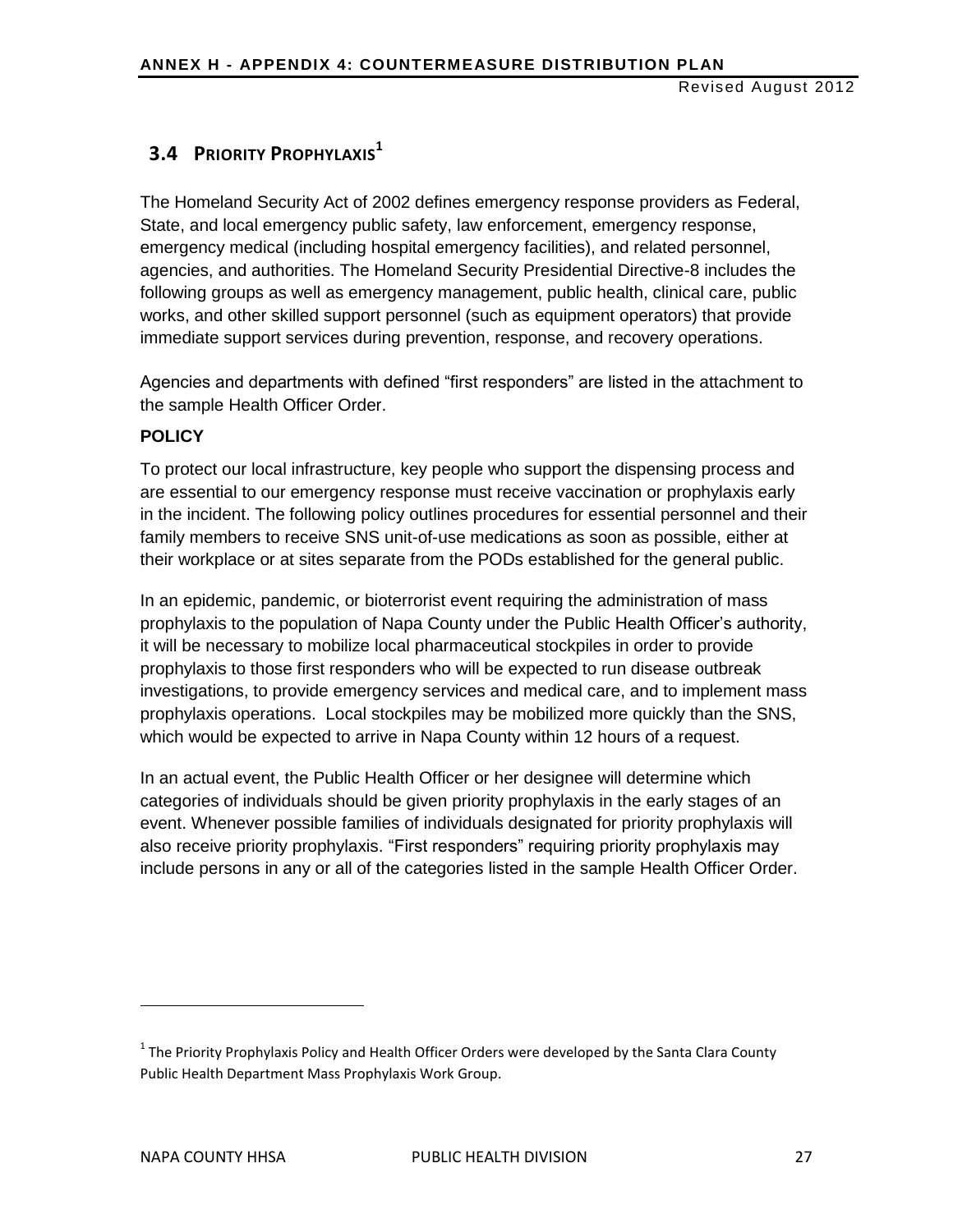## 3.4 PRIORITY PROPHYLAXIS[1]

The Homeland Security Act of 2002 defines emergency response providers as Federal, State, and local emergency public safety, law enforcement, emergency response, emergency medical (including hospital emergency facilities), and related personnel, agencies, and authorities. The Homeland Security Presidential Directive-8 includes the following groups as well as emergency management, public health, clinical care, public works, and other skilled support personnel (such as equipment operators) that provide immediate support services during prevention, response, and recovery operations.

Agencies and departments with defined "first responders" are listed in the attachment to the sample Health Officer Order.

**POLICY**

To protect our local infrastructure, key people who support the dispensing process and are essential to our emergency response must receive vaccination or prophylaxis early in the incident. The following policy outlines procedures for essential personnel and their family members to receive SNS unit-of-use medications as soon as possible, either at their workplace or at sites separate from the PODs established for the general public.

In an epidemic, pandemic, or bioterrorist event requiring the administration of mass prophylaxis to the population of Napa County under the Public Health Officer's authority, it will be necessary to mobilize local pharmaceutical stockpiles in order to provide prophylaxis to those first responders who will be expected to run disease outbreak investigations, to provide emergency services and medical care, and to implement mass prophylaxis operations. Local stockpiles may be mobilized more quickly than the SNS, which would be expected to arrive in Napa County within 12 hours of a request.

In an actual event, the Public Health Officer or her designee will determine which categories of individuals should be given priority prophylaxis in the early stages of an event. Whenever possible families of individuals designated for priority prophylaxis will also receive priority prophylaxis. "First responders" requiring priority prophylaxis may include persons in any or all of the categories listed in the sample Health Officer Order.

[1] The Priority Prophylaxis Policy and Health Officer Orders were developed by the Santa Clara County Public Health Department Mass Prophylaxis Work Group.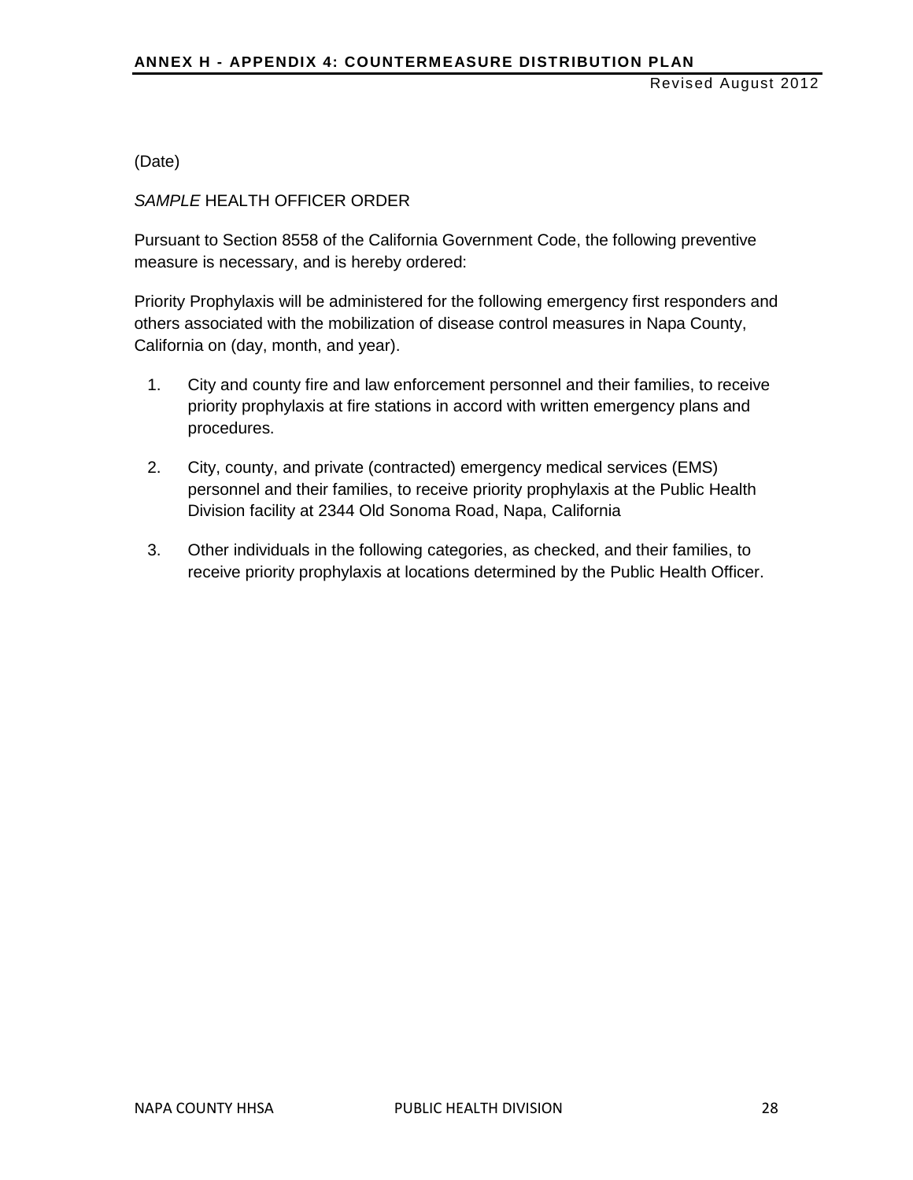(Date)

*SAMPLE* HEALTH OFFICER ORDER

Pursuant to Section 8558 of the California Government Code, the following preventive measure is necessary, and is hereby ordered:

Priority Prophylaxis will be administered for the following emergency first responders and others associated with the mobilization of disease control measures in Napa County, California on (day, month, and year).

1. City and county fire and law enforcement personnel and their families, to receive priority prophylaxis at fire stations in accord with written emergency plans and procedures.

2. City, county, and private (contracted) emergency medical services (EMS) personnel and their families, to receive priority prophylaxis at the Public Health Division facility at 2344 Old Sonoma Road, Napa, California

3. Other individuals in the following categories, as checked, and their families, to receive priority prophylaxis at locations determined by the Public Health Officer.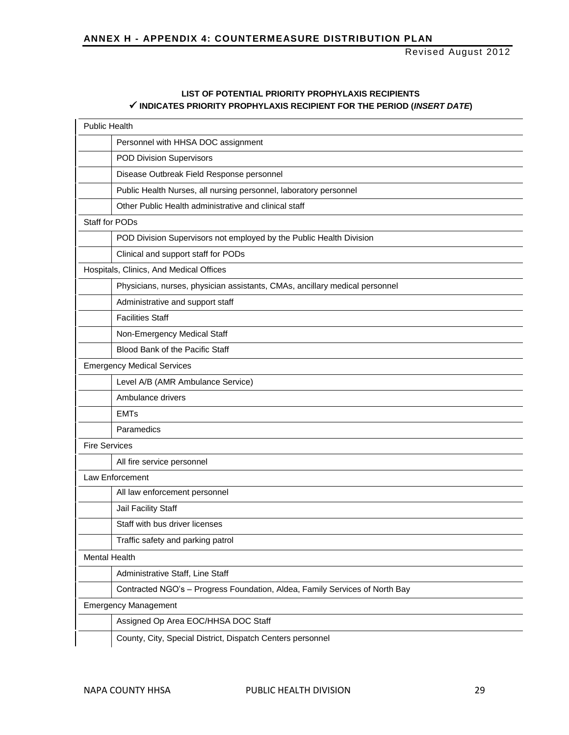**LIST OF POTENTIAL PRIORITY PROPHYLAXIS RECIPIENTS**

**✓ INDICATES PRIORITY PROPHYLAXIS RECIPIENT FOR THE PERIOD (*INSERT DATE*)**

| Public Health | |
|---|---|
| | Personnel with HHSA DOC assignment |
| | POD Division Supervisors |
| | Disease Outbreak Field Response personnel |
| | Public Health Nurses, all nursing personnel, laboratory personnel |
| | Other Public Health administrative and clinical staff |
| Staff for PODs | |
| | POD Division Supervisors not employed by the Public Health Division |
| | Clinical and support staff for PODs |
| Hospitals, Clinics, And Medical Offices | |
| | Physicians, nurses, physician assistants, CMAs, ancillary medical personnel |
| | Administrative and support staff |
| | Facilities Staff |
| | Non-Emergency Medical Staff |
| | Blood Bank of the Pacific Staff |
| Emergency Medical Services | |
| | Level A/B (AMR Ambulance Service) |
| | Ambulance drivers |
| | EMTs |
| | Paramedics |
| Fire Services | |
| | All fire service personnel |
| Law Enforcement | |
| | All law enforcement personnel |
| | Jail Facility Staff |
| | Staff with bus driver licenses |
| | Traffic safety and parking patrol |
| Mental Health | |
| | Administrative Staff, Line Staff |
| | Contracted NGO's – Progress Foundation, Aldea, Family Services of North Bay |
| Emergency Management | |
| | Assigned Op Area EOC/HHSA DOC Staff |
| | County, City, Special District, Dispatch Centers personnel |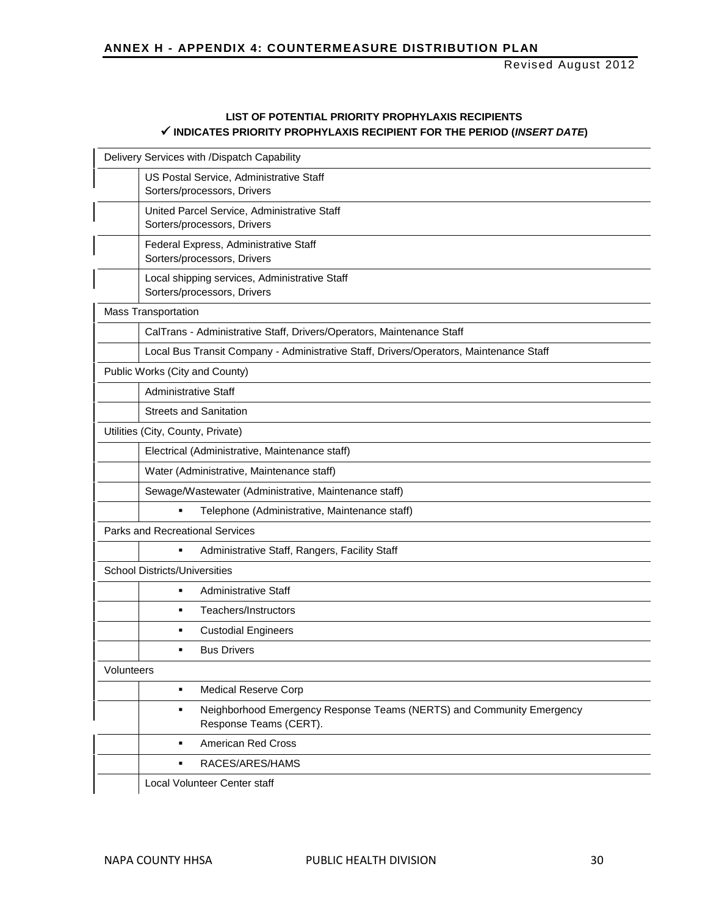**LIST OF POTENTIAL PRIORITY PROPHYLAXIS RECIPIENTS**

**✓ INDICATES PRIORITY PROPHYLAXIS RECIPIENT FOR THE PERIOD (*INSERT DATE*)**

| | |
|---|---|
| Delivery Services with /Dispatch Capability | |
| | US Postal Service, Administrative Staff<br>Sorters/processors, Drivers |
| | United Parcel Service, Administrative Staff<br>Sorters/processors, Drivers |
| | Federal Express, Administrative Staff<br>Sorters/processors, Drivers |
| | Local shipping services, Administrative Staff<br>Sorters/processors, Drivers |
| Mass Transportation | |
| | CalTrans - Administrative Staff, Drivers/Operators, Maintenance Staff |
| | Local Bus Transit Company - Administrative Staff, Drivers/Operators, Maintenance Staff |
| Public Works (City and County) | |
| | Administrative Staff |
| | Streets and Sanitation |
| Utilities (City, County, Private) | |
| | Electrical (Administrative, Maintenance staff) |
| | Water (Administrative, Maintenance staff) |
| | Sewage/Wastewater (Administrative, Maintenance staff) |
| | ▪ Telephone (Administrative, Maintenance staff) |
| Parks and Recreational Services | |
| | ▪ Administrative Staff, Rangers, Facility Staff |
| School Districts/Universities | |
| | ▪ Administrative Staff |
| | ▪ Teachers/Instructors |
| | ▪ Custodial Engineers |
| | ▪ Bus Drivers |
| Volunteers | |
| | ▪ Medical Reserve Corp |
| | ▪ Neighborhood Emergency Response Teams (NERTS) and Community Emergency Response Teams (CERT). |
| | ▪ American Red Cross |
| | ▪ RACES/ARES/HAMS |
| | Local Volunteer Center staff |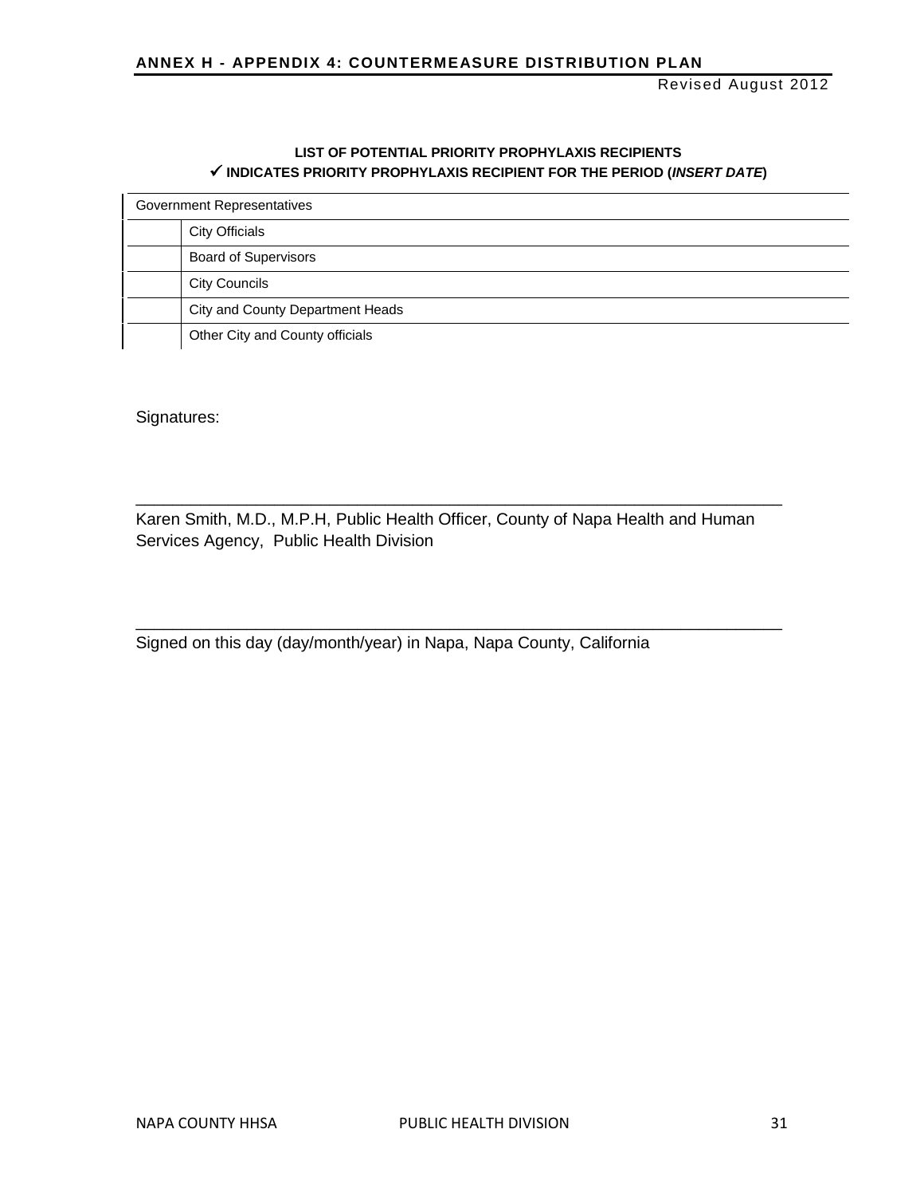**LIST OF POTENTIAL PRIORITY PROPHYLAXIS RECIPIENTS**
**✓ INDICATES PRIORITY PROPHYLAXIS RECIPIENT FOR THE PERIOD (*INSERT DATE*)**

| Government Representatives | |
|---|---|
| | City Officials |
| | Board of Supervisors |
| | City Councils |
| | City and County Department Heads |
| | Other City and County officials |

Signatures:

_________________________________________________________________

Karen Smith, M.D., M.P.H, Public Health Officer, County of Napa Health and Human Services Agency, Public Health Division

_________________________________________________________________

Signed on this day (day/month/year) in Napa, Napa County, California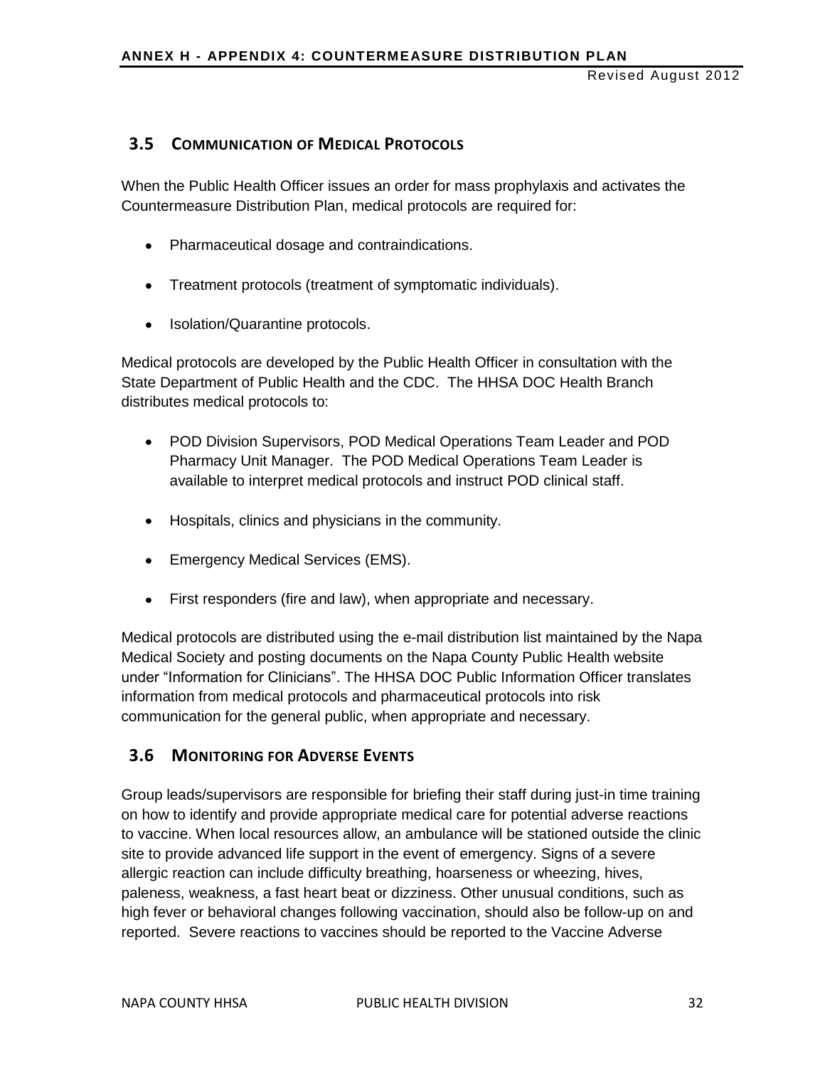## 3.5 Communication of Medical Protocols

When the Public Health Officer issues an order for mass prophylaxis and activates the Countermeasure Distribution Plan, medical protocols are required for:

- Pharmaceutical dosage and contraindications.
- Treatment protocols (treatment of symptomatic individuals).
- Isolation/Quarantine protocols.

Medical protocols are developed by the Public Health Officer in consultation with the State Department of Public Health and the CDC. The HHSA DOC Health Branch distributes medical protocols to:

- POD Division Supervisors, POD Medical Operations Team Leader and POD Pharmacy Unit Manager. The POD Medical Operations Team Leader is available to interpret medical protocols and instruct POD clinical staff.
- Hospitals, clinics and physicians in the community.
- Emergency Medical Services (EMS).
- First responders (fire and law), when appropriate and necessary.

Medical protocols are distributed using the e-mail distribution list maintained by the Napa Medical Society and posting documents on the Napa County Public Health website under "Information for Clinicians". The HHSA DOC Public Information Officer translates information from medical protocols and pharmaceutical protocols into risk communication for the general public, when appropriate and necessary.

## 3.6 Monitoring for Adverse Events

Group leads/supervisors are responsible for briefing their staff during just-in time training on how to identify and provide appropriate medical care for potential adverse reactions to vaccine. When local resources allow, an ambulance will be stationed outside the clinic site to provide advanced life support in the event of emergency. Signs of a severe allergic reaction can include difficulty breathing, hoarseness or wheezing, hives, paleness, weakness, a fast heart beat or dizziness. Other unusual conditions, such as high fever or behavioral changes following vaccination, should also be follow-up on and reported. Severe reactions to vaccines should be reported to the Vaccine Adverse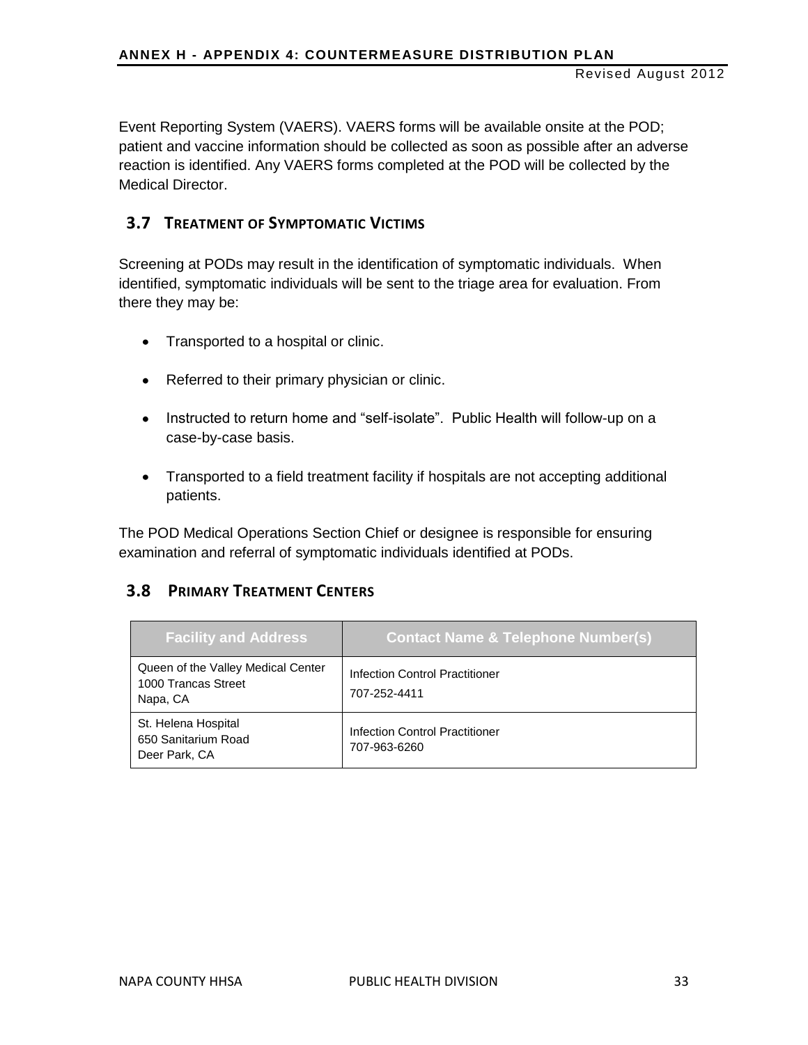Event Reporting System (VAERS). VAERS forms will be available onsite at the POD; patient and vaccine information should be collected as soon as possible after an adverse reaction is identified. Any VAERS forms completed at the POD will be collected by the Medical Director.

## 3.7 Treatment of Symptomatic Victims

Screening at PODs may result in the identification of symptomatic individuals. When identified, symptomatic individuals will be sent to the triage area for evaluation. From there they may be:

- Transported to a hospital or clinic.
- Referred to their primary physician or clinic.
- Instructed to return home and "self-isolate". Public Health will follow-up on a case-by-case basis.
- Transported to a field treatment facility if hospitals are not accepting additional patients.

The POD Medical Operations Section Chief or designee is responsible for ensuring examination and referral of symptomatic individuals identified at PODs.

## 3.8 Primary Treatment Centers

| Facility and Address | Contact Name & Telephone Number(s) |
|---|---|
| Queen of the Valley Medical Center<br>1000 Trancas Street<br>Napa, CA | Infection Control Practitioner<br>707-252-4411 |
| St. Helena Hospital<br>650 Sanitarium Road<br>Deer Park, CA | Infection Control Practitioner<br>707-963-6260 |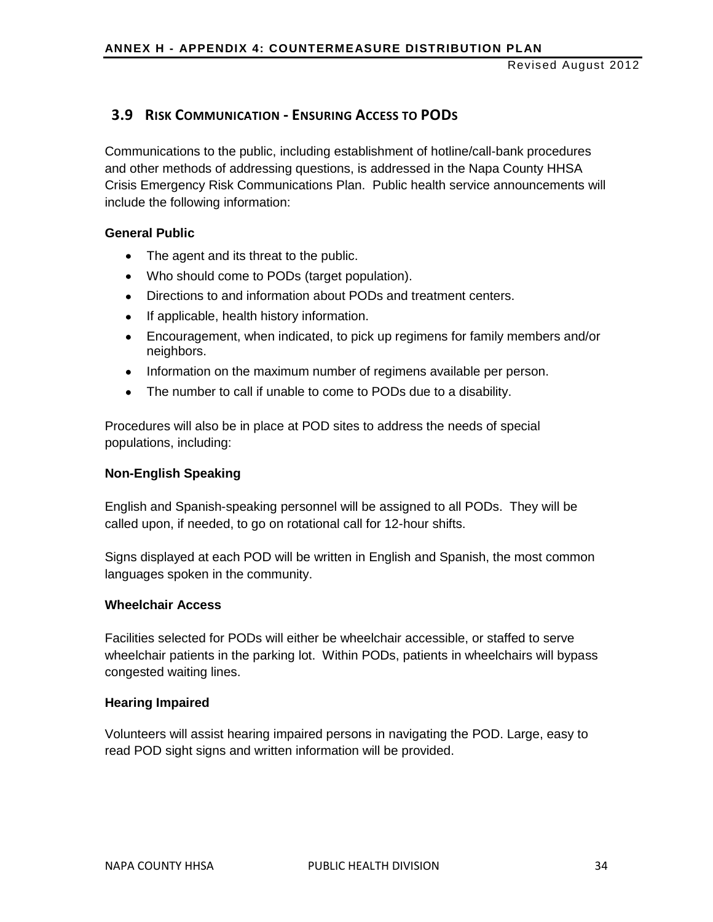## 3.9 Risk Communication - Ensuring Access to PODs

Communications to the public, including establishment of hotline/call-bank procedures and other methods of addressing questions, is addressed in the Napa County HHSA Crisis Emergency Risk Communications Plan. Public health service announcements will include the following information:

**General Public**

- The agent and its threat to the public.
- Who should come to PODs (target population).
- Directions to and information about PODs and treatment centers.
- If applicable, health history information.
- Encouragement, when indicated, to pick up regimens for family members and/or neighbors.
- Information on the maximum number of regimens available per person.
- The number to call if unable to come to PODs due to a disability.

Procedures will also be in place at POD sites to address the needs of special populations, including:

**Non-English Speaking**

English and Spanish-speaking personnel will be assigned to all PODs. They will be called upon, if needed, to go on rotational call for 12-hour shifts.

Signs displayed at each POD will be written in English and Spanish, the most common languages spoken in the community.

**Wheelchair Access**

Facilities selected for PODs will either be wheelchair accessible, or staffed to serve wheelchair patients in the parking lot. Within PODs, patients in wheelchairs will bypass congested waiting lines.

**Hearing Impaired**

Volunteers will assist hearing impaired persons in navigating the POD. Large, easy to read POD sight signs and written information will be provided.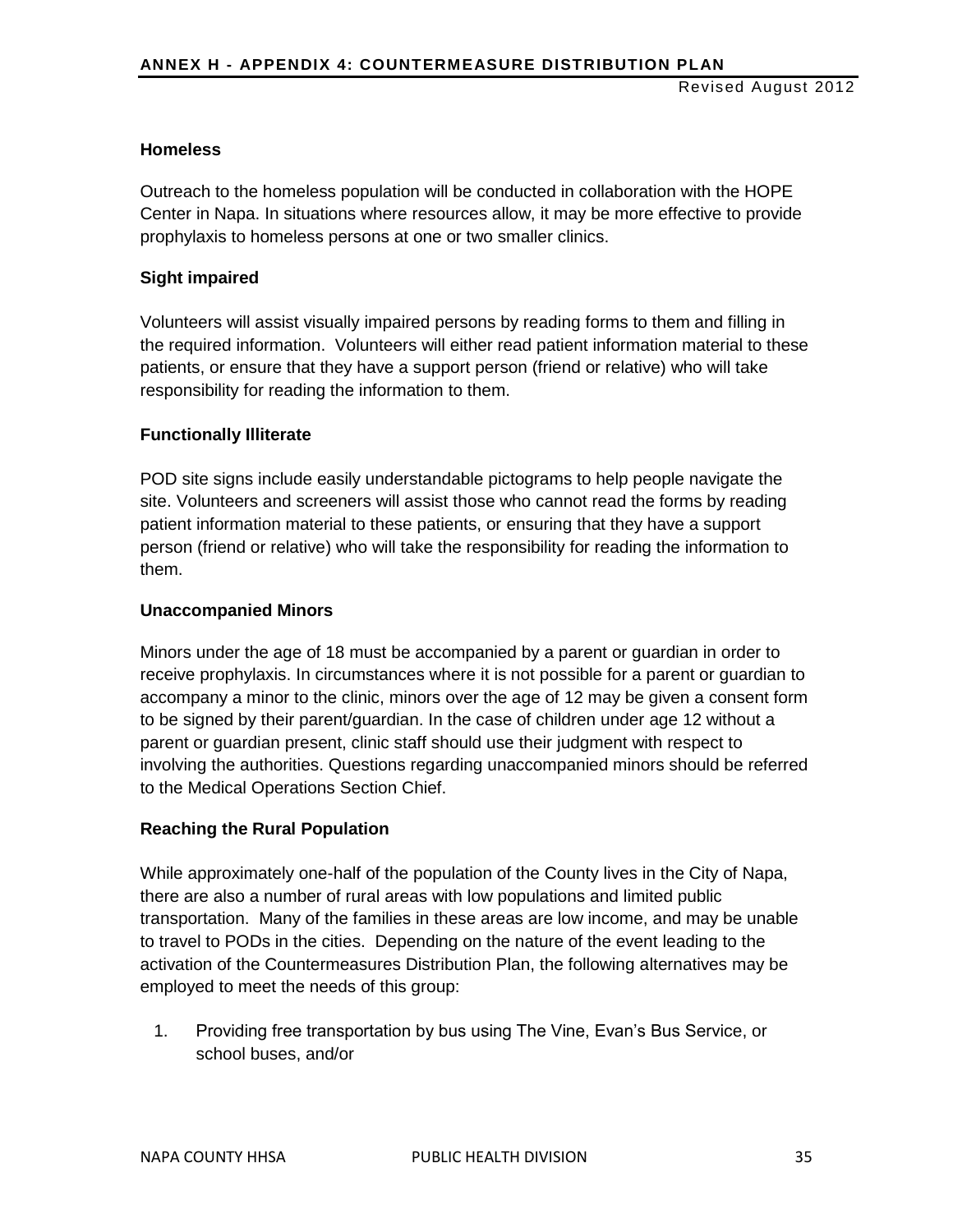### Homeless

Outreach to the homeless population will be conducted in collaboration with the HOPE Center in Napa. In situations where resources allow, it may be more effective to provide prophylaxis to homeless persons at one or two smaller clinics.

### Sight impaired

Volunteers will assist visually impaired persons by reading forms to them and filling in the required information. Volunteers will either read patient information material to these patients, or ensure that they have a support person (friend or relative) who will take responsibility for reading the information to them.

### Functionally Illiterate

POD site signs include easily understandable pictograms to help people navigate the site. Volunteers and screeners will assist those who cannot read the forms by reading patient information material to these patients, or ensuring that they have a support person (friend or relative) who will take the responsibility for reading the information to them.

### Unaccompanied Minors

Minors under the age of 18 must be accompanied by a parent or guardian in order to receive prophylaxis. In circumstances where it is not possible for a parent or guardian to accompany a minor to the clinic, minors over the age of 12 may be given a consent form to be signed by their parent/guardian. In the case of children under age 12 without a parent or guardian present, clinic staff should use their judgment with respect to involving the authorities. Questions regarding unaccompanied minors should be referred to the Medical Operations Section Chief.

### Reaching the Rural Population

While approximately one-half of the population of the County lives in the City of Napa, there are also a number of rural areas with low populations and limited public transportation. Many of the families in these areas are low income, and may be unable to travel to PODs in the cities. Depending on the nature of the event leading to the activation of the Countermeasures Distribution Plan, the following alternatives may be employed to meet the needs of this group:

1. Providing free transportation by bus using The Vine, Evan's Bus Service, or school buses, and/or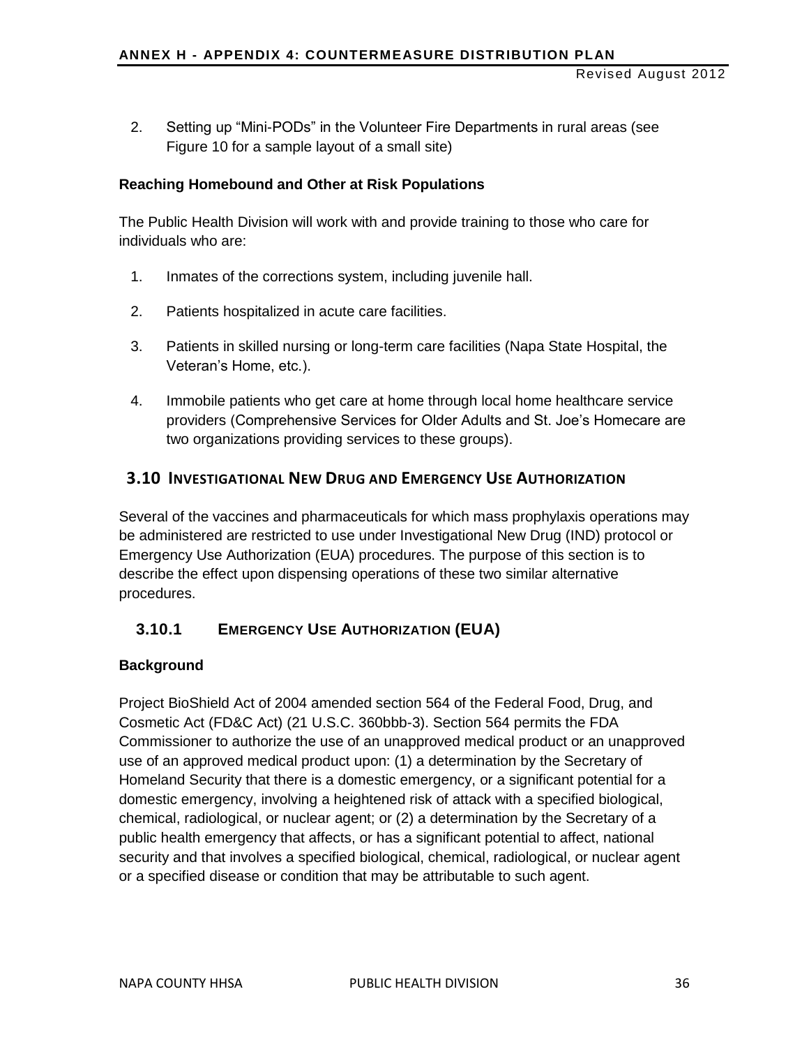2. Setting up "Mini-PODs" in the Volunteer Fire Departments in rural areas (see Figure 10 for a sample layout of a small site)

**Reaching Homebound and Other at Risk Populations**

The Public Health Division will work with and provide training to those who care for individuals who are:

1. Inmates of the corrections system, including juvenile hall.
2. Patients hospitalized in acute care facilities.
3. Patients in skilled nursing or long-term care facilities (Napa State Hospital, the Veteran's Home, etc.).
4. Immobile patients who get care at home through local home healthcare service providers (Comprehensive Services for Older Adults and St. Joe's Homecare are two organizations providing services to these groups).

## 3.10 Investigational New Drug and Emergency Use Authorization

Several of the vaccines and pharmaceuticals for which mass prophylaxis operations may be administered are restricted to use under Investigational New Drug (IND) protocol or Emergency Use Authorization (EUA) procedures. The purpose of this section is to describe the effect upon dispensing operations of these two similar alternative procedures.

### 3.10.1 Emergency Use Authorization (EUA)

**Background**

Project BioShield Act of 2004 amended section 564 of the Federal Food, Drug, and Cosmetic Act (FD&C Act) (21 U.S.C. 360bbb-3). Section 564 permits the FDA Commissioner to authorize the use of an unapproved medical product or an unapproved use of an approved medical product upon: (1) a determination by the Secretary of Homeland Security that there is a domestic emergency, or a significant potential for a domestic emergency, involving a heightened risk of attack with a specified biological, chemical, radiological, or nuclear agent; or (2) a determination by the Secretary of a public health emergency that affects, or has a significant potential to affect, national security and that involves a specified biological, chemical, radiological, or nuclear agent or a specified disease or condition that may be attributable to such agent.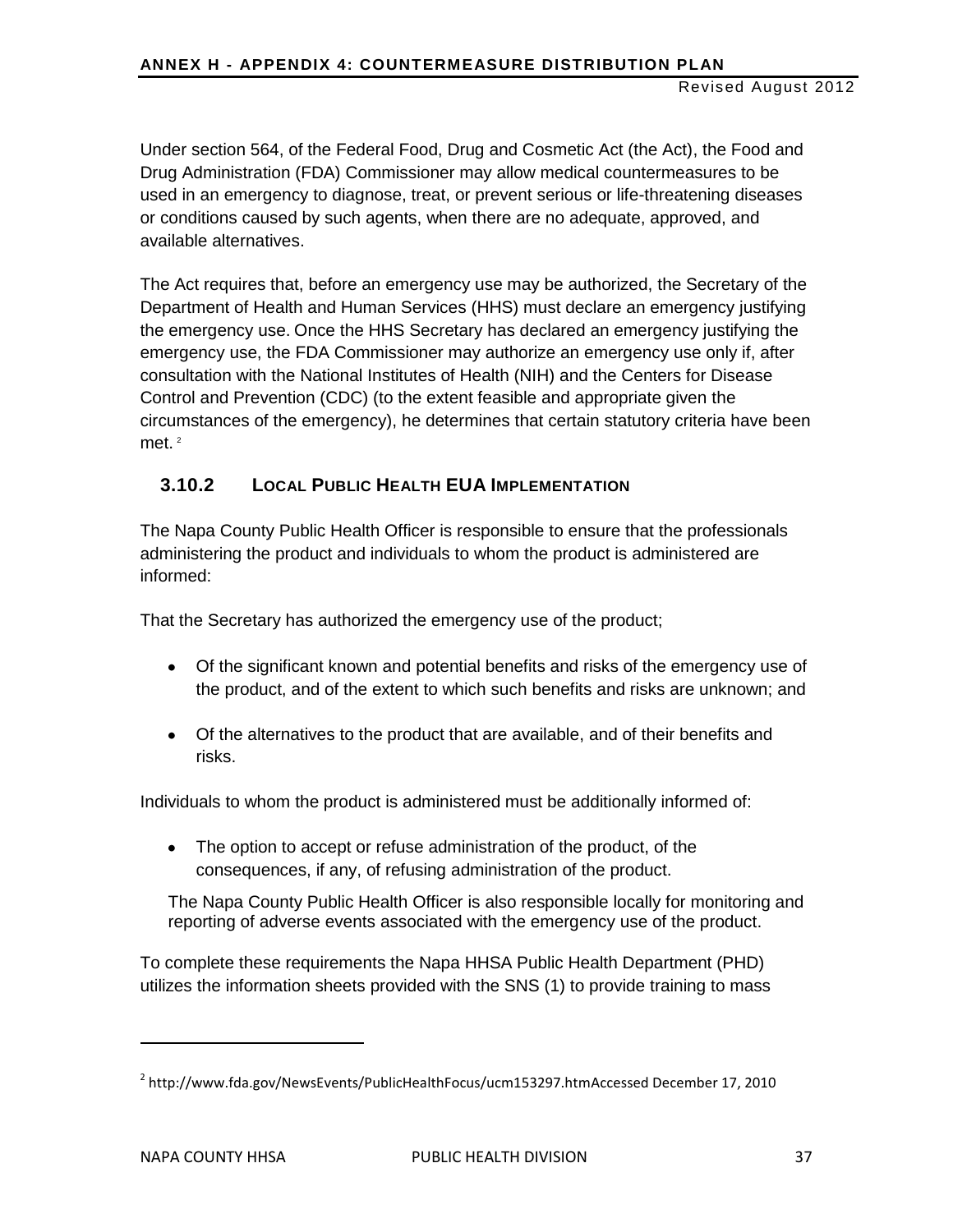Under section 564, of the Federal Food, Drug and Cosmetic Act (the Act), the Food and Drug Administration (FDA) Commissioner may allow medical countermeasures to be used in an emergency to diagnose, treat, or prevent serious or life-threatening diseases or conditions caused by such agents, when there are no adequate, approved, and available alternatives.

The Act requires that, before an emergency use may be authorized, the Secretary of the Department of Health and Human Services (HHS) must declare an emergency justifying the emergency use. Once the HHS Secretary has declared an emergency justifying the emergency use, the FDA Commissioner may authorize an emergency use only if, after consultation with the National Institutes of Health (NIH) and the Centers for Disease Control and Prevention (CDC) (to the extent feasible and appropriate given the circumstances of the emergency), he determines that certain statutory criteria have been met. [2]

### 3.10.2 Local Public Health EUA Implementation

The Napa County Public Health Officer is responsible to ensure that the professionals administering the product and individuals to whom the product is administered are informed:

That the Secretary has authorized the emergency use of the product;

- Of the significant known and potential benefits and risks of the emergency use of the product, and of the extent to which such benefits and risks are unknown; and
- Of the alternatives to the product that are available, and of their benefits and risks.

Individuals to whom the product is administered must be additionally informed of:

- The option to accept or refuse administration of the product, of the consequences, if any, of refusing administration of the product.

The Napa County Public Health Officer is also responsible locally for monitoring and reporting of adverse events associated with the emergency use of the product.

To complete these requirements the Napa HHSA Public Health Department (PHD) utilizes the information sheets provided with the SNS (1) to provide training to mass

---

[2] http://www.fda.gov/NewsEvents/PublicHealthFocus/ucm153297.htmAccessed December 17, 2010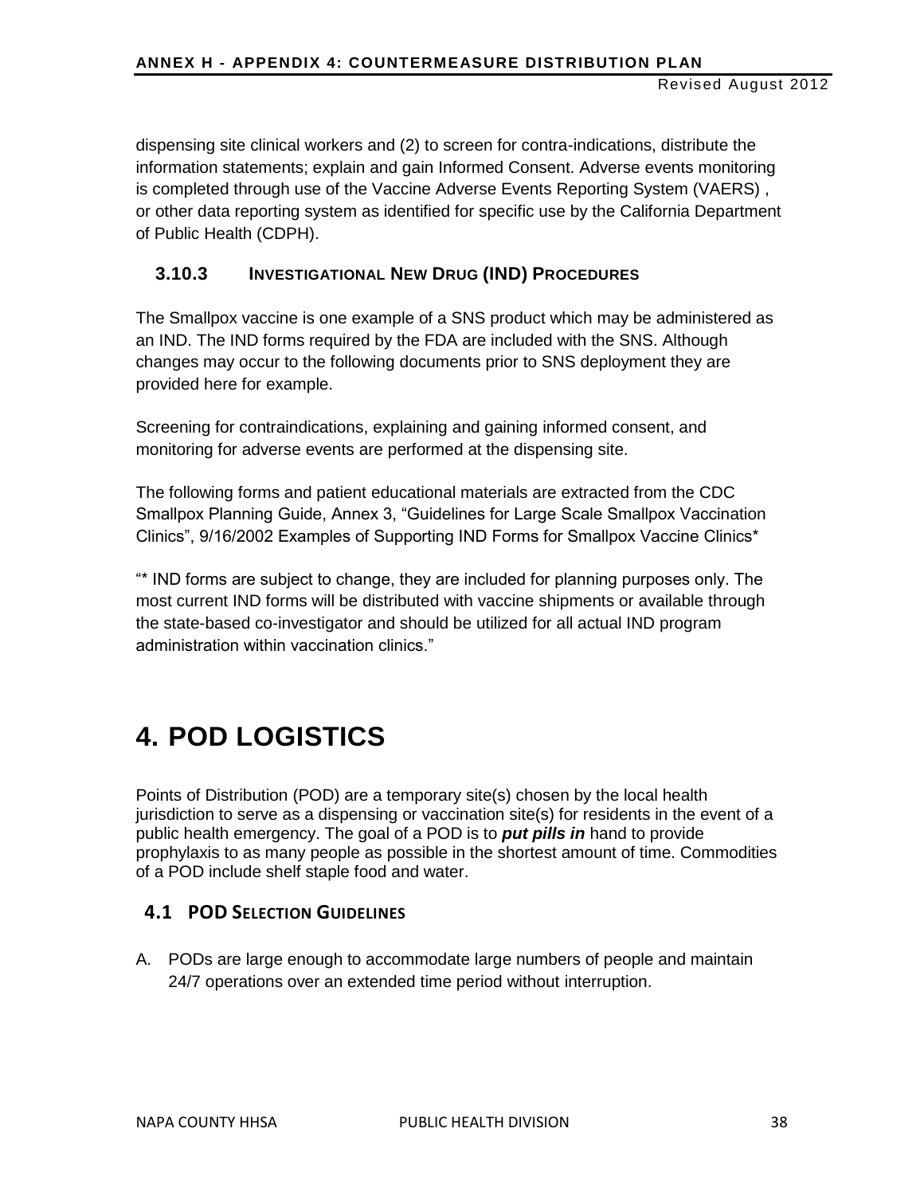dispensing site clinical workers and (2) to screen for contra-indications, distribute the information statements; explain and gain Informed Consent. Adverse events monitoring is completed through use of the Vaccine Adverse Events Reporting System (VAERS) , or other data reporting system as identified for specific use by the California Department of Public Health (CDPH).

### 3.10.3 Investigational New Drug (IND) Procedures

The Smallpox vaccine is one example of a SNS product which may be administered as an IND. The IND forms required by the FDA are included with the SNS. Although changes may occur to the following documents prior to SNS deployment they are provided here for example.

Screening for contraindications, explaining and gaining informed consent, and monitoring for adverse events are performed at the dispensing site.

The following forms and patient educational materials are extracted from the CDC Smallpox Planning Guide, Annex 3, "Guidelines for Large Scale Smallpox Vaccination Clinics", 9/16/2002 Examples of Supporting IND Forms for Smallpox Vaccine Clinics*

"* IND forms are subject to change, they are included for planning purposes only. The most current IND forms will be distributed with vaccine shipments or available through the state-based co-investigator and should be utilized for all actual IND program administration within vaccination clinics."

# 4. POD LOGISTICS

Points of Distribution (POD) are a temporary site(s) chosen by the local health jurisdiction to serve as a dispensing or vaccination site(s) for residents in the event of a public health emergency. The goal of a POD is to ***put pills in*** hand to provide prophylaxis to as many people as possible in the shortest amount of time. Commodities of a POD include shelf staple food and water.

## 4.1 POD Selection Guidelines

A. PODs are large enough to accommodate large numbers of people and maintain 24/7 operations over an extended time period without interruption.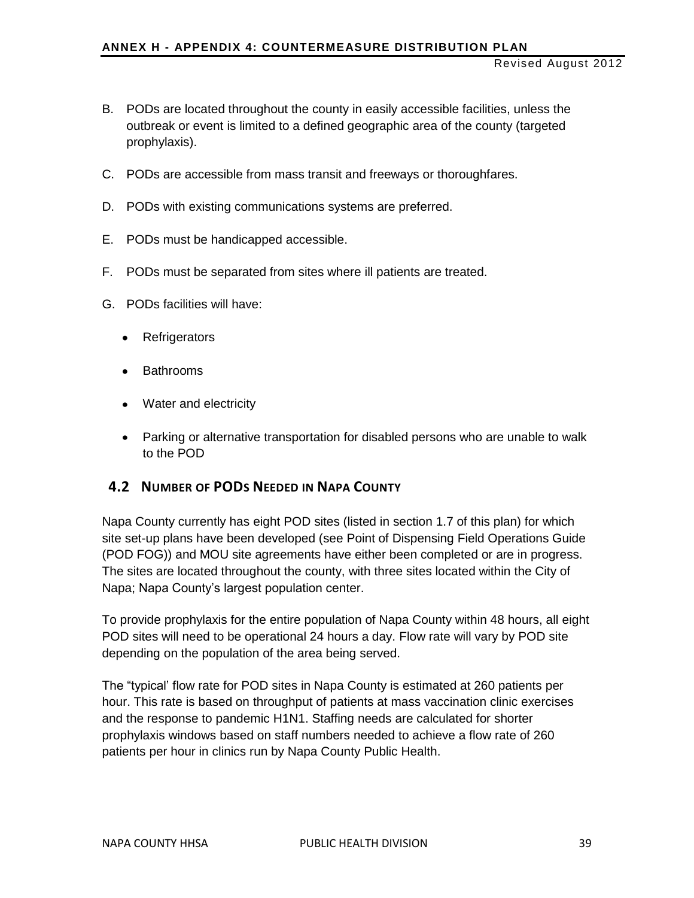B. PODs are located throughout the county in easily accessible facilities, unless the outbreak or event is limited to a defined geographic area of the county (targeted prophylaxis).

C. PODs are accessible from mass transit and freeways or thoroughfares.

D. PODs with existing communications systems are preferred.

E. PODs must be handicapped accessible.

F. PODs must be separated from sites where ill patients are treated.

G. PODs facilities will have:

- Refrigerators
- Bathrooms
- Water and electricity
- Parking or alternative transportation for disabled persons who are unable to walk to the POD

## 4.2 Number of PODs Needed in Napa County

Napa County currently has eight POD sites (listed in section 1.7 of this plan) for which site set-up plans have been developed (see Point of Dispensing Field Operations Guide (POD FOG)) and MOU site agreements have either been completed or are in progress. The sites are located throughout the county, with three sites located within the City of Napa; Napa County's largest population center.

To provide prophylaxis for the entire population of Napa County within 48 hours, all eight POD sites will need to be operational 24 hours a day. Flow rate will vary by POD site depending on the population of the area being served.

The "typical' flow rate for POD sites in Napa County is estimated at 260 patients per hour. This rate is based on throughput of patients at mass vaccination clinic exercises and the response to pandemic H1N1. Staffing needs are calculated for shorter prophylaxis windows based on staff numbers needed to achieve a flow rate of 260 patients per hour in clinics run by Napa County Public Health.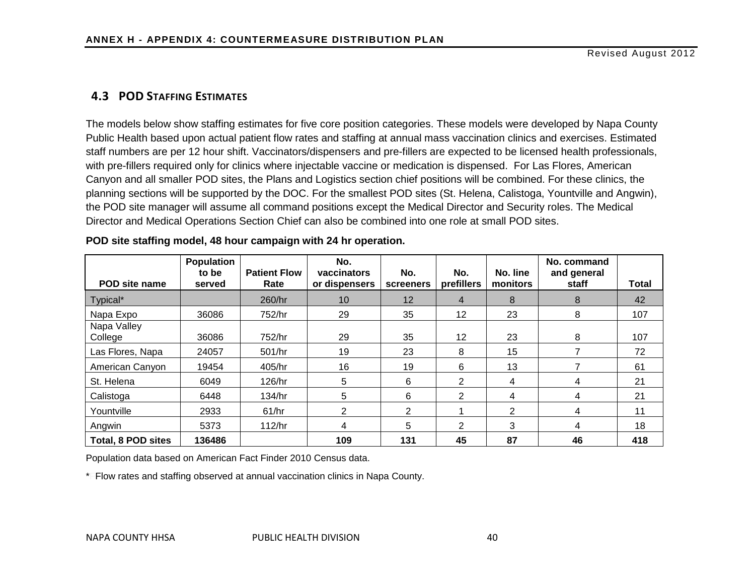## 4.3 POD Staffing Estimates

The models below show staffing estimates for five core position categories. These models were developed by Napa County Public Health based upon actual patient flow rates and staffing at annual mass vaccination clinics and exercises. Estimated staff numbers are per 12 hour shift. Vaccinators/dispensers and pre-fillers are expected to be licensed health professionals, with pre-fillers required only for clinics where injectable vaccine or medication is dispensed. For Las Flores, American Canyon and all smaller POD sites, the Plans and Logistics section chief positions will be combined. For these clinics, the planning sections will be supported by the DOC. For the smallest POD sites (St. Helena, Calistoga, Yountville and Angwin), the POD site manager will assume all command positions except the Medical Director and Security roles. The Medical Director and Medical Operations Section Chief can also be combined into one role at small POD sites.

**POD site staffing model, 48 hour campaign with 24 hr operation.**

| POD site name | Population to be served | Patient Flow Rate | No. vaccinators or dispensers | No. screeners | No. prefillers | No. line monitors | No. command and general staff | Total |
|---|---|---|---|---|---|---|---|---|
| Typical* | | 260/hr | 10 | 12 | 4 | 8 | 8 | 42 |
| Napa Expo | 36086 | 752/hr | 29 | 35 | 12 | 23 | 8 | 107 |
| Napa Valley College | 36086 | 752/hr | 29 | 35 | 12 | 23 | 8 | 107 |
| Las Flores, Napa | 24057 | 501/hr | 19 | 23 | 8 | 15 | 7 | 72 |
| American Canyon | 19454 | 405/hr | 16 | 19 | 6 | 13 | 7 | 61 |
| St. Helena | 6049 | 126/hr | 5 | 6 | 2 | 4 | 4 | 21 |
| Calistoga | 6448 | 134/hr | 5 | 6 | 2 | 4 | 4 | 21 |
| Yountville | 2933 | 61/hr | 2 | 2 | 1 | 2 | 4 | 11 |
| Angwin | 5373 | 112/hr | 4 | 5 | 2 | 3 | 4 | 18 |
| **Total, 8 POD sites** | **136486** | | **109** | **131** | **45** | **87** | **46** | **418** |

Population data based on American Fact Finder 2010 Census data.

\* Flow rates and staffing observed at annual vaccination clinics in Napa County.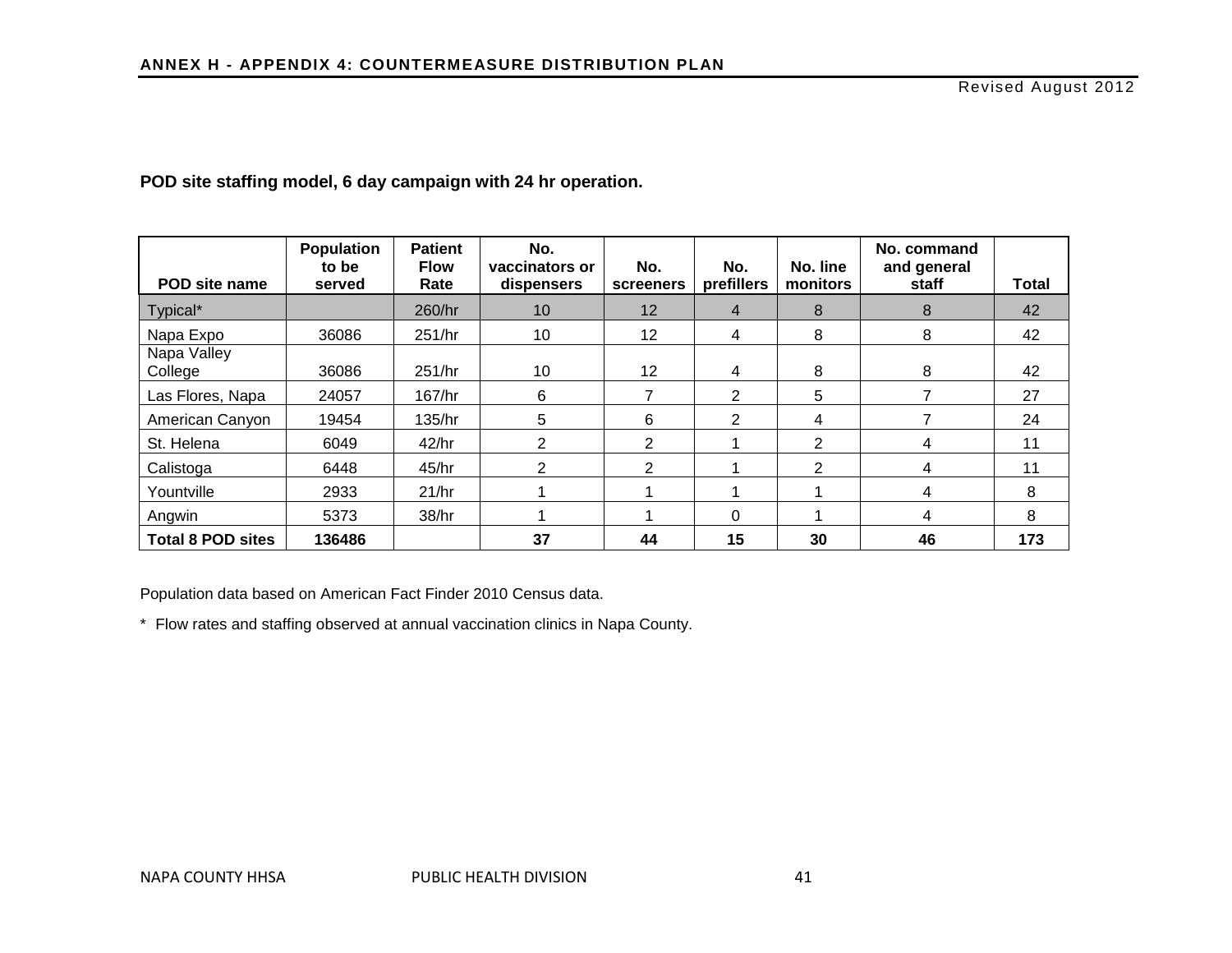**POD site staffing model, 6 day campaign with 24 hr operation.**

| POD site name | Population to be served | Patient Flow Rate | No. vaccinators or dispensers | No. screeners | No. prefillers | No. line monitors | No. command and general staff | Total |
|---|---|---|---|---|---|---|---|---|
| Typical* | | 260/hr | 10 | 12 | 4 | 8 | 8 | 42 |
| Napa Expo | 36086 | 251/hr | 10 | 12 | 4 | 8 | 8 | 42 |
| Napa Valley College | 36086 | 251/hr | 10 | 12 | 4 | 8 | 8 | 42 |
| Las Flores, Napa | 24057 | 167/hr | 6 | 7 | 2 | 5 | 7 | 27 |
| American Canyon | 19454 | 135/hr | 5 | 6 | 2 | 4 | 7 | 24 |
| St. Helena | 6049 | 42/hr | 2 | 2 | 1 | 2 | 4 | 11 |
| Calistoga | 6448 | 45/hr | 2 | 2 | 1 | 2 | 4 | 11 |
| Yountville | 2933 | 21/hr | 1 | 1 | 1 | 1 | 4 | 8 |
| Angwin | 5373 | 38/hr | 1 | 1 | 0 | 1 | 4 | 8 |
| **Total 8 POD sites** | **136486** | | **37** | **44** | **15** | **30** | **46** | **173** |

Population data based on American Fact Finder 2010 Census data.

\* Flow rates and staffing observed at annual vaccination clinics in Napa County.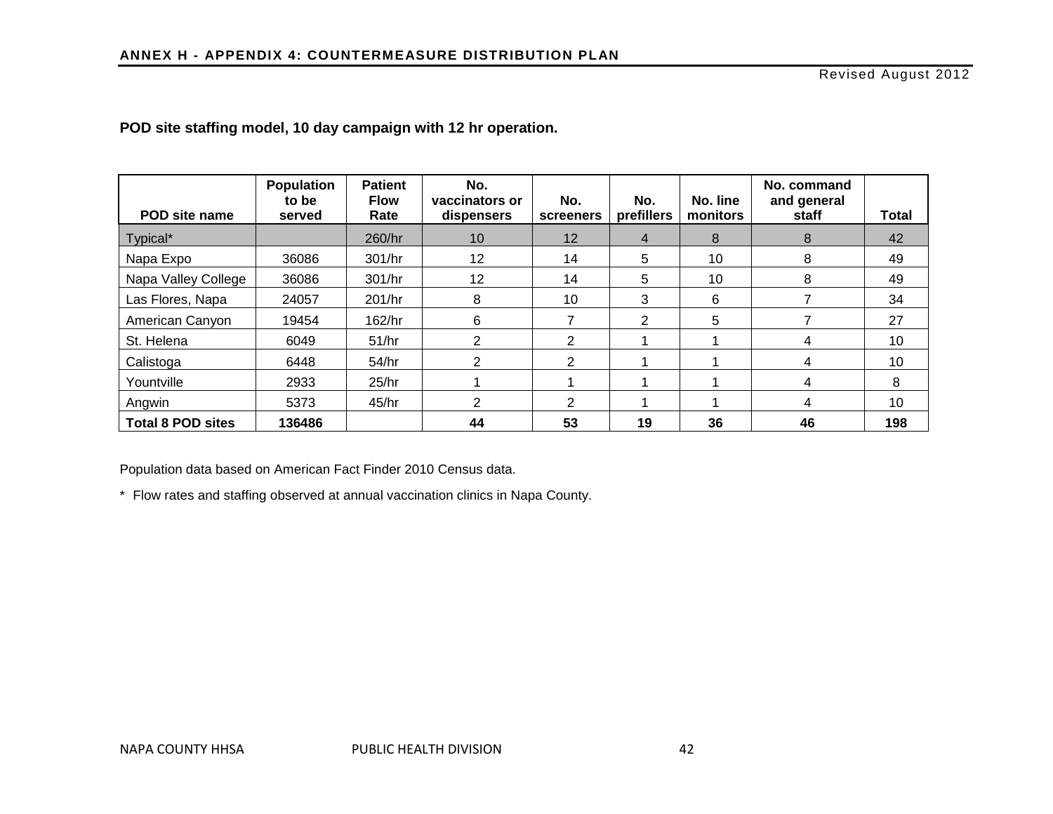**POD site staffing model, 10 day campaign with 12 hr operation.**

| POD site name | Population to be served | Patient Flow Rate | No. vaccinators or dispensers | No. screeners | No. prefillers | No. line monitors | No. command and general staff | Total |
|---|---|---|---|---|---|---|---|---|
| Typical* | | 260/hr | 10 | 12 | 4 | 8 | 8 | 42 |
| Napa Expo | 36086 | 301/hr | 12 | 14 | 5 | 10 | 8 | 49 |
| Napa Valley College | 36086 | 301/hr | 12 | 14 | 5 | 10 | 8 | 49 |
| Las Flores, Napa | 24057 | 201/hr | 8 | 10 | 3 | 6 | 7 | 34 |
| American Canyon | 19454 | 162/hr | 6 | 7 | 2 | 5 | 7 | 27 |
| St. Helena | 6049 | 51/hr | 2 | 2 | 1 | 1 | 4 | 10 |
| Calistoga | 6448 | 54/hr | 2 | 2 | 1 | 1 | 4 | 10 |
| Yountville | 2933 | 25/hr | 1 | 1 | 1 | 1 | 4 | 8 |
| Angwin | 5373 | 45/hr | 2 | 2 | 1 | 1 | 4 | 10 |
| **Total 8 POD sites** | **136486** | | **44** | **53** | **19** | **36** | **46** | **198** |

Population data based on American Fact Finder 2010 Census data.

\* Flow rates and staffing observed at annual vaccination clinics in Napa County.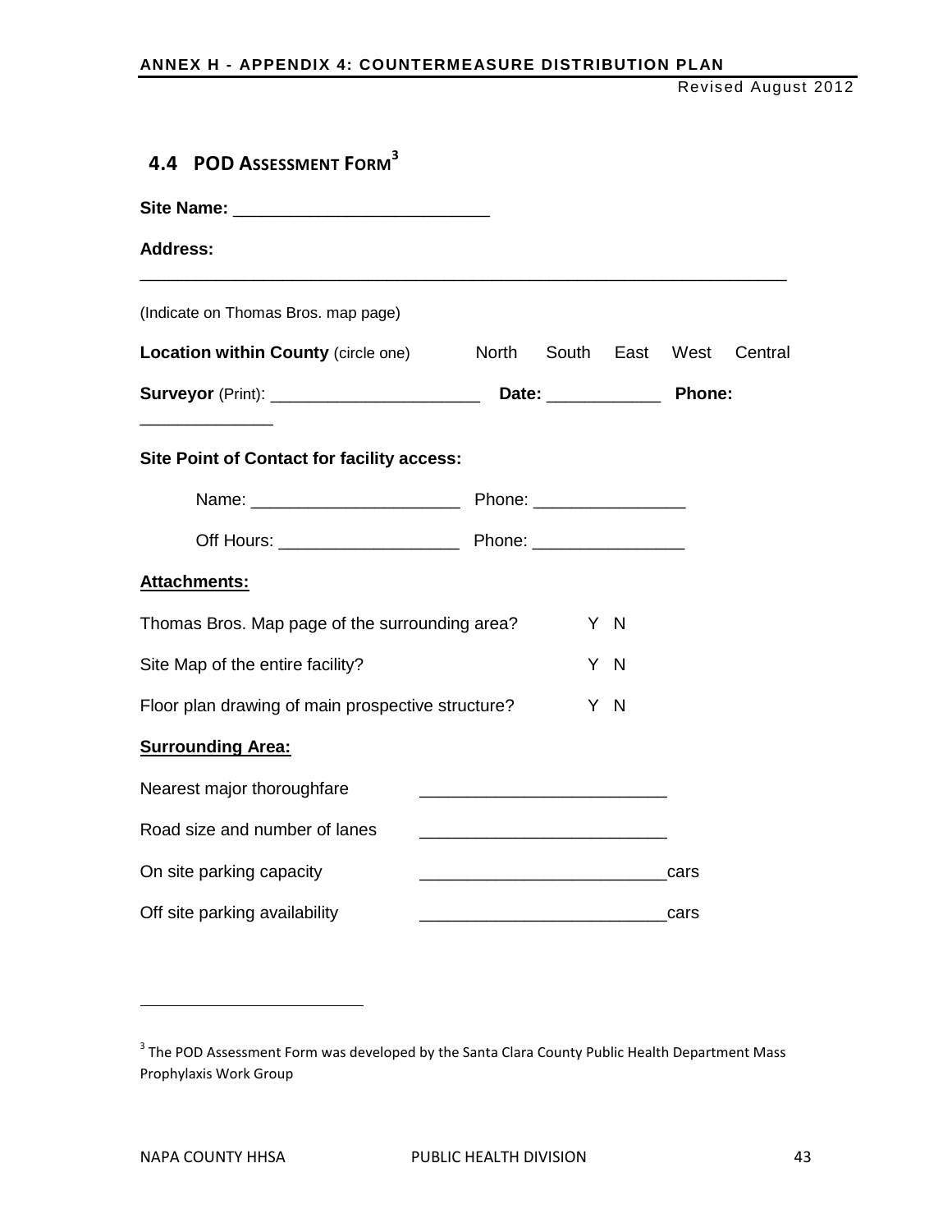## 4.4 POD Assessment Form[3]

**Site Name:** ___________________________

**Address:**

_____________________________________________________________________

(Indicate on Thomas Bros. map page)

**Location within County** (circle one)     North   South   East   West   Central

**Surveyor** (Print): _______________________ **Date:** ____________ **Phone:** ______________

**Site Point of Contact for facility access:**

Name: ______________________ Phone: ________________

Off Hours: ___________________ Phone: ________________

**Attachments:**

Thomas Bros. Map page of the surrounding area?   Y N

Site Map of the entire facility?   Y N

Floor plan drawing of main prospective structure?   Y N

**Surrounding Area:**

Nearest major thoroughfare   _________________________

Road size and number of lanes   _________________________

On site parking capacity   _________________________cars

Off site parking availability   _________________________cars

---

[3] The POD Assessment Form was developed by the Santa Clara County Public Health Department Mass Prophylaxis Work Group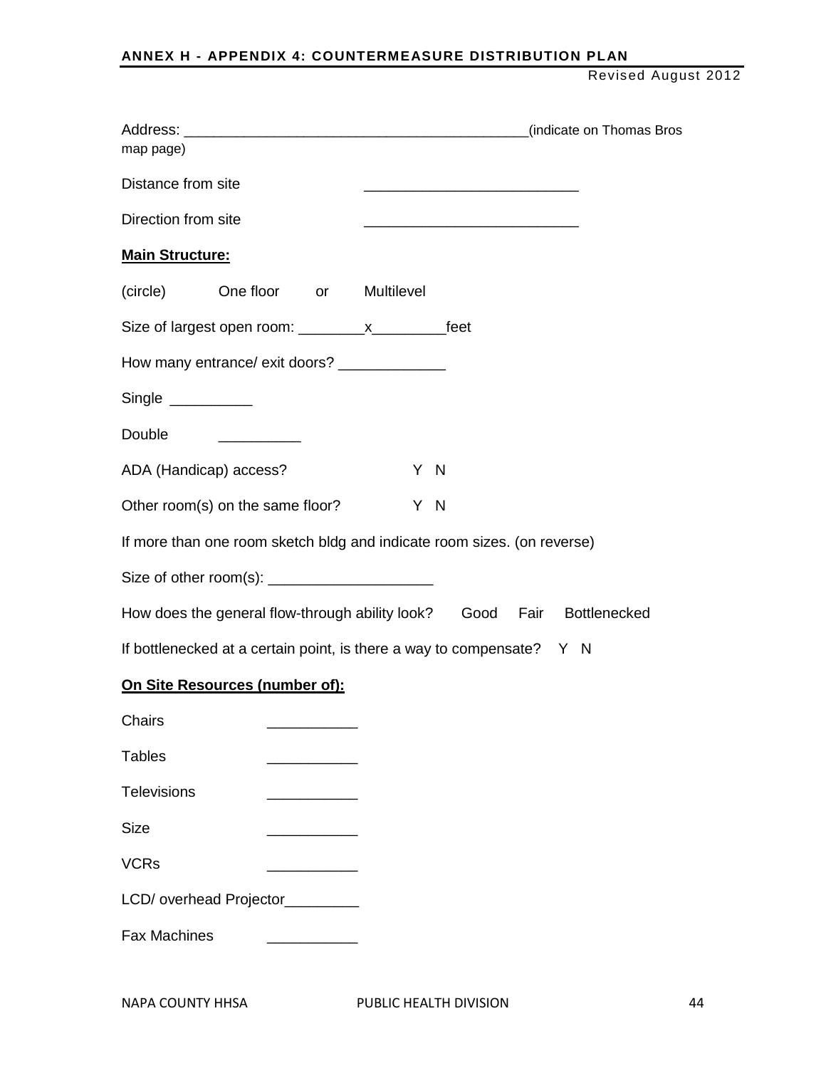Address: ___________________________________________(indicate on Thomas Bros map page)

Distance from site ___________________________

Direction from site ___________________________

**Main Structure:**

(circle) One floor or Multilevel

Size of largest open room: ________x_________feet

How many entrance/ exit doors? _____________

Single __________

Double __________

ADA (Handicap) access? Y N

Other room(s) on the same floor? Y N

If more than one room sketch bldg and indicate room sizes. (on reverse)

Size of other room(s): ____________________

How does the general flow-through ability look? Good Fair Bottlenecked

If bottlenecked at a certain point, is there a way to compensate? Y N

**On Site Resources (number of):**

Chairs ___________

Tables ___________

Televisions ___________

Size ___________

VCRs ___________

LCD/ overhead Projector_________

Fax Machines ___________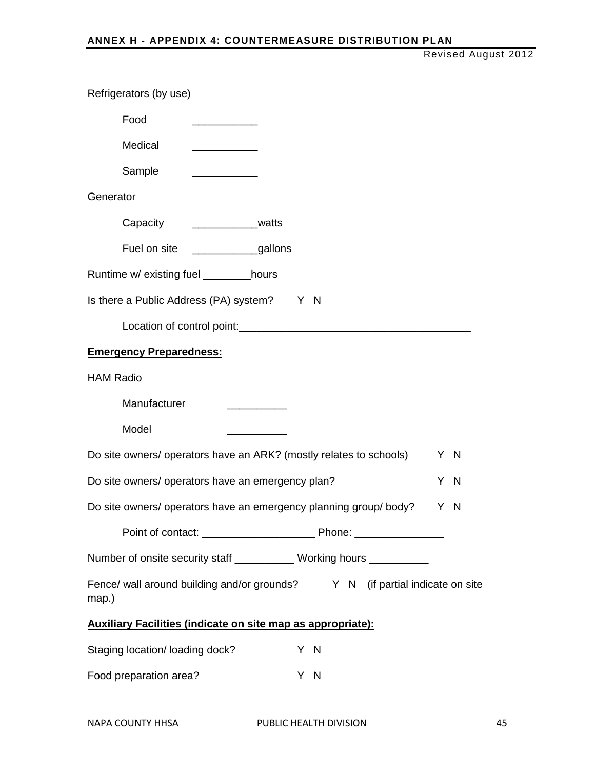Refrigerators (by use)

Food ___________

Medical ___________

Sample ___________

Generator

Capacity ___________watts

Fuel on site ___________gallons

Runtime w/ existing fuel ________hours

Is there a Public Address (PA) system? Y N

Location of control point:_______________________________________

**Emergency Preparedness:**

HAM Radio

Manufacturer __________

Model __________

Do site owners/ operators have an ARK? (mostly relates to schools) Y N

Do site owners/ operators have an emergency plan? Y N

Do site owners/ operators have an emergency planning group/ body? Y N

Point of contact: ___________________ Phone: _______________

Number of onsite security staff __________ Working hours __________

Fence/ wall around building and/or grounds? Y N (if partial indicate on site map.)

**Auxiliary Facilities (indicate on site map as appropriate):**

Staging location/ loading dock? Y N

Food preparation area? Y N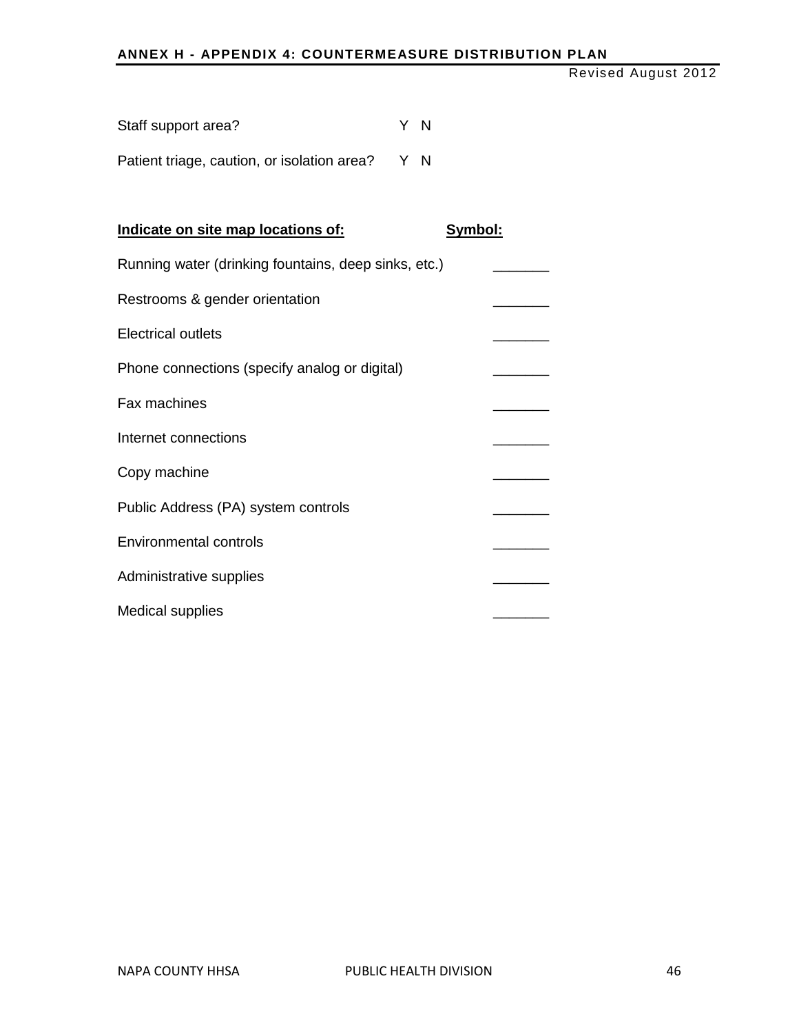Staff support area? Y N

Patient triage, caution, or isolation area? Y N

| **Indicate on site map locations of:** | **Symbol:** |
|---|---|
| Running water (drinking fountains, deep sinks, etc.) | _______ |
| Restrooms & gender orientation | _______ |
| Electrical outlets | _______ |
| Phone connections (specify analog or digital) | _______ |
| Fax machines | _______ |
| Internet connections | _______ |
| Copy machine | _______ |
| Public Address (PA) system controls | _______ |
| Environmental controls | _______ |
| Administrative supplies | _______ |
| Medical supplies | _______ |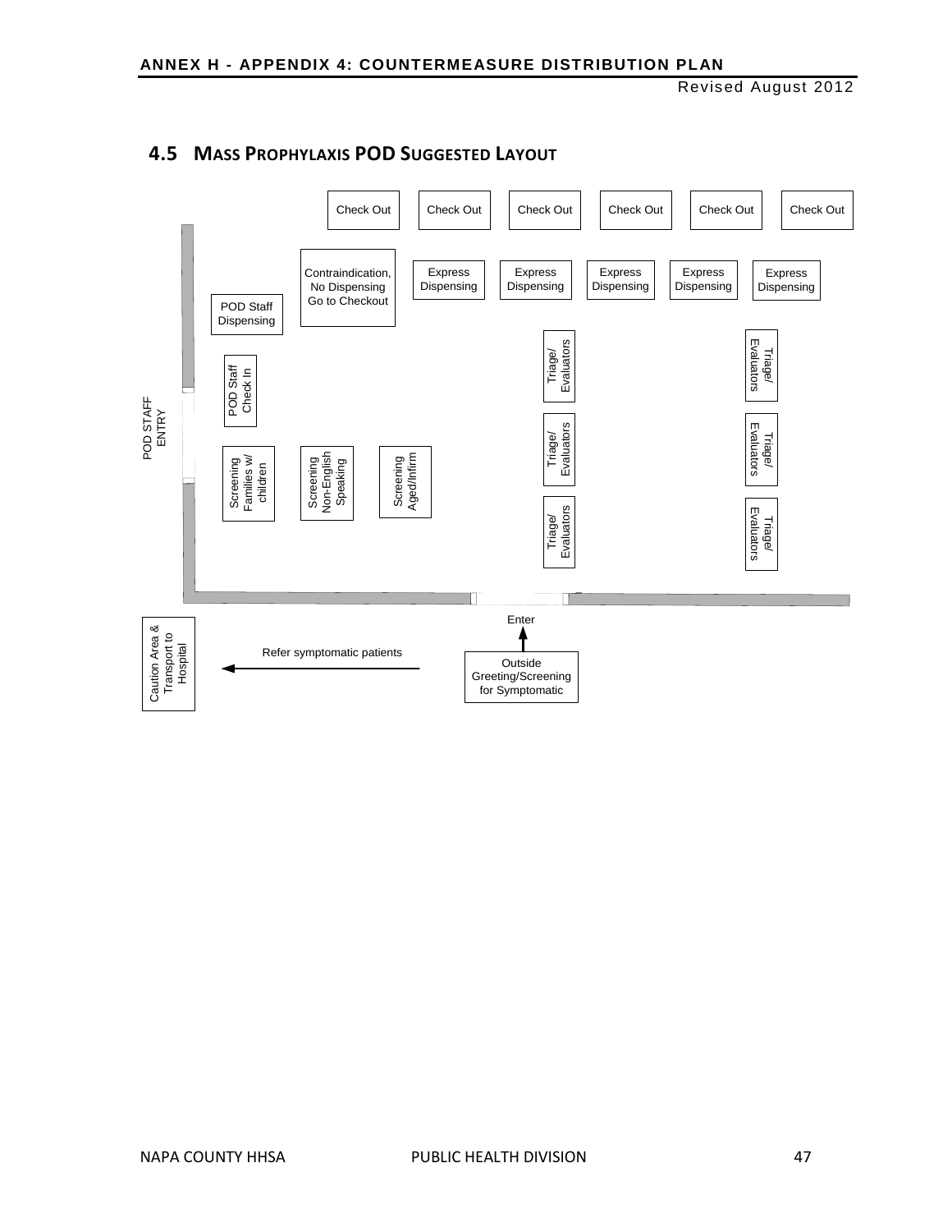## 4.5 MASS PROPHYLAXIS POD SUGGESTED LAYOUT

Check Out | Check Out | Check Out | Check Out | Check Out | Check Out

Contraindication, No Dispensing Go to Checkout

Express Dispensing | Express Dispensing | Express Dispensing | Express Dispensing | Express Dispensing

POD Staff Dispensing

POD Staff Check In

POD STAFF ENTRY

Triage/ Evaluators

Triage/ Evaluators

Triage/ Evaluators

Triage/ Evaluators

Triage/ Evaluators

Triage/ Evaluators

Screening Families w/ children

Screening Non-English Speaking

Screening Aged/Infirm

Enter

Caution Area & Transport to Hospital

Refer symptomatic patients

Outside Greeting/Screening for Symptomatic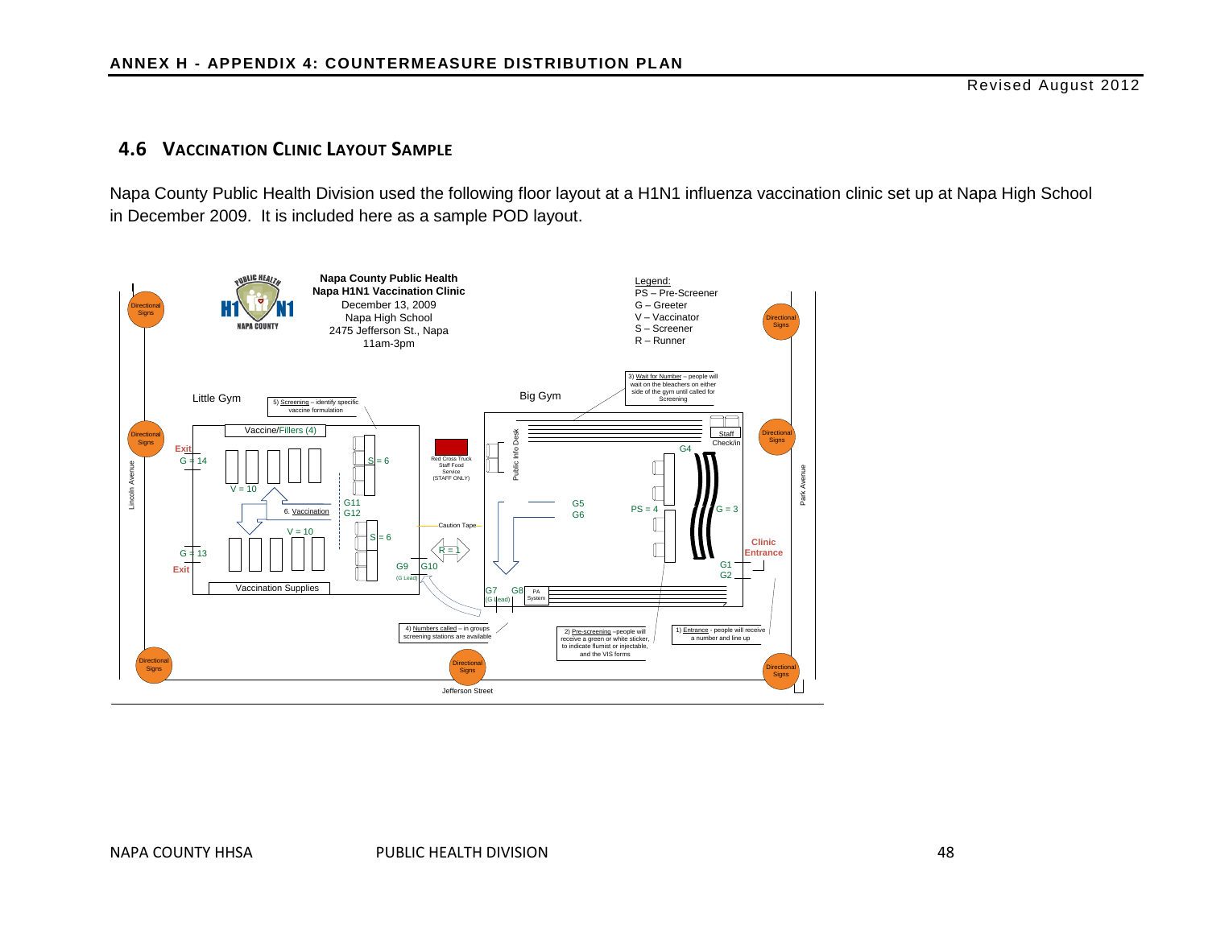## 4.6 VACCINATION CLINIC LAYOUT SAMPLE

Napa County Public Health Division used the following floor layout at a H1N1 influenza vaccination clinic set up at Napa High School in December 2009. It is included here as a sample POD layout.

**Napa County Public Health**
**Napa H1N1 Vaccination Clinic**
December 13, 2009
Napa High School
2475 Jefferson St., Napa
11am-3pm

Legend:
PS – Pre-Screener
G – Greeter
V – Vaccinator
S – Screener
R – Runner

Little Gym

Big Gym

Vaccine/Fillers (4)

Vaccination Supplies

Exit G = 14

V = 10

S = 6

G11
G12

6. Vaccination

V = 10

S = 6

G = 13 Exit

G9 G10 (G Lead)

Red Cross Truck Staff Food Service (STAFF ONLY)

Caution Tape

R = 1

Public Info Desk

G5
G6

PS = 4

G4

Staff Check/in

G = 3

Clinic Entrance

G1
G2

G7 (G Lead) G8

PA System

1) Entrance - people will receive a number and line up

2) Pre-screening –people will receive a green or white sticker, to indicate flumist or injectable, and the VIS forms

3) Wait for Number – people will wait on the bleachers on either side of the gym until called for Screening

4) Numbers called – in groups screening stations are available

5) Screening – identify specific vaccine formulation

Directional Signs

Lincoln Avenue

Park Avenue

Jefferson Street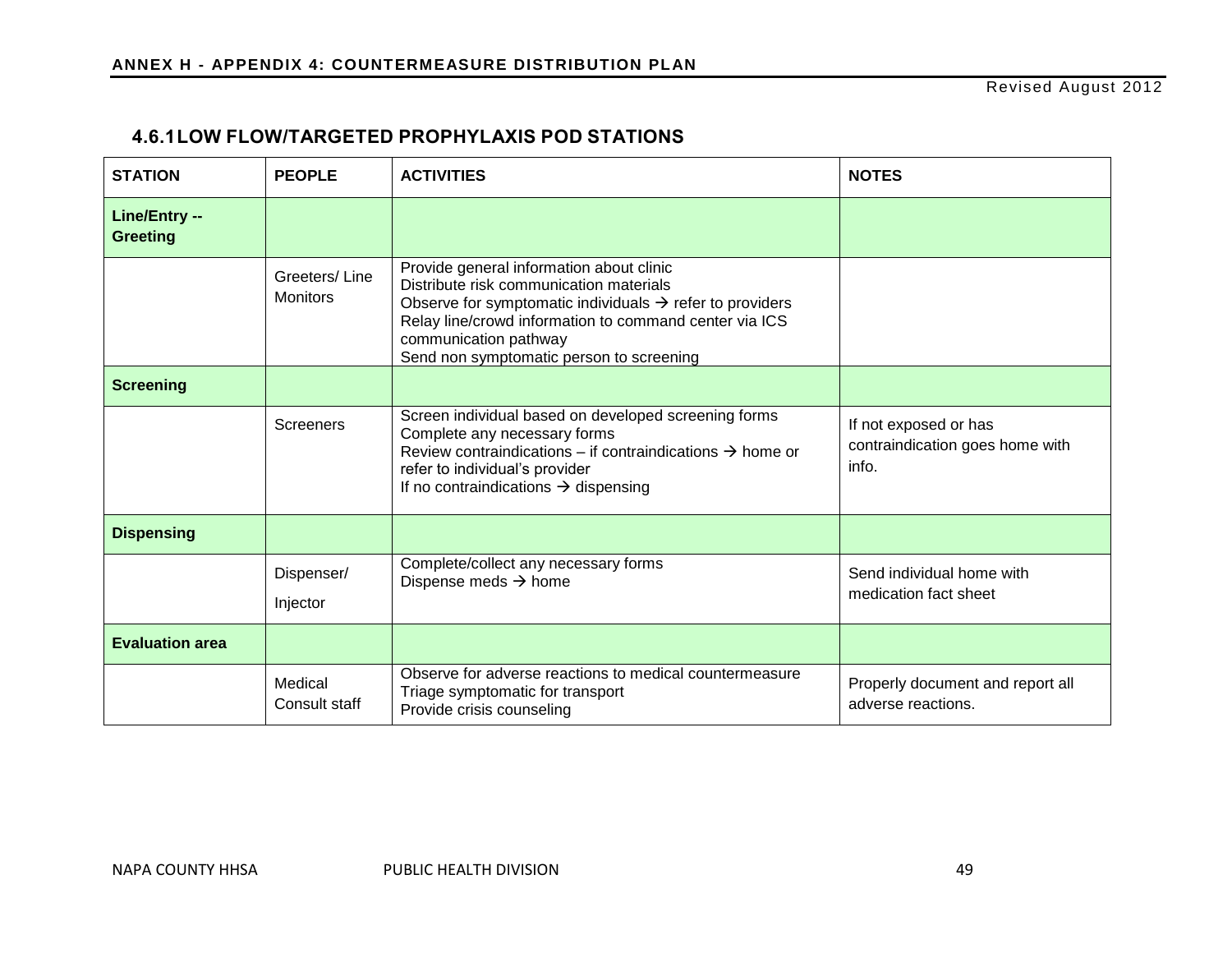### 4.6.1 LOW FLOW/TARGETED PROPHYLAXIS POD STATIONS

| STATION | PEOPLE | ACTIVITIES | NOTES |
|---|---|---|---|
| **Line/Entry -- Greeting** | | | |
| | Greeters/ Line Monitors | Provide general information about clinic<br>Distribute risk communication materials<br>Observe for symptomatic individuals → refer to providers<br>Relay line/crowd information to command center via ICS communication pathway<br>Send non symptomatic person to screening | |
| **Screening** | | | |
| | Screeners | Screen individual based on developed screening forms<br>Complete any necessary forms<br>Review contraindications – if contraindications → home or refer to individual's provider<br>If no contraindications → dispensing | If not exposed or has contraindication goes home with info. |
| **Dispensing** | | | |
| | Dispenser/<br>Injector | Complete/collect any necessary forms<br>Dispense meds → home | Send individual home with medication fact sheet |
| **Evaluation area** | | | |
| | Medical Consult staff | Observe for adverse reactions to medical countermeasure<br>Triage symptomatic for transport<br>Provide crisis counseling | Properly document and report all adverse reactions. |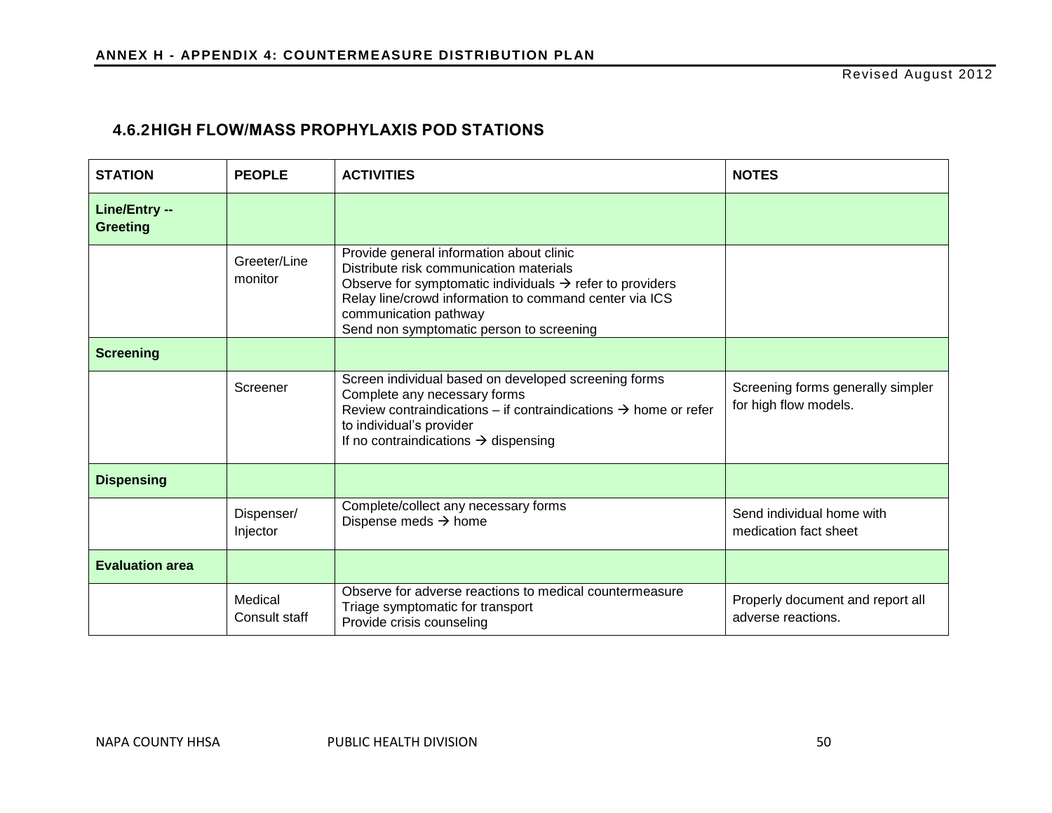### 4.6.2 HIGH FLOW/MASS PROPHYLAXIS POD STATIONS

| STATION | PEOPLE | ACTIVITIES | NOTES |
|---|---|---|---|
| **Line/Entry -- Greeting** | | | |
| | Greeter/Line monitor | Provide general information about clinic<br>Distribute risk communication materials<br>Observe for symptomatic individuals → refer to providers<br>Relay line/crowd information to command center via ICS communication pathway<br>Send non symptomatic person to screening | |
| **Screening** | | | |
| | Screener | Screen individual based on developed screening forms<br>Complete any necessary forms<br>Review contraindications – if contraindications → home or refer to individual's provider<br>If no contraindications → dispensing | Screening forms generally simpler for high flow models. |
| **Dispensing** | | | |
| | Dispenser/ Injector | Complete/collect any necessary forms<br>Dispense meds → home | Send individual home with medication fact sheet |
| **Evaluation area** | | | |
| | Medical Consult staff | Observe for adverse reactions to medical countermeasure<br>Triage symptomatic for transport<br>Provide crisis counseling | Properly document and report all adverse reactions. |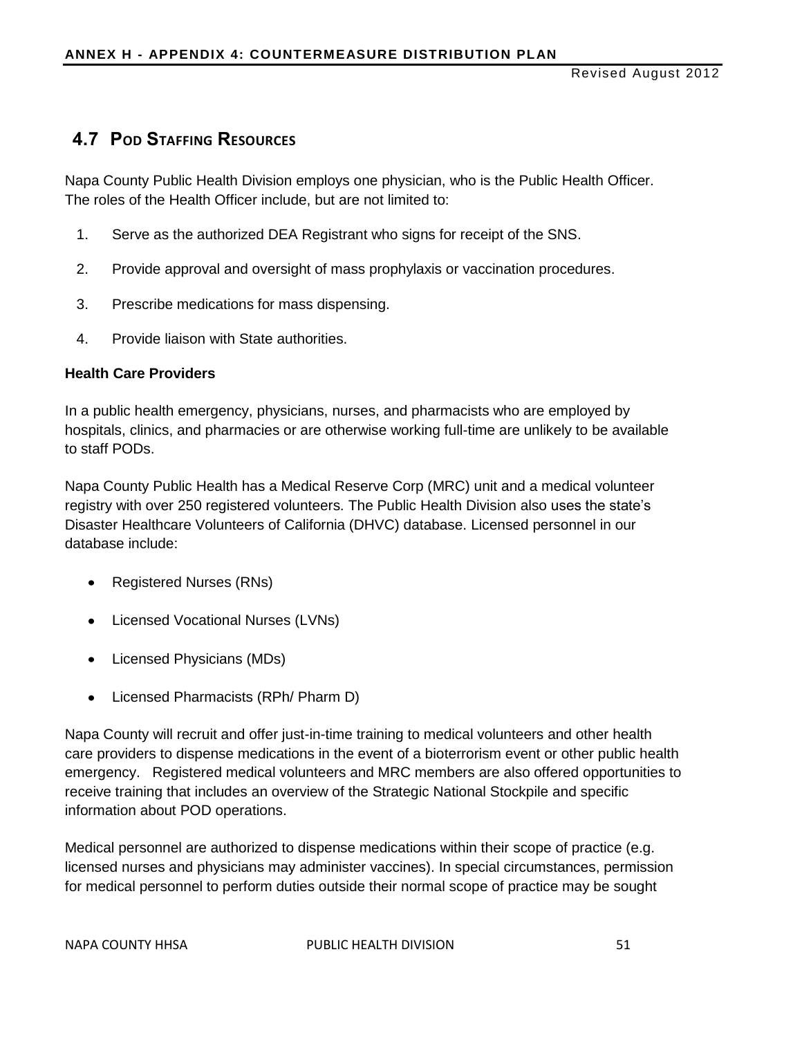## 4.7 POD STAFFING RESOURCES

Napa County Public Health Division employs one physician, who is the Public Health Officer. The roles of the Health Officer include, but are not limited to:

1. Serve as the authorized DEA Registrant who signs for receipt of the SNS.
2. Provide approval and oversight of mass prophylaxis or vaccination procedures.
3. Prescribe medications for mass dispensing.
4. Provide liaison with State authorities.

**Health Care Providers**

In a public health emergency, physicians, nurses, and pharmacists who are employed by hospitals, clinics, and pharmacies or are otherwise working full-time are unlikely to be available to staff PODs.

Napa County Public Health has a Medical Reserve Corp (MRC) unit and a medical volunteer registry with over 250 registered volunteers. The Public Health Division also uses the state's Disaster Healthcare Volunteers of California (DHVC) database. Licensed personnel in our database include:

- Registered Nurses (RNs)
- Licensed Vocational Nurses (LVNs)
- Licensed Physicians (MDs)
- Licensed Pharmacists (RPh/ Pharm D)

Napa County will recruit and offer just-in-time training to medical volunteers and other health care providers to dispense medications in the event of a bioterrorism event or other public health emergency. Registered medical volunteers and MRC members are also offered opportunities to receive training that includes an overview of the Strategic National Stockpile and specific information about POD operations.

Medical personnel are authorized to dispense medications within their scope of practice (e.g. licensed nurses and physicians may administer vaccines). In special circumstances, permission for medical personnel to perform duties outside their normal scope of practice may be sought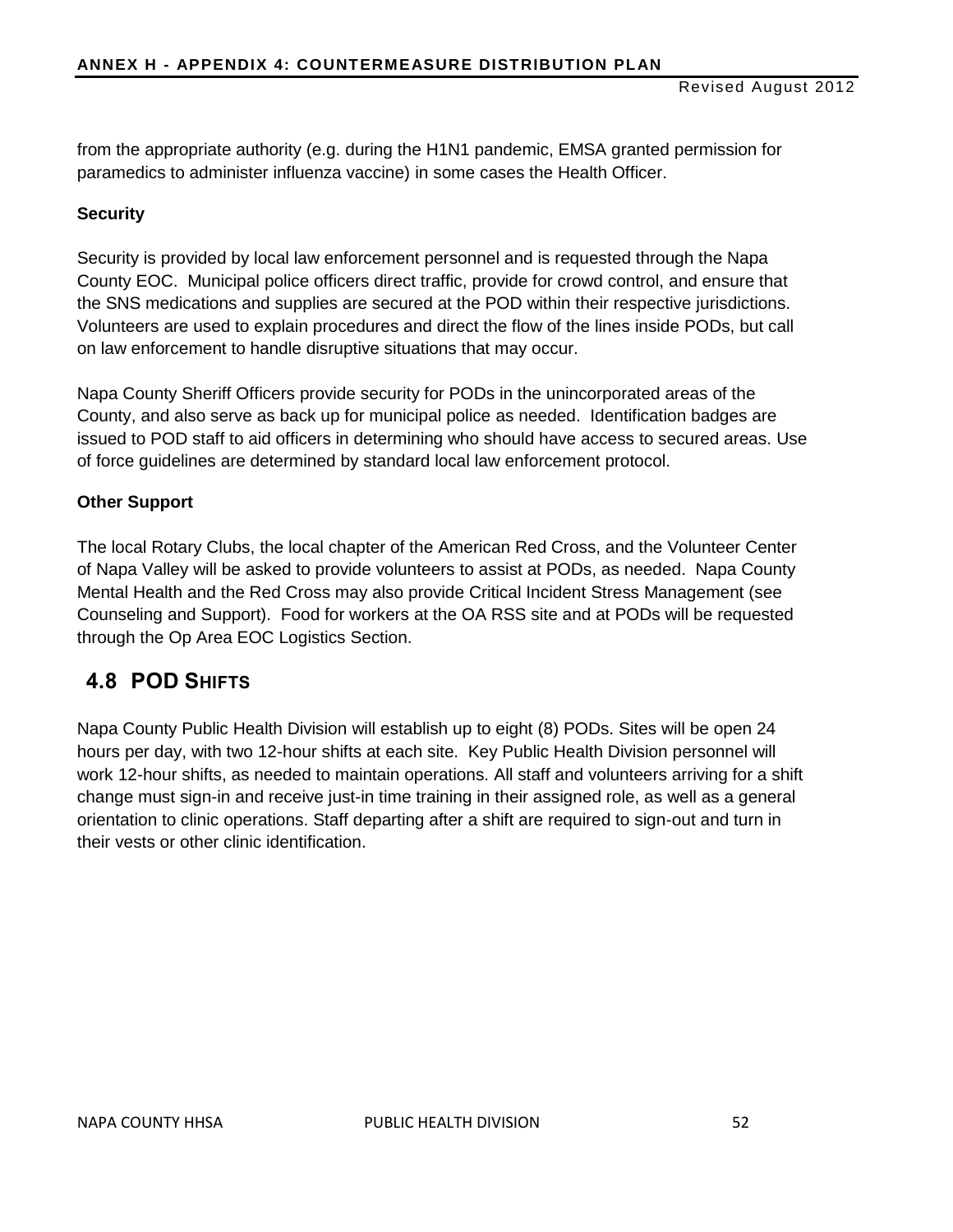from the appropriate authority (e.g. during the H1N1 pandemic, EMSA granted permission for paramedics to administer influenza vaccine) in some cases the Health Officer.

**Security**

Security is provided by local law enforcement personnel and is requested through the Napa County EOC. Municipal police officers direct traffic, provide for crowd control, and ensure that the SNS medications and supplies are secured at the POD within their respective jurisdictions. Volunteers are used to explain procedures and direct the flow of the lines inside PODs, but call on law enforcement to handle disruptive situations that may occur.

Napa County Sheriff Officers provide security for PODs in the unincorporated areas of the County, and also serve as back up for municipal police as needed. Identification badges are issued to POD staff to aid officers in determining who should have access to secured areas. Use of force guidelines are determined by standard local law enforcement protocol.

**Other Support**

The local Rotary Clubs, the local chapter of the American Red Cross, and the Volunteer Center of Napa Valley will be asked to provide volunteers to assist at PODs, as needed. Napa County Mental Health and the Red Cross may also provide Critical Incident Stress Management (see Counseling and Support). Food for workers at the OA RSS site and at PODs will be requested through the Op Area EOC Logistics Section.

## 4.8 POD SHIFTS

Napa County Public Health Division will establish up to eight (8) PODs. Sites will be open 24 hours per day, with two 12-hour shifts at each site. Key Public Health Division personnel will work 12-hour shifts, as needed to maintain operations. All staff and volunteers arriving for a shift change must sign-in and receive just-in time training in their assigned role, as well as a general orientation to clinic operations. Staff departing after a shift are required to sign-out and turn in their vests or other clinic identification.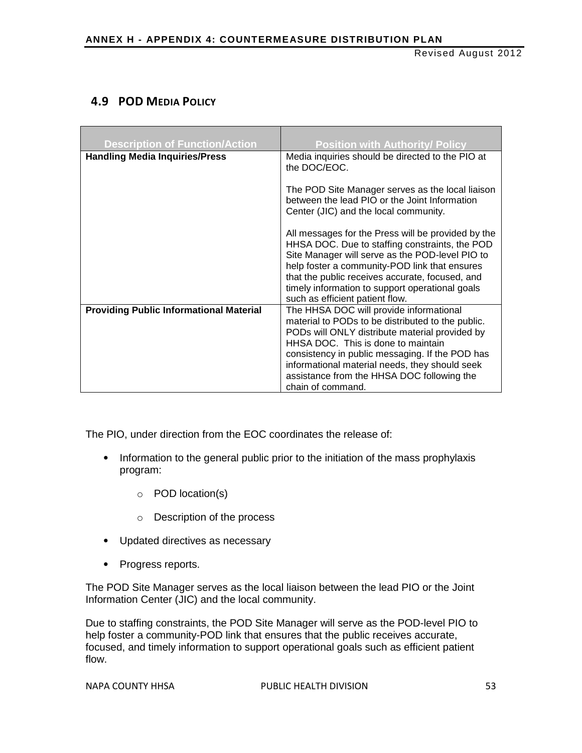## 4.9 POD Media Policy

| Description of Function/Action | Position with Authority/ Policy |
|---|---|
| **Handling Media Inquiries/Press** | Media inquiries should be directed to the PIO at the DOC/EOC.<br><br>The POD Site Manager serves as the local liaison between the lead PIO or the Joint Information Center (JIC) and the local community.<br><br>All messages for the Press will be provided by the HHSA DOC. Due to staffing constraints, the POD Site Manager will serve as the POD-level PIO to help foster a community-POD link that ensures that the public receives accurate, focused, and timely information to support operational goals such as efficient patient flow. |
| **Providing Public Informational Material** | The HHSA DOC will provide informational material to PODs to be distributed to the public. PODs will ONLY distribute material provided by HHSA DOC. This is done to maintain consistency in public messaging. If the POD has informational material needs, they should seek assistance from the HHSA DOC following the chain of command. |

The PIO, under direction from the EOC coordinates the release of:

- Information to the general public prior to the initiation of the mass prophylaxis program:
  - POD location(s)
  - Description of the process
- Updated directives as necessary
- Progress reports.

The POD Site Manager serves as the local liaison between the lead PIO or the Joint Information Center (JIC) and the local community.

Due to staffing constraints, the POD Site Manager will serve as the POD-level PIO to help foster a community-POD link that ensures that the public receives accurate, focused, and timely information to support operational goals such as efficient patient flow.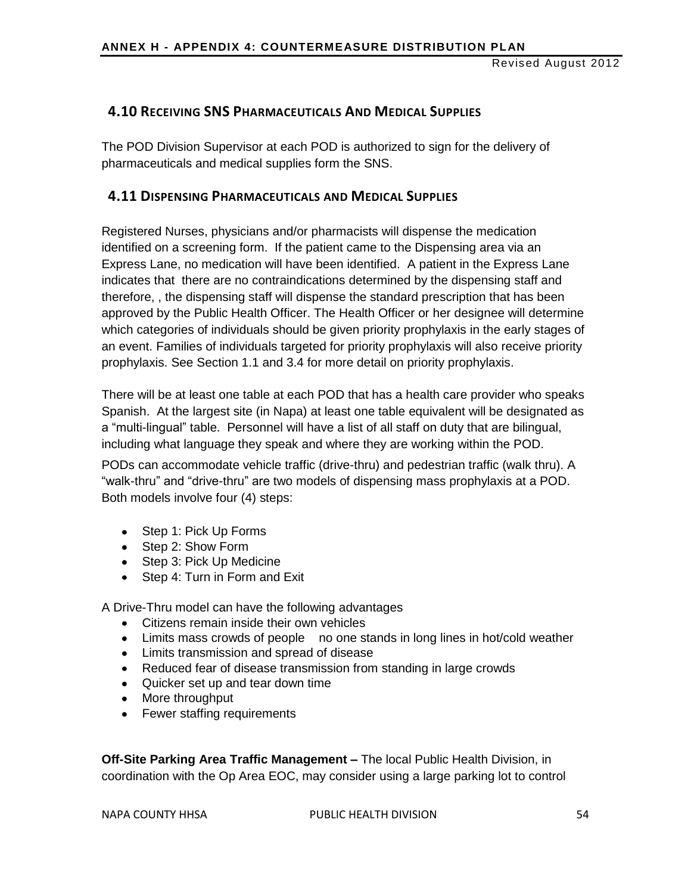## 4.10 Receiving SNS Pharmaceuticals And Medical Supplies

The POD Division Supervisor at each POD is authorized to sign for the delivery of pharmaceuticals and medical supplies form the SNS.

## 4.11 Dispensing Pharmaceuticals and Medical Supplies

Registered Nurses, physicians and/or pharmacists will dispense the medication identified on a screening form. If the patient came to the Dispensing area via an Express Lane, no medication will have been identified. A patient in the Express Lane indicates that there are no contraindications determined by the dispensing staff and therefore, , the dispensing staff will dispense the standard prescription that has been approved by the Public Health Officer. The Health Officer or her designee will determine which categories of individuals should be given priority prophylaxis in the early stages of an event. Families of individuals targeted for priority prophylaxis will also receive priority prophylaxis. See Section 1.1 and 3.4 for more detail on priority prophylaxis.

There will be at least one table at each POD that has a health care provider who speaks Spanish. At the largest site (in Napa) at least one table equivalent will be designated as a "multi-lingual" table. Personnel will have a list of all staff on duty that are bilingual, including what language they speak and where they are working within the POD.

PODs can accommodate vehicle traffic (drive-thru) and pedestrian traffic (walk thru). A "walk-thru" and "drive-thru" are two models of dispensing mass prophylaxis at a POD. Both models involve four (4) steps:

- Step 1: Pick Up Forms
- Step 2: Show Form
- Step 3: Pick Up Medicine
- Step 4: Turn in Form and Exit

A Drive-Thru model can have the following advantages

- Citizens remain inside their own vehicles
- Limits mass crowds of people no one stands in long lines in hot/cold weather
- Limits transmission and spread of disease
- Reduced fear of disease transmission from standing in large crowds
- Quicker set up and tear down time
- More throughput
- Fewer staffing requirements

**Off-Site Parking Area Traffic Management –** The local Public Health Division, in coordination with the Op Area EOC, may consider using a large parking lot to control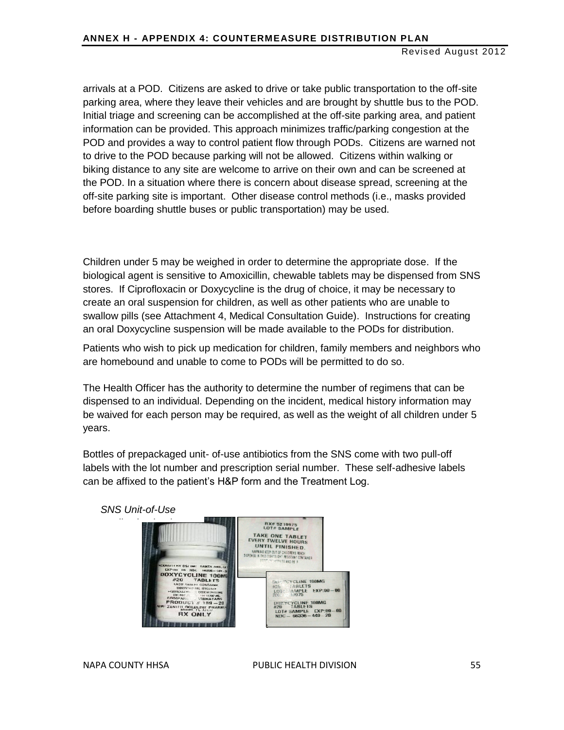arrivals at a POD. Citizens are asked to drive or take public transportation to the off-site parking area, where they leave their vehicles and are brought by shuttle bus to the POD. Initial triage and screening can be accomplished at the off-site parking area, and patient information can be provided. This approach minimizes traffic/parking congestion at the POD and provides a way to control patient flow through PODs. Citizens are warned not to drive to the POD because parking will not be allowed. Citizens within walking or biking distance to any site are welcome to arrive on their own and can be screened at the POD. In a situation where there is concern about disease spread, screening at the off-site parking site is important. Other disease control methods (i.e., masks provided before boarding shuttle buses or public transportation) may be used.

Children under 5 may be weighed in order to determine the appropriate dose. If the biological agent is sensitive to Amoxicillin, chewable tablets may be dispensed from SNS stores. If Ciprofloxacin or Doxycycline is the drug of choice, it may be necessary to create an oral suspension for children, as well as other patients who are unable to swallow pills (see Attachment 4, Medical Consultation Guide). Instructions for creating an oral Doxycycline suspension will be made available to the PODs for distribution.

Patients who wish to pick up medication for children, family members and neighbors who are homebound and unable to come to PODs will be permitted to do so.

The Health Officer has the authority to determine the number of regimens that can be dispensed to an individual. Depending on the incident, medical history information may be waived for each person may be required, as well as the weight of all children under 5 years.

Bottles of prepackaged unit- of-use antibiotics from the SNS come with two pull-off labels with the lot number and prescription serial number. These self-adhesive labels can be affixed to the patient's H&P form and the Treatment Log.

*SNS Unit-of-Use*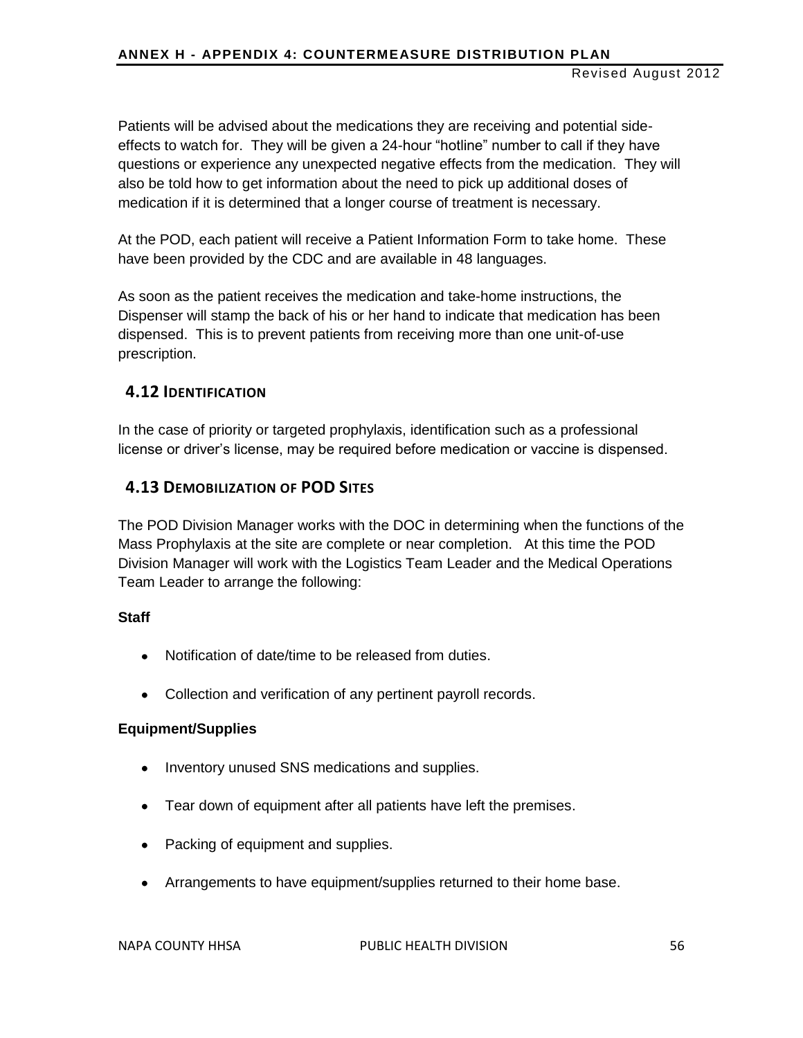Patients will be advised about the medications they are receiving and potential side-effects to watch for. They will be given a 24-hour “hotline” number to call if they have questions or experience any unexpected negative effects from the medication. They will also be told how to get information about the need to pick up additional doses of medication if it is determined that a longer course of treatment is necessary.

At the POD, each patient will receive a Patient Information Form to take home. These have been provided by the CDC and are available in 48 languages.

As soon as the patient receives the medication and take-home instructions, the Dispenser will stamp the back of his or her hand to indicate that medication has been dispensed. This is to prevent patients from receiving more than one unit-of-use prescription.

## 4.12 Identification

In the case of priority or targeted prophylaxis, identification such as a professional license or driver’s license, may be required before medication or vaccine is dispensed.

## 4.13 Demobilization of POD Sites

The POD Division Manager works with the DOC in determining when the functions of the Mass Prophylaxis at the site are complete or near completion. At this time the POD Division Manager will work with the Logistics Team Leader and the Medical Operations Team Leader to arrange the following:

**Staff**

- Notification of date/time to be released from duties.
- Collection and verification of any pertinent payroll records.

**Equipment/Supplies**

- Inventory unused SNS medications and supplies.
- Tear down of equipment after all patients have left the premises.
- Packing of equipment and supplies.
- Arrangements to have equipment/supplies returned to their home base.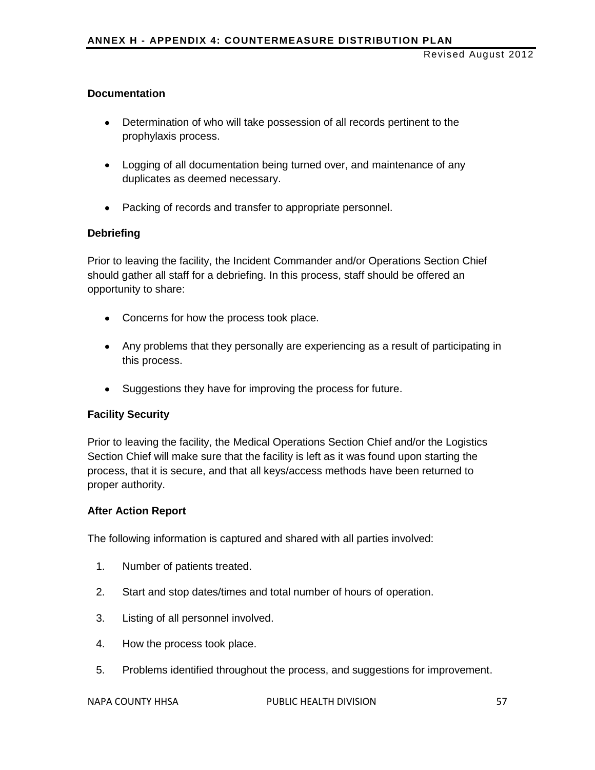### Documentation

- Determination of who will take possession of all records pertinent to the prophylaxis process.
- Logging of all documentation being turned over, and maintenance of any duplicates as deemed necessary.
- Packing of records and transfer to appropriate personnel.

### Debriefing

Prior to leaving the facility, the Incident Commander and/or Operations Section Chief should gather all staff for a debriefing. In this process, staff should be offered an opportunity to share:

- Concerns for how the process took place.
- Any problems that they personally are experiencing as a result of participating in this process.
- Suggestions they have for improving the process for future.

### Facility Security

Prior to leaving the facility, the Medical Operations Section Chief and/or the Logistics Section Chief will make sure that the facility is left as it was found upon starting the process, that it is secure, and that all keys/access methods have been returned to proper authority.

### After Action Report

The following information is captured and shared with all parties involved:

1. Number of patients treated.
2. Start and stop dates/times and total number of hours of operation.
3. Listing of all personnel involved.
4. How the process took place.
5. Problems identified throughout the process, and suggestions for improvement.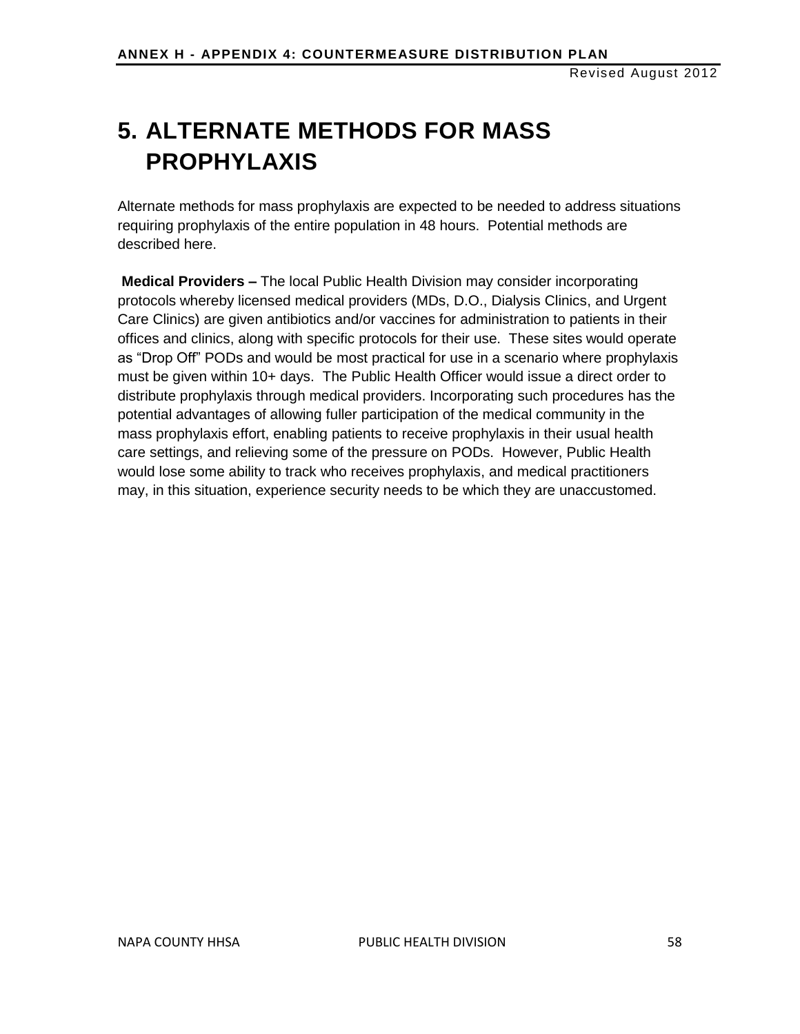# 5. ALTERNATE METHODS FOR MASS PROPHYLAXIS

Alternate methods for mass prophylaxis are expected to be needed to address situations requiring prophylaxis of the entire population in 48 hours. Potential methods are described here.

**Medical Providers –** The local Public Health Division may consider incorporating protocols whereby licensed medical providers (MDs, D.O., Dialysis Clinics, and Urgent Care Clinics) are given antibiotics and/or vaccines for administration to patients in their offices and clinics, along with specific protocols for their use. These sites would operate as "Drop Off" PODs and would be most practical for use in a scenario where prophylaxis must be given within 10+ days. The Public Health Officer would issue a direct order to distribute prophylaxis through medical providers. Incorporating such procedures has the potential advantages of allowing fuller participation of the medical community in the mass prophylaxis effort, enabling patients to receive prophylaxis in their usual health care settings, and relieving some of the pressure on PODs. However, Public Health would lose some ability to track who receives prophylaxis, and medical practitioners may, in this situation, experience security needs to be which they are unaccustomed.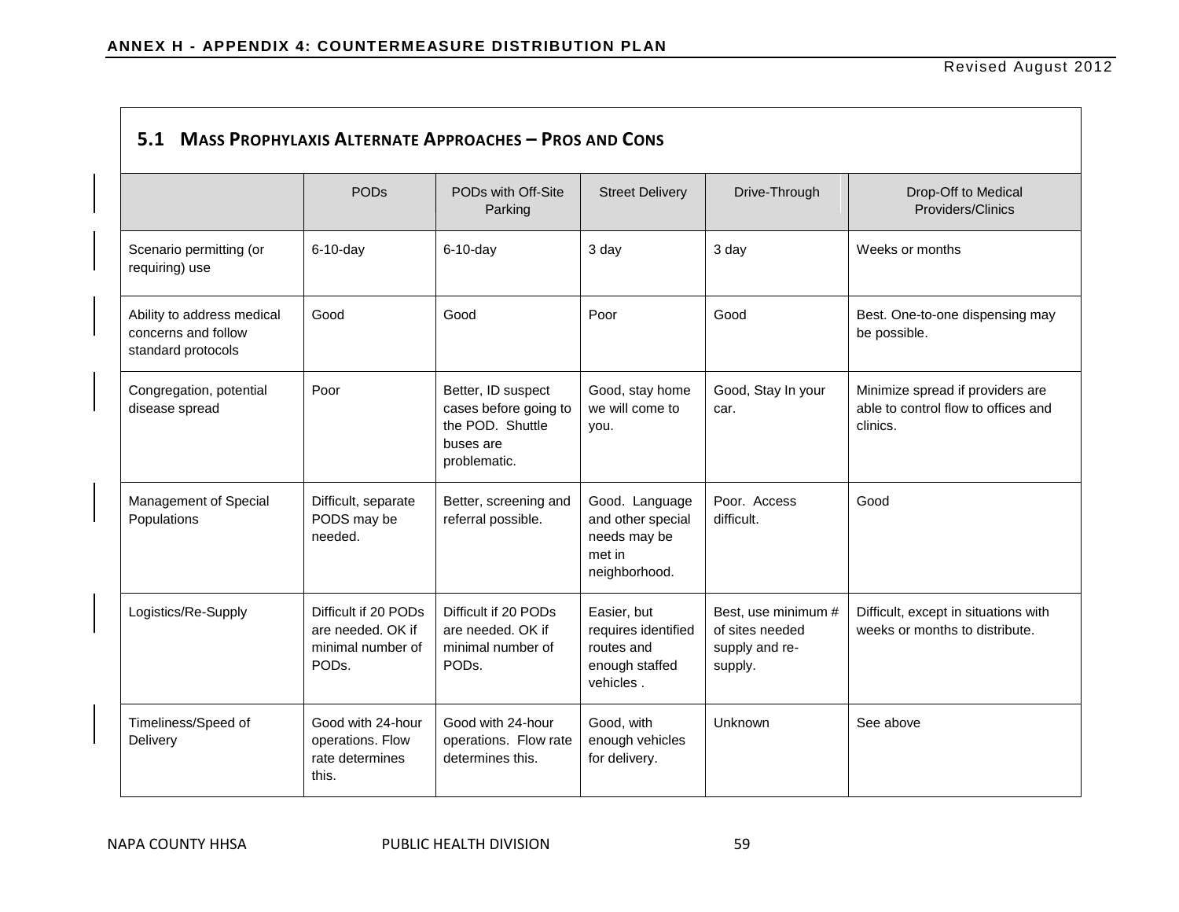## 5.1 MASS PROPHYLAXIS ALTERNATE APPROACHES – PROS AND CONS

| | PODs | PODs with Off-Site Parking | Street Delivery | Drive-Through | Drop-Off to Medical Providers/Clinics |
|---|---|---|---|---|---|
| Scenario permitting (or requiring) use | 6-10-day | 6-10-day | 3 day | 3 day | Weeks or months |
| Ability to address medical concerns and follow standard protocols | Good | Good | Poor | Good | Best. One-to-one dispensing may be possible. |
| Congregation, potential disease spread | Poor | Better, ID suspect cases before going to the POD. Shuttle buses are problematic. | Good, stay home we will come to you. | Good, Stay In your car. | Minimize spread if providers are able to control flow to offices and clinics. |
| Management of Special Populations | Difficult, separate PODS may be needed. | Better, screening and referral possible. | Good. Language and other special needs may be met in neighborhood. | Poor. Access difficult. | Good |
| Logistics/Re-Supply | Difficult if 20 PODs are needed. OK if minimal number of PODs. | Difficult if 20 PODs are needed. OK if minimal number of PODs. | Easier, but requires identified routes and enough staffed vehicles . | Best, use minimum # of sites needed supply and re-supply. | Difficult, except in situations with weeks or months to distribute. |
| Timeliness/Speed of Delivery | Good with 24-hour operations. Flow rate determines this. | Good with 24-hour operations. Flow rate determines this. | Good, with enough vehicles for delivery. | Unknown | See above |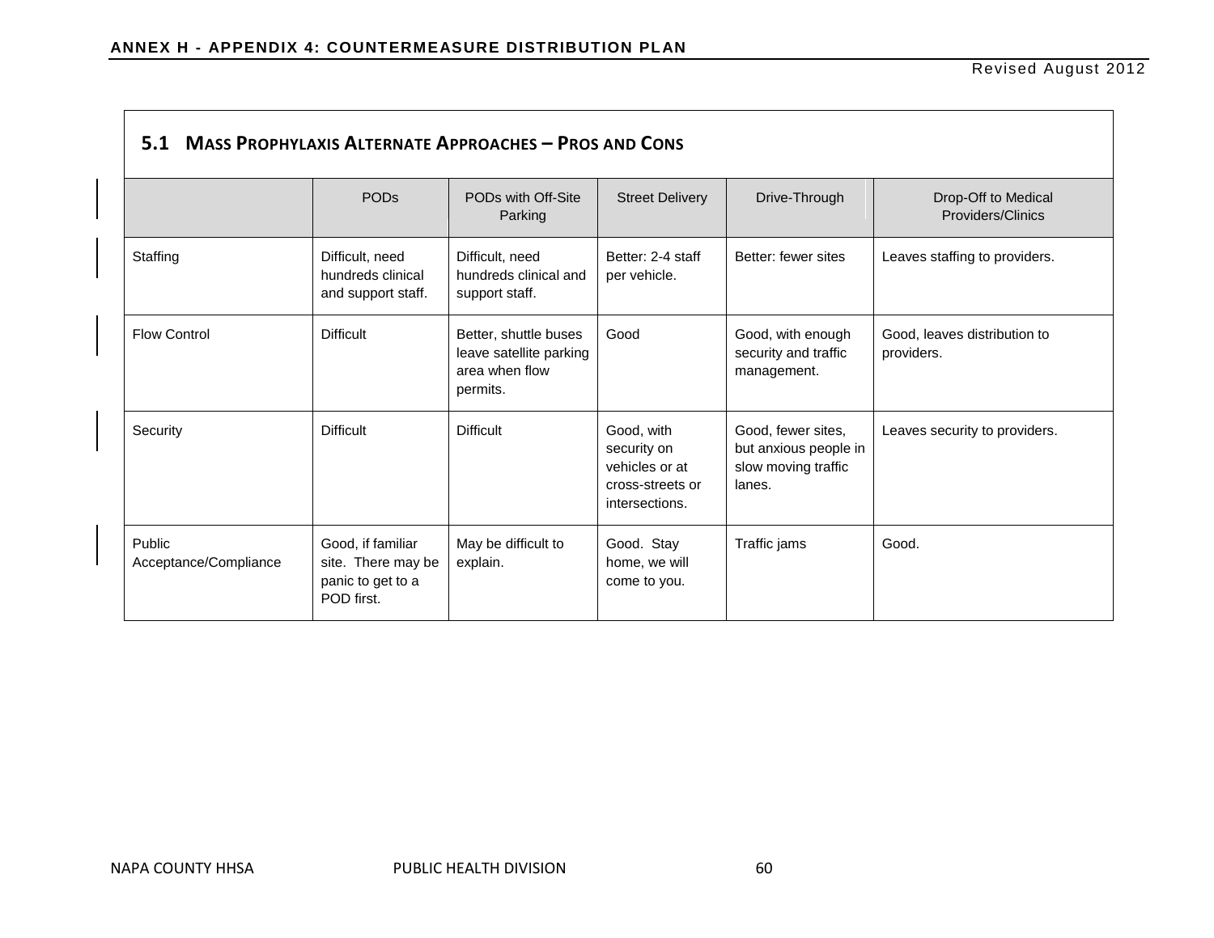## 5.1 Mass Prophylaxis Alternate Approaches – Pros and Cons

| | PODs | PODs with Off-Site Parking | Street Delivery | Drive-Through | Drop-Off to Medical Providers/Clinics |
|---|---|---|---|---|---|
| Staffing | Difficult, need hundreds clinical and support staff. | Difficult, need hundreds clinical and support staff. | Better: 2-4 staff per vehicle. | Better: fewer sites | Leaves staffing to providers. |
| Flow Control | Difficult | Better, shuttle buses leave satellite parking area when flow permits. | Good | Good, with enough security and traffic management. | Good, leaves distribution to providers. |
| Security | Difficult | Difficult | Good, with security on vehicles or at cross-streets or intersections. | Good, fewer sites, but anxious people in slow moving traffic lanes. | Leaves security to providers. |
| Public Acceptance/Compliance | Good, if familiar site. There may be panic to get to a POD first. | May be difficult to explain. | Good. Stay home, we will come to you. | Traffic jams | Good. |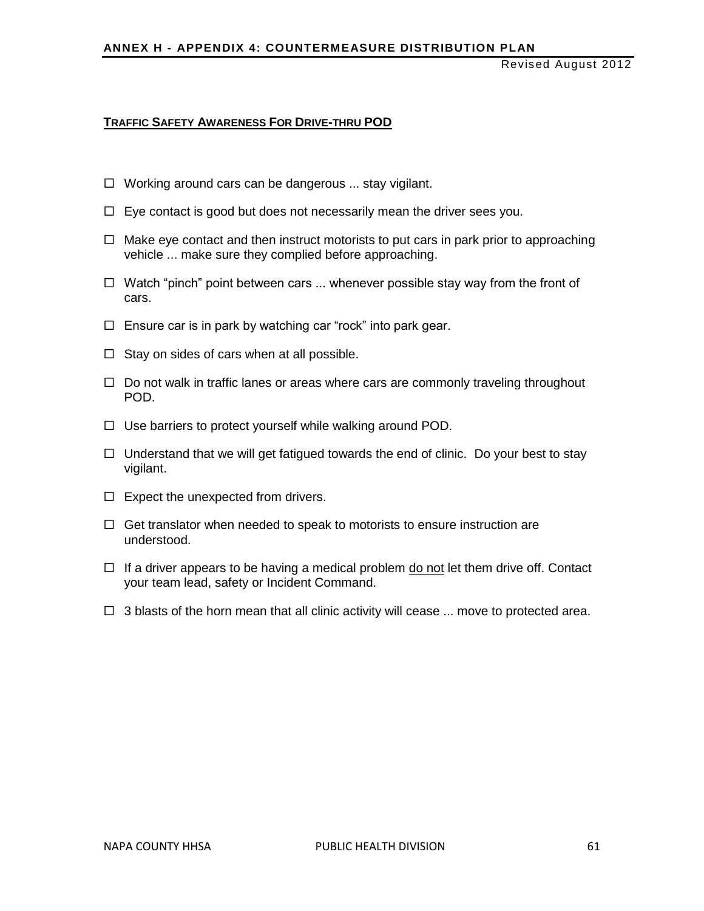## TRAFFIC SAFETY AWARENESS FOR DRIVE-THRU POD

- ☐ Working around cars can be dangerous ... stay vigilant.
- ☐ Eye contact is good but does not necessarily mean the driver sees you.
- ☐ Make eye contact and then instruct motorists to put cars in park prior to approaching vehicle ... make sure they complied before approaching.
- ☐ Watch “pinch” point between cars ... whenever possible stay way from the front of cars.
- ☐ Ensure car is in park by watching car “rock” into park gear.
- ☐ Stay on sides of cars when at all possible.
- ☐ Do not walk in traffic lanes or areas where cars are commonly traveling throughout POD.
- ☐ Use barriers to protect yourself while walking around POD.
- ☐ Understand that we will get fatigued towards the end of clinic. Do your best to stay vigilant.
- ☐ Expect the unexpected from drivers.
- ☐ Get translator when needed to speak to motorists to ensure instruction are understood.
- ☐ If a driver appears to be having a medical problem <u>do not</u> let them drive off. Contact your team lead, safety or Incident Command.
- ☐ 3 blasts of the horn mean that all clinic activity will cease ... move to protected area.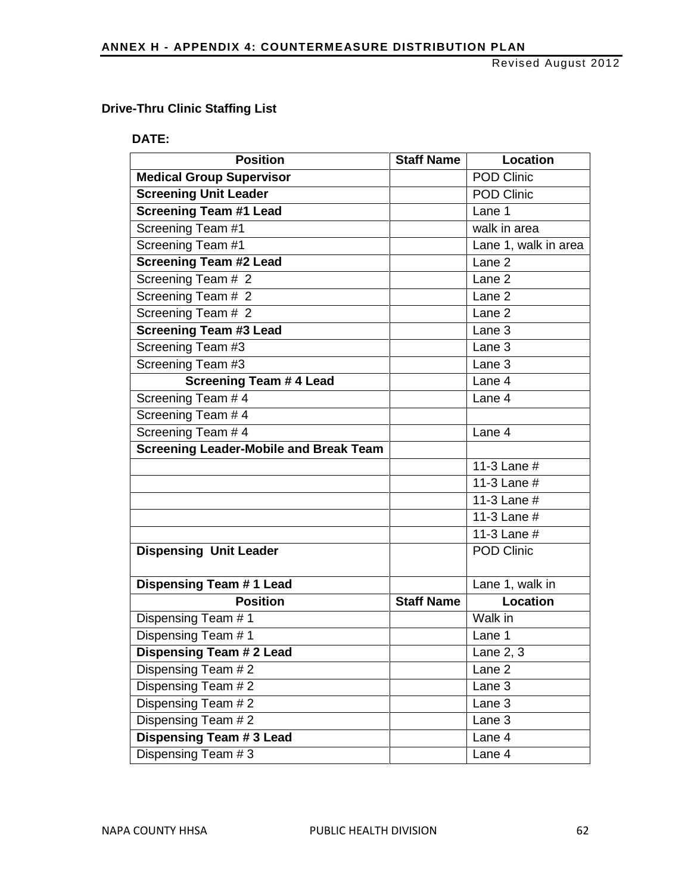**Drive-Thru Clinic Staffing List**

**DATE:**

| Position | Staff Name | Location |
|---|---|---|
| **Medical Group Supervisor** | | POD Clinic |
| **Screening Unit Leader** | | POD Clinic |
| **Screening Team #1 Lead** | | Lane 1 |
| Screening Team #1 | | walk in area |
| Screening Team #1 | | Lane 1, walk in area |
| **Screening Team #2 Lead** | | Lane 2 |
| Screening Team # 2 | | Lane 2 |
| Screening Team # 2 | | Lane 2 |
| Screening Team # 2 | | Lane 2 |
| **Screening Team #3 Lead** | | Lane 3 |
| Screening Team #3 | | Lane 3 |
| Screening Team #3 | | Lane 3 |
| **Screening Team # 4 Lead** | | Lane 4 |
| Screening Team # 4 | | Lane 4 |
| Screening Team # 4 | | |
| Screening Team # 4 | | Lane 4 |
| **Screening Leader-Mobile and Break Team** | | |
| | | 11-3 Lane # |
| | | 11-3 Lane # |
| | | 11-3 Lane # |
| | | 11-3 Lane # |
| | | 11-3 Lane # |
| **Dispensing Unit Leader** | | POD Clinic |
| **Dispensing Team # 1 Lead** | | Lane 1, walk in |
| **Position** | **Staff Name** | **Location** |
| Dispensing Team # 1 | | Walk in |
| Dispensing Team # 1 | | Lane 1 |
| **Dispensing Team # 2 Lead** | | Lane 2, 3 |
| Dispensing Team # 2 | | Lane 2 |
| Dispensing Team # 2 | | Lane 3 |
| Dispensing Team # 2 | | Lane 3 |
| Dispensing Team # 2 | | Lane 3 |
| **Dispensing Team # 3 Lead** | | Lane 4 |
| Dispensing Team # 3 | | Lane 4 |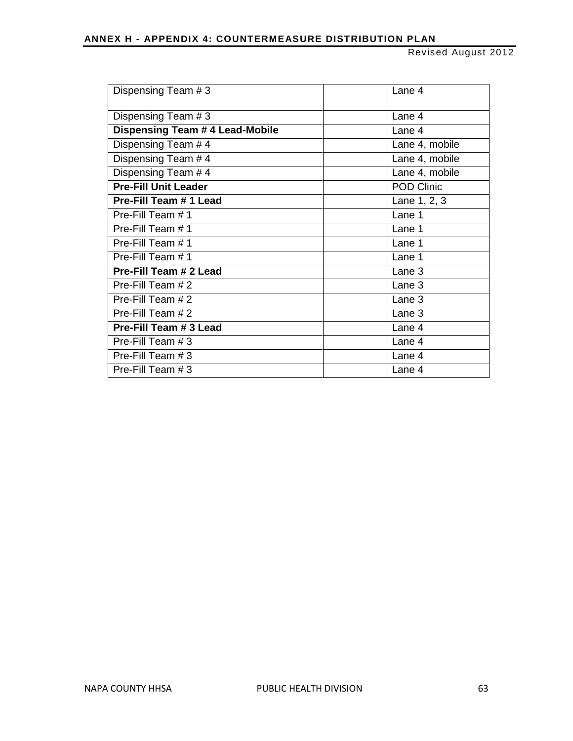| | | |
|---|---|---|
| Dispensing Team # 3 | | Lane 4 |
| Dispensing Team # 3 | | Lane 4 |
| **Dispensing Team # 4 Lead-Mobile** | | Lane 4 |
| Dispensing Team # 4 | | Lane 4, mobile |
| Dispensing Team # 4 | | Lane 4, mobile |
| Dispensing Team # 4 | | Lane 4, mobile |
| **Pre-Fill Unit Leader** | | POD Clinic |
| **Pre-Fill Team # 1 Lead** | | Lane 1, 2, 3 |
| Pre-Fill Team # 1 | | Lane 1 |
| Pre-Fill Team # 1 | | Lane 1 |
| Pre-Fill Team # 1 | | Lane 1 |
| Pre-Fill Team # 1 | | Lane 1 |
| **Pre-Fill Team # 2 Lead** | | Lane 3 |
| Pre-Fill Team # 2 | | Lane 3 |
| Pre-Fill Team # 2 | | Lane 3 |
| Pre-Fill Team # 2 | | Lane 3 |
| **Pre-Fill Team # 3 Lead** | | Lane 4 |
| Pre-Fill Team # 3 | | Lane 4 |
| Pre-Fill Team # 3 | | Lane 4 |
| Pre-Fill Team # 3 | | Lane 4 |